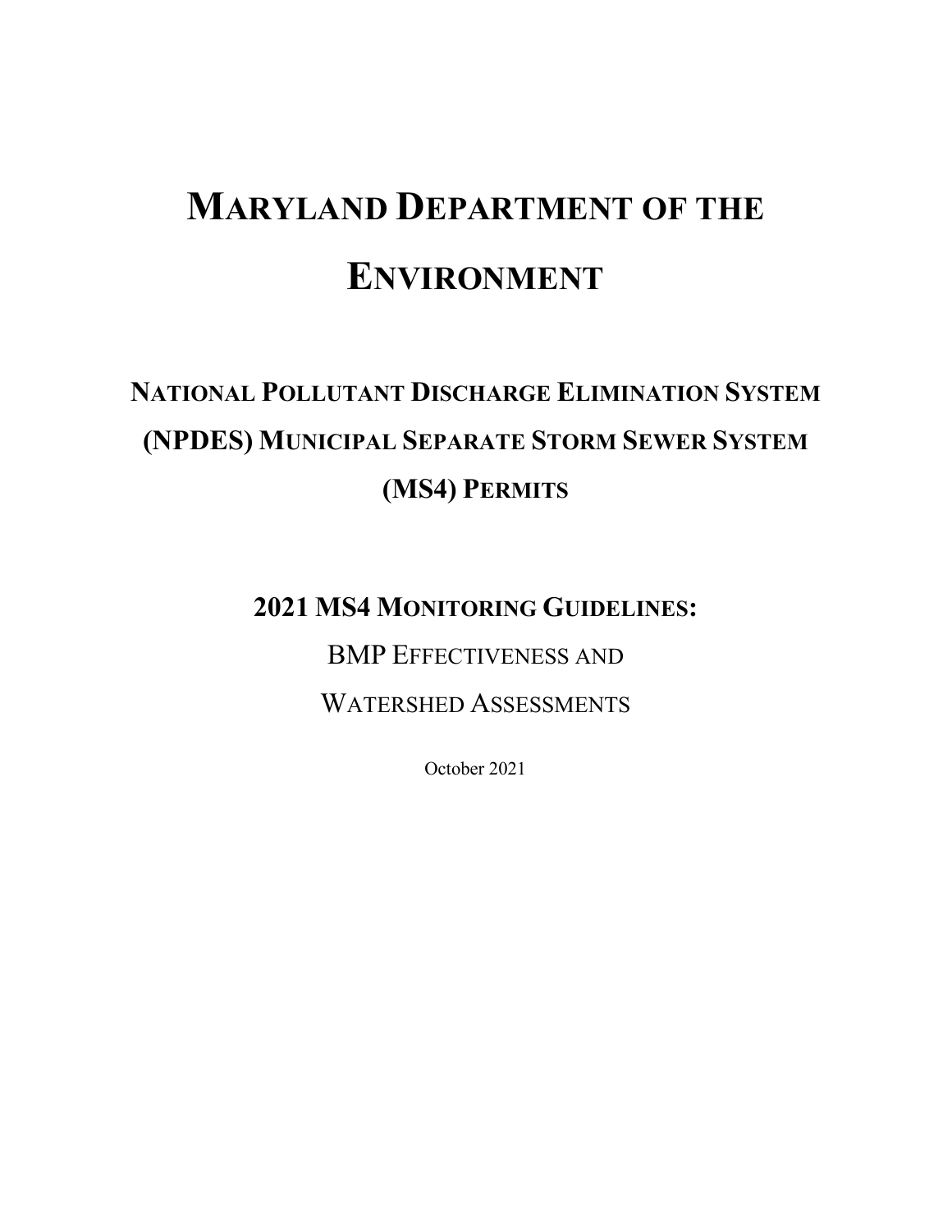# MARYLAND DEPARTMENT OF THE ENVIRONMENT

## NATIONAL POLLUTANT DISCHARGE ELIMINATION SYSTEM (NPDES) MUNICIPAL SEPARATE STORM SEWER SYSTEM (MS4) PERMITS

### 2021 MS4 MONITORING GUIDELINES:

BMP EFFECTIVENESS AND

WATERSHED ASSESSMENTS

October 2021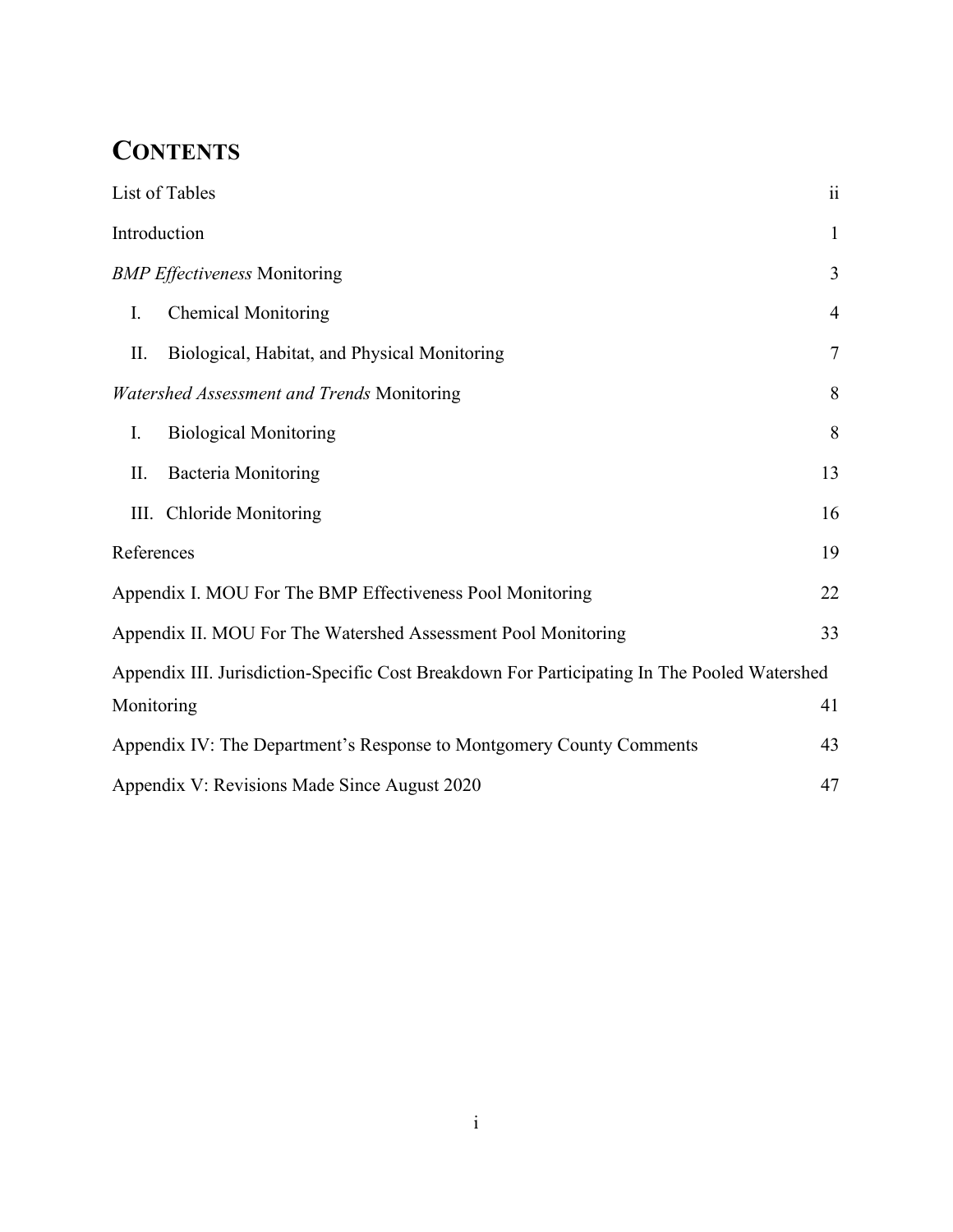# CONTENTS

| | |
|---|---|
| List of Tables | ii |
| Introduction | 1 |
| *BMP Effectiveness* Monitoring | 3 |
| I. Chemical Monitoring | 4 |
| II. Biological, Habitat, and Physical Monitoring | 7 |
| *Watershed Assessment and Trends* Monitoring | 8 |
| I. Biological Monitoring | 8 |
| II. Bacteria Monitoring | 13 |
| III. Chloride Monitoring | 16 |
| References | 19 |
| Appendix I. MOU For The BMP Effectiveness Pool Monitoring | 22 |
| Appendix II. MOU For The Watershed Assessment Pool Monitoring | 33 |
| Appendix III. Jurisdiction-Specific Cost Breakdown For Participating In The Pooled Watershed Monitoring | 41 |
| Appendix IV: The Department's Response to Montgomery County Comments | 43 |
| Appendix V: Revisions Made Since August 2020 | 47 |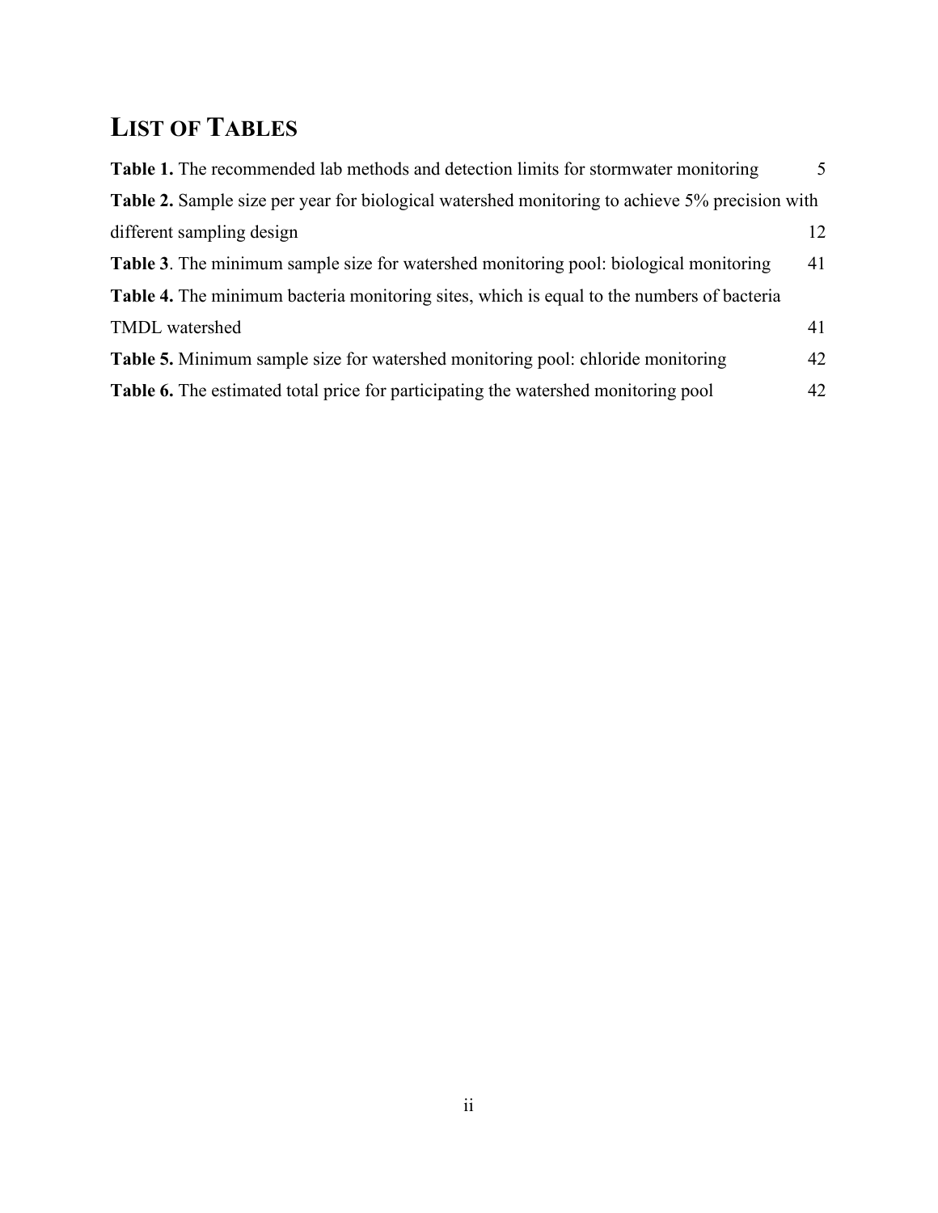# LIST OF TABLES

**Table 1.** The recommended lab methods and detection limits for stormwater monitoring 5

**Table 2.** Sample size per year for biological watershed monitoring to achieve 5% precision with different sampling design 12

**Table 3**. The minimum sample size for watershed monitoring pool: biological monitoring 41

**Table 4.** The minimum bacteria monitoring sites, which is equal to the numbers of bacteria TMDL watershed 41

**Table 5.** Minimum sample size for watershed monitoring pool: chloride monitoring 42

**Table 6.** The estimated total price for participating the watershed monitoring pool 42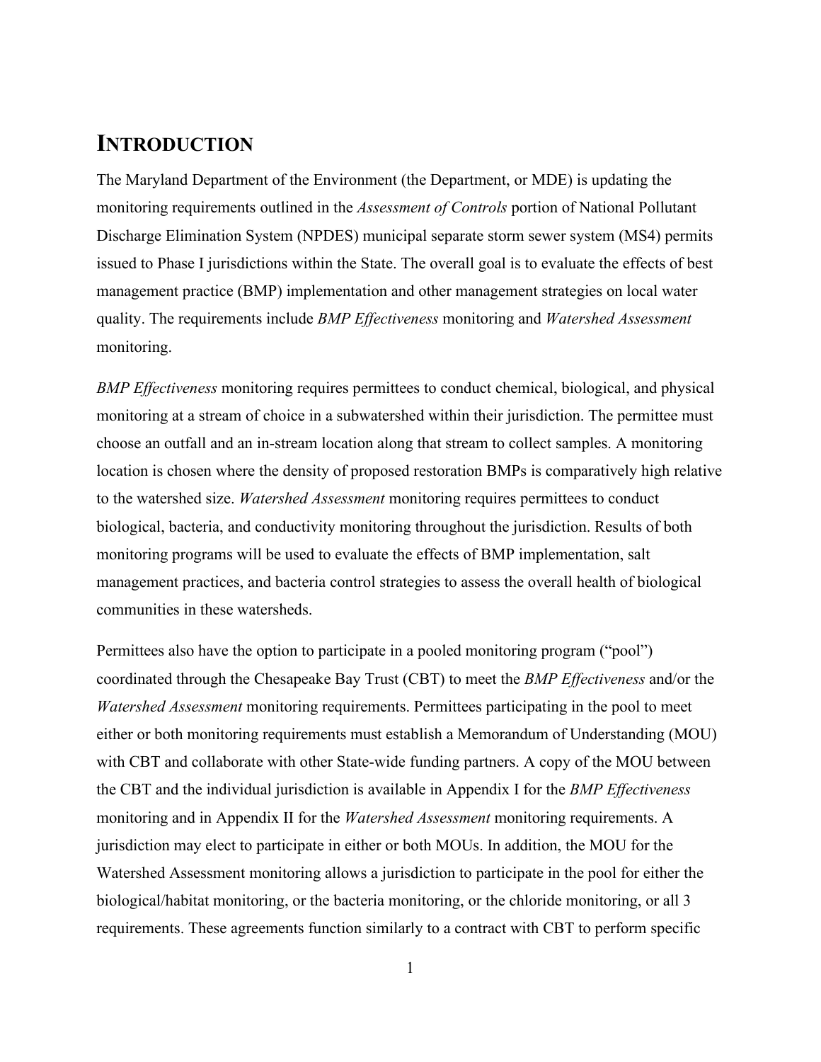# INTRODUCTION

The Maryland Department of the Environment (the Department, or MDE) is updating the monitoring requirements outlined in the *Assessment of Controls* portion of National Pollutant Discharge Elimination System (NPDES) municipal separate storm sewer system (MS4) permits issued to Phase I jurisdictions within the State. The overall goal is to evaluate the effects of best management practice (BMP) implementation and other management strategies on local water quality. The requirements include *BMP Effectiveness* monitoring and *Watershed Assessment* monitoring.

*BMP Effectiveness* monitoring requires permittees to conduct chemical, biological, and physical monitoring at a stream of choice in a subwatershed within their jurisdiction. The permittee must choose an outfall and an in-stream location along that stream to collect samples. A monitoring location is chosen where the density of proposed restoration BMPs is comparatively high relative to the watershed size. *Watershed Assessment* monitoring requires permittees to conduct biological, bacteria, and conductivity monitoring throughout the jurisdiction. Results of both monitoring programs will be used to evaluate the effects of BMP implementation, salt management practices, and bacteria control strategies to assess the overall health of biological communities in these watersheds.

Permittees also have the option to participate in a pooled monitoring program ("pool") coordinated through the Chesapeake Bay Trust (CBT) to meet the *BMP Effectiveness* and/or the *Watershed Assessment* monitoring requirements. Permittees participating in the pool to meet either or both monitoring requirements must establish a Memorandum of Understanding (MOU) with CBT and collaborate with other State-wide funding partners. A copy of the MOU between the CBT and the individual jurisdiction is available in Appendix I for the *BMP Effectiveness* monitoring and in Appendix II for the *Watershed Assessment* monitoring requirements. A jurisdiction may elect to participate in either or both MOUs. In addition, the MOU for the Watershed Assessment monitoring allows a jurisdiction to participate in the pool for either the biological/habitat monitoring, or the bacteria monitoring, or the chloride monitoring, or all 3 requirements. These agreements function similarly to a contract with CBT to perform specific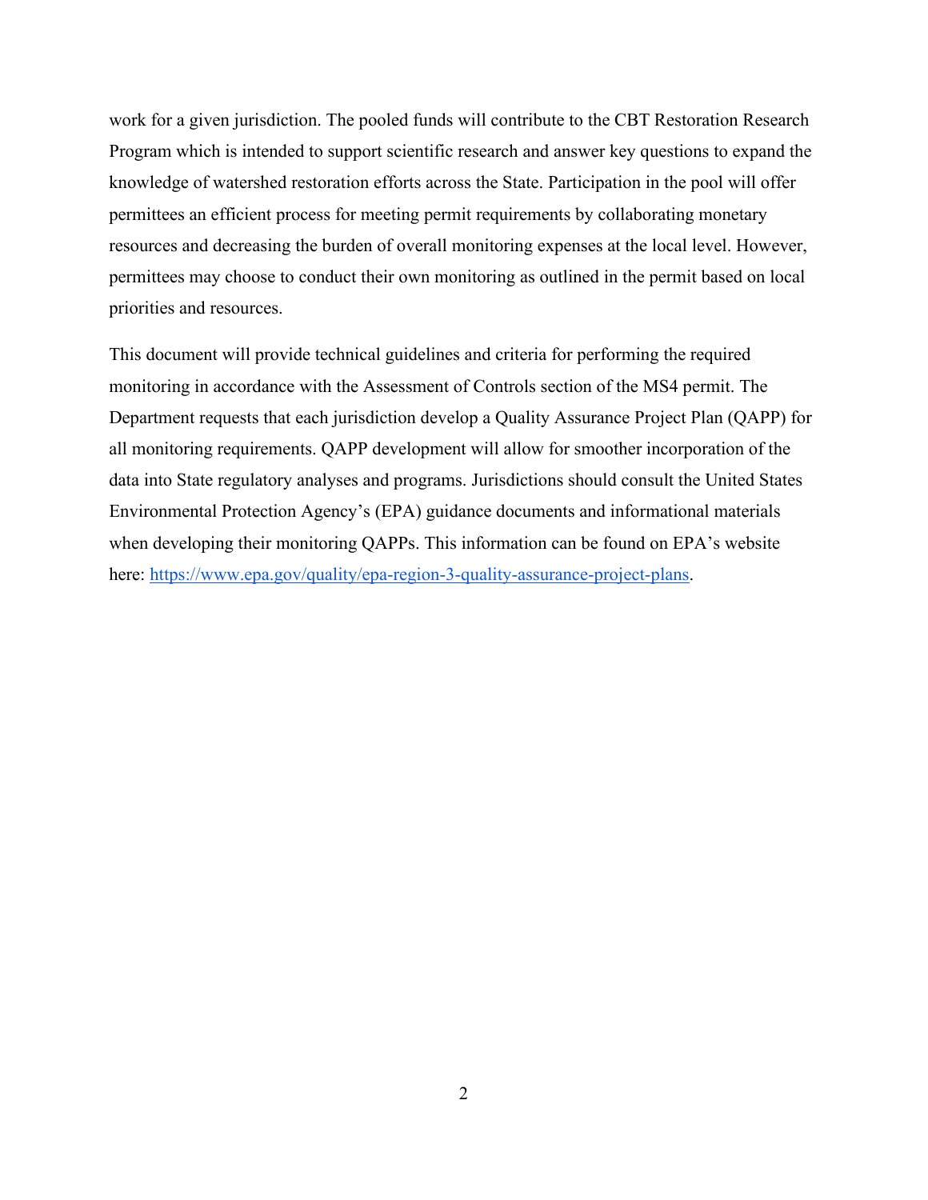work for a given jurisdiction. The pooled funds will contribute to the CBT Restoration Research Program which is intended to support scientific research and answer key questions to expand the knowledge of watershed restoration efforts across the State. Participation in the pool will offer permittees an efficient process for meeting permit requirements by collaborating monetary resources and decreasing the burden of overall monitoring expenses at the local level. However, permittees may choose to conduct their own monitoring as outlined in the permit based on local priorities and resources.

This document will provide technical guidelines and criteria for performing the required monitoring in accordance with the Assessment of Controls section of the MS4 permit. The Department requests that each jurisdiction develop a Quality Assurance Project Plan (QAPP) for all monitoring requirements. QAPP development will allow for smoother incorporation of the data into State regulatory analyses and programs. Jurisdictions should consult the United States Environmental Protection Agency's (EPA) guidance documents and informational materials when developing their monitoring QAPPs. This information can be found on EPA's website here: [https://www.epa.gov/quality/epa-region-3-quality-assurance-project-plans](https://www.epa.gov/quality/epa-region-3-quality-assurance-project-plans).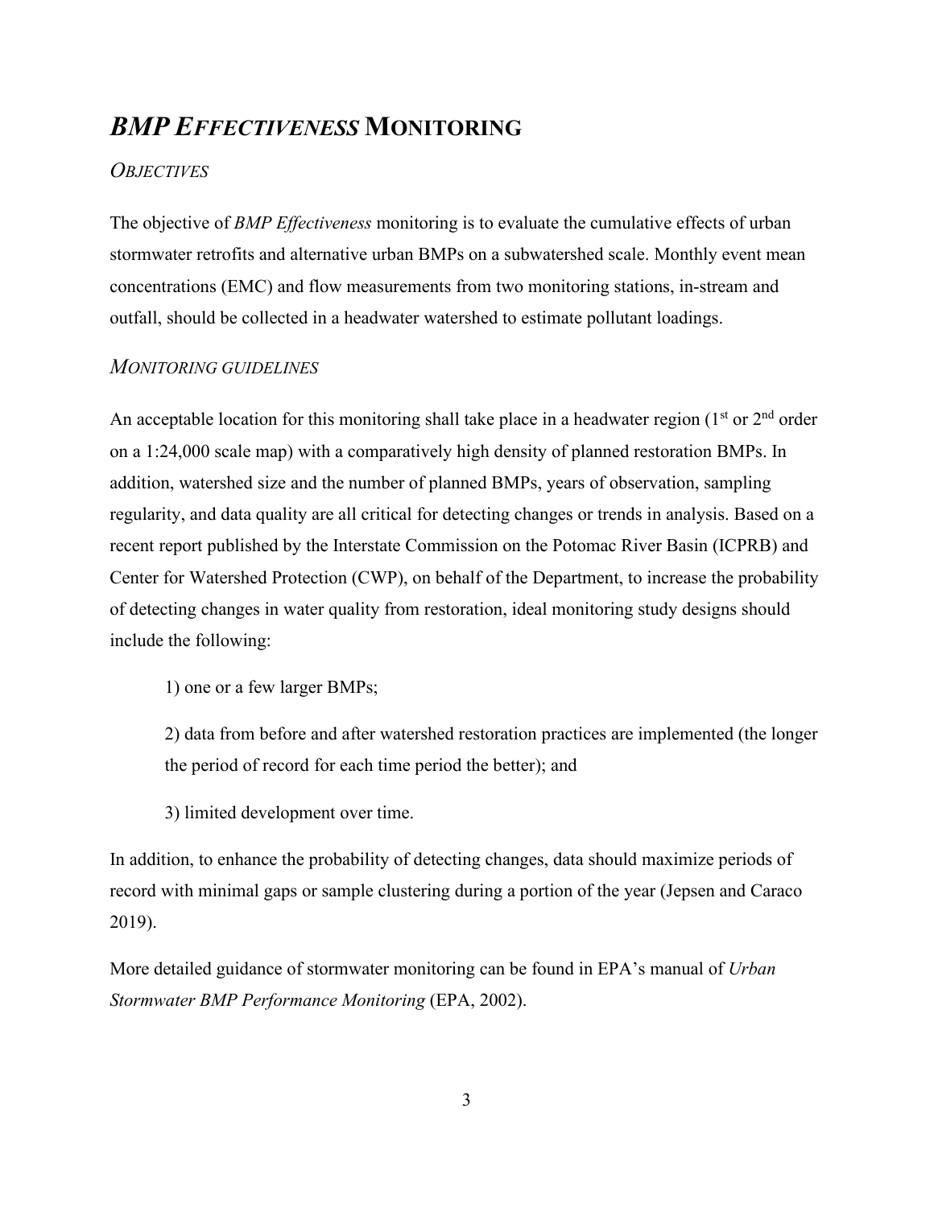# *BMP EFFECTIVENESS* MONITORING

## *OBJECTIVES*

The objective of *BMP Effectiveness* monitoring is to evaluate the cumulative effects of urban stormwater retrofits and alternative urban BMPs on a subwatershed scale. Monthly event mean concentrations (EMC) and flow measurements from two monitoring stations, in-stream and outfall, should be collected in a headwater watershed to estimate pollutant loadings.

## *MONITORING GUIDELINES*

An acceptable location for this monitoring shall take place in a headwater region (1st or 2nd order on a 1:24,000 scale map) with a comparatively high density of planned restoration BMPs. In addition, watershed size and the number of planned BMPs, years of observation, sampling regularity, and data quality are all critical for detecting changes or trends in analysis. Based on a recent report published by the Interstate Commission on the Potomac River Basin (ICPRB) and Center for Watershed Protection (CWP), on behalf of the Department, to increase the probability of detecting changes in water quality from restoration, ideal monitoring study designs should include the following:

1) one or a few larger BMPs;

2) data from before and after watershed restoration practices are implemented (the longer the period of record for each time period the better); and

3) limited development over time.

In addition, to enhance the probability of detecting changes, data should maximize periods of record with minimal gaps or sample clustering during a portion of the year (Jepsen and Caraco 2019).

More detailed guidance of stormwater monitoring can be found in EPA's manual of *Urban Stormwater BMP Performance Monitoring* (EPA, 2002).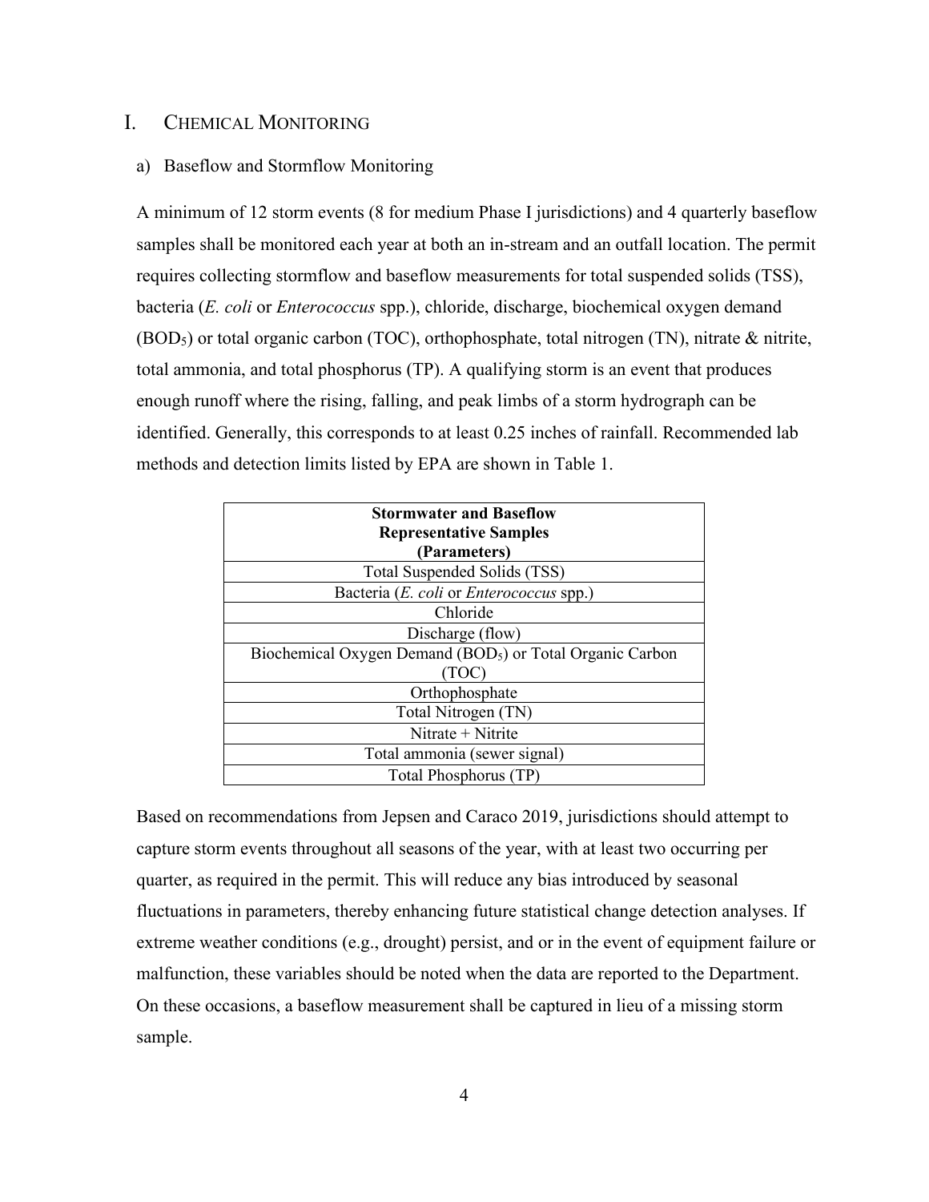# I. Chemical Monitoring

## a) Baseflow and Stormflow Monitoring

A minimum of 12 storm events (8 for medium Phase I jurisdictions) and 4 quarterly baseflow samples shall be monitored each year at both an in-stream and an outfall location. The permit requires collecting stormflow and baseflow measurements for total suspended solids (TSS), bacteria (*E. coli* or *Enterococcus* spp.), chloride, discharge, biochemical oxygen demand ($BOD_5$) or total organic carbon (TOC), orthophosphate, total nitrogen (TN), nitrate & nitrite, total ammonia, and total phosphorus (TP). A qualifying storm is an event that produces enough runoff where the rising, falling, and peak limbs of a storm hydrograph can be identified. Generally, this corresponds to at least 0.25 inches of rainfall. Recommended lab methods and detection limits listed by EPA are shown in Table 1.

| **Stormwater and Baseflow Representative Samples (Parameters)** |
|---|
| Total Suspended Solids (TSS) |
| Bacteria (*E. coli* or *Enterococcus* spp.) |
| Chloride |
| Discharge (flow) |
| Biochemical Oxygen Demand ($BOD_5$) or Total Organic Carbon (TOC) |
| Orthophosphate |
| Total Nitrogen (TN) |
| Nitrate + Nitrite |
| Total ammonia (sewer signal) |
| Total Phosphorus (TP) |

Based on recommendations from Jepsen and Caraco 2019, jurisdictions should attempt to capture storm events throughout all seasons of the year, with at least two occurring per quarter, as required in the permit. This will reduce any bias introduced by seasonal fluctuations in parameters, thereby enhancing future statistical change detection analyses. If extreme weather conditions (e.g., drought) persist, and or in the event of equipment failure or malfunction, these variables should be noted when the data are reported to the Department. On these occasions, a baseflow measurement shall be captured in lieu of a missing storm sample.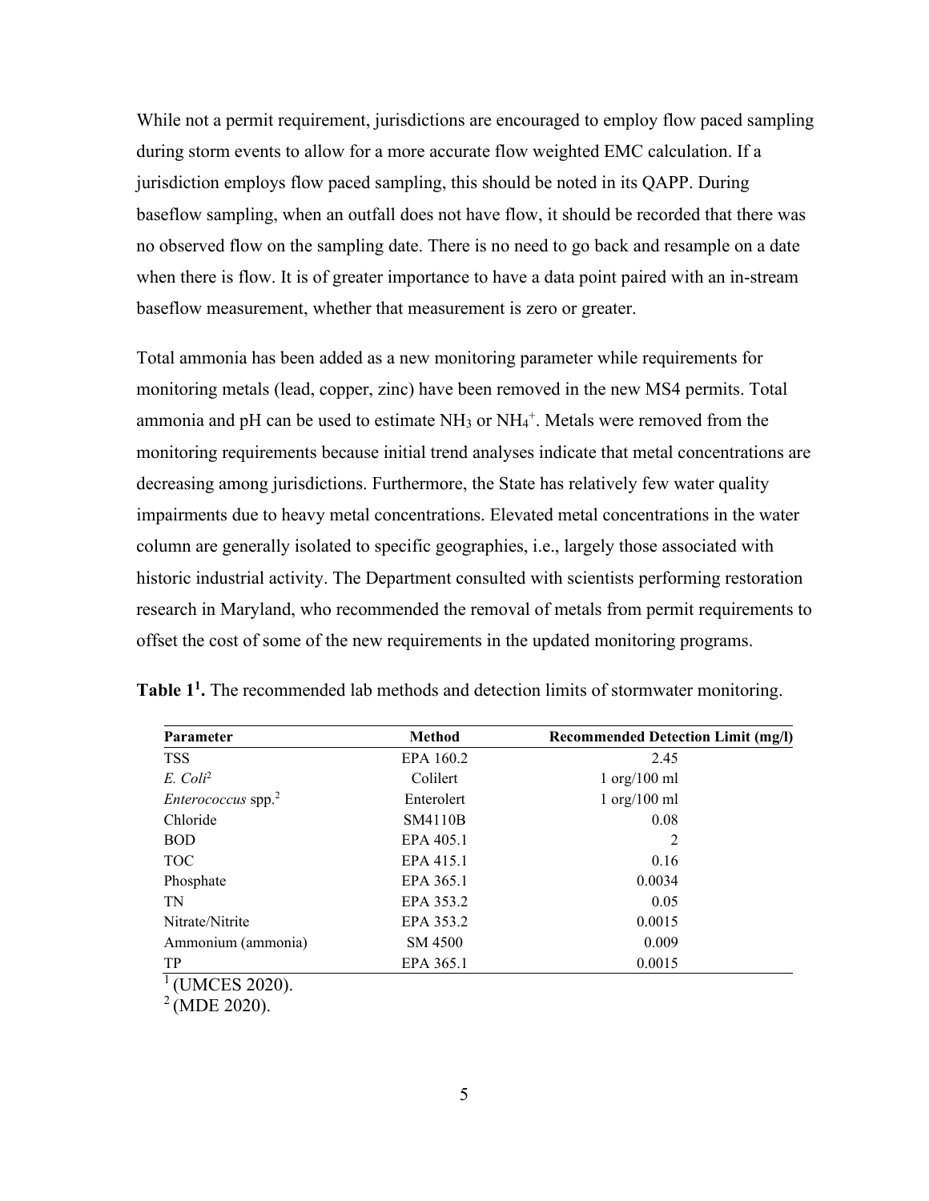While not a permit requirement, jurisdictions are encouraged to employ flow paced sampling during storm events to allow for a more accurate flow weighted EMC calculation. If a jurisdiction employs flow paced sampling, this should be noted in its QAPP. During baseflow sampling, when an outfall does not have flow, it should be recorded that there was no observed flow on the sampling date. There is no need to go back and resample on a date when there is flow. It is of greater importance to have a data point paired with an in-stream baseflow measurement, whether that measurement is zero or greater.

Total ammonia has been added as a new monitoring parameter while requirements for monitoring metals (lead, copper, zinc) have been removed in the new MS4 permits. Total ammonia and pH can be used to estimate $NH_3$ or $NH_4^+$. Metals were removed from the monitoring requirements because initial trend analyses indicate that metal concentrations are decreasing among jurisdictions. Furthermore, the State has relatively few water quality impairments due to heavy metal concentrations. Elevated metal concentrations in the water column are generally isolated to specific geographies, i.e., largely those associated with historic industrial activity. The Department consulted with scientists performing restoration research in Maryland, who recommended the removal of metals from permit requirements to offset the cost of some of the new requirements in the updated monitoring programs.

**Table 1[1].** The recommended lab methods and detection limits of stormwater monitoring.

| Parameter | Method | Recommended Detection Limit (mg/l) |
|---|---|---|
| TSS | EPA 160.2 | 2.45 |
| *E. Coli*[2] | Colilert | 1 org/100 ml |
| *Enterococcus* spp.[2] | Enterolert | 1 org/100 ml |
| Chloride | SM4110B | 0.08 |
| BOD | EPA 405.1 | 2 |
| TOC | EPA 415.1 | 0.16 |
| Phosphate | EPA 365.1 | 0.0034 |
| TN | EPA 353.2 | 0.05 |
| Nitrate/Nitrite | EPA 353.2 | 0.0015 |
| Ammonium (ammonia) | SM 4500 | 0.009 |
| TP | EPA 365.1 | 0.0015 |

[1] (UMCES 2020).
[2] (MDE 2020).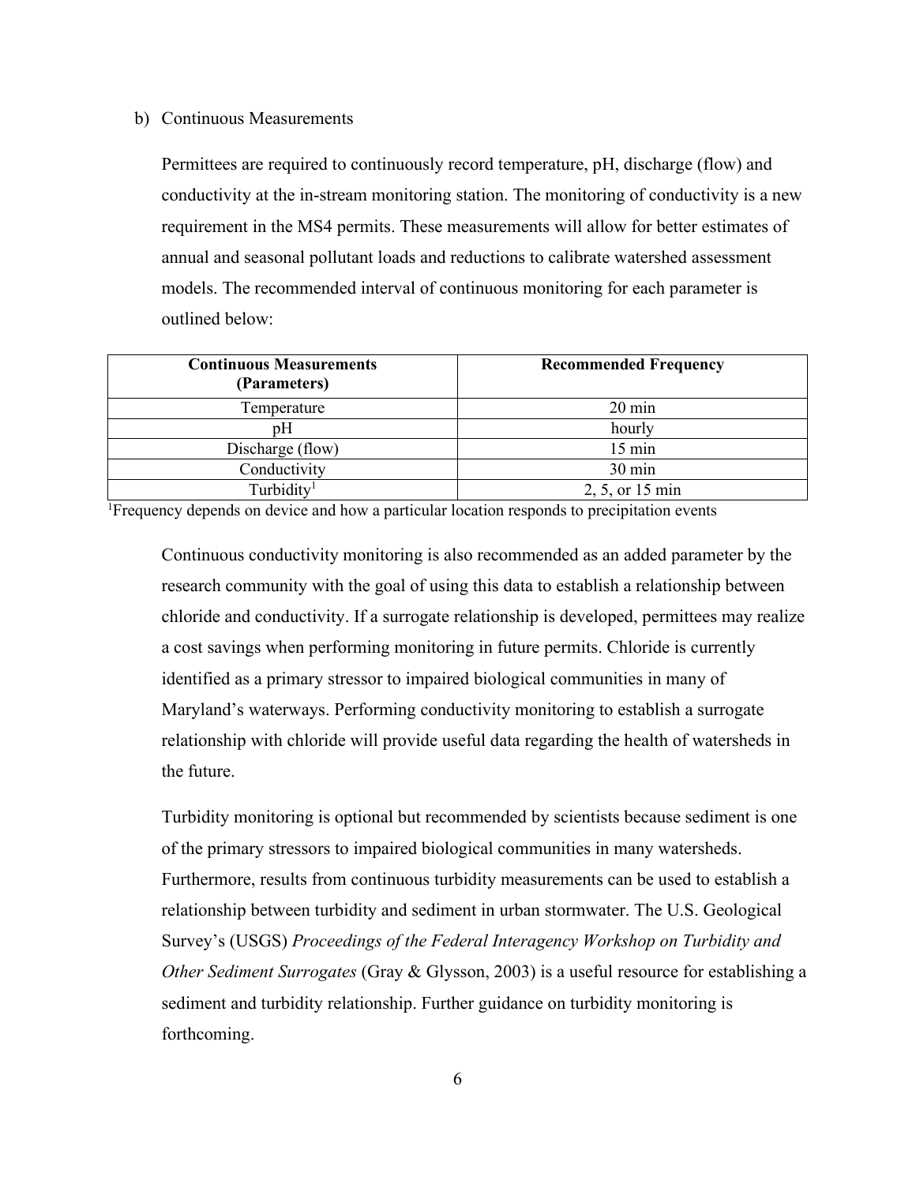b) Continuous Measurements

Permittees are required to continuously record temperature, pH, discharge (flow) and conductivity at the in-stream monitoring station. The monitoring of conductivity is a new requirement in the MS4 permits. These measurements will allow for better estimates of annual and seasonal pollutant loads and reductions to calibrate watershed assessment models. The recommended interval of continuous monitoring for each parameter is outlined below:

| **Continuous Measurements (Parameters)** | **Recommended Frequency** |
|---|---|
| Temperature | 20 min |
| pH | hourly |
| Discharge (flow) | 15 min |
| Conductivity | 30 min |
| Turbidity[1] | 2, 5, or 15 min |

[1]Frequency depends on device and how a particular location responds to precipitation events

Continuous conductivity monitoring is also recommended as an added parameter by the research community with the goal of using this data to establish a relationship between chloride and conductivity. If a surrogate relationship is developed, permittees may realize a cost savings when performing monitoring in future permits. Chloride is currently identified as a primary stressor to impaired biological communities in many of Maryland's waterways. Performing conductivity monitoring to establish a surrogate relationship with chloride will provide useful data regarding the health of watersheds in the future.

Turbidity monitoring is optional but recommended by scientists because sediment is one of the primary stressors to impaired biological communities in many watersheds. Furthermore, results from continuous turbidity measurements can be used to establish a relationship between turbidity and sediment in urban stormwater. The U.S. Geological Survey's (USGS) *Proceedings of the Federal Interagency Workshop on Turbidity and Other Sediment Surrogates* (Gray & Glysson, 2003) is a useful resource for establishing a sediment and turbidity relationship. Further guidance on turbidity monitoring is forthcoming.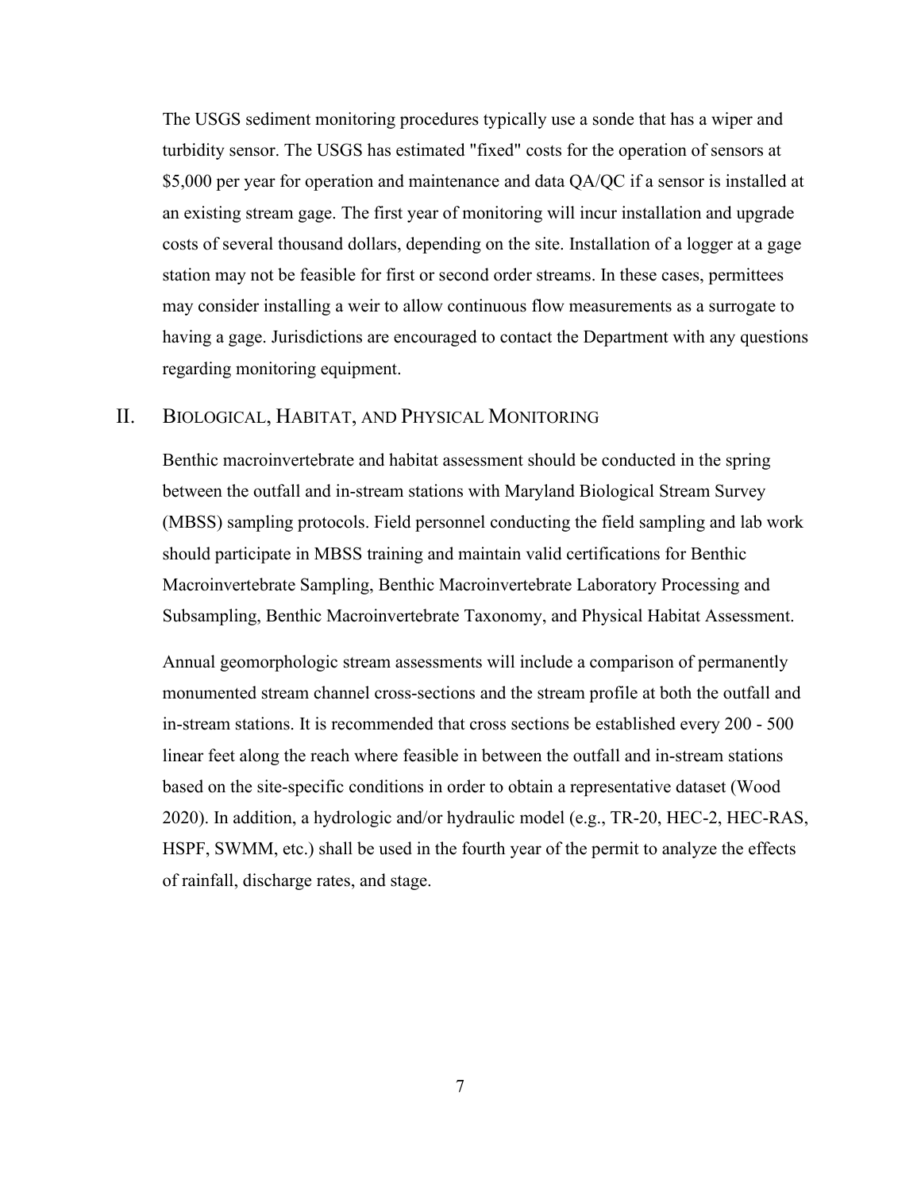The USGS sediment monitoring procedures typically use a sonde that has a wiper and turbidity sensor. The USGS has estimated "fixed" costs for the operation of sensors at $5,000 per year for operation and maintenance and data QA/QC if a sensor is installed at an existing stream gage. The first year of monitoring will incur installation and upgrade costs of several thousand dollars, depending on the site. Installation of a logger at a gage station may not be feasible for first or second order streams. In these cases, permittees may consider installing a weir to allow continuous flow measurements as a surrogate to having a gage. Jurisdictions are encouraged to contact the Department with any questions regarding monitoring equipment.

## II. Biological, Habitat, and Physical Monitoring

Benthic macroinvertebrate and habitat assessment should be conducted in the spring between the outfall and in-stream stations with Maryland Biological Stream Survey (MBSS) sampling protocols. Field personnel conducting the field sampling and lab work should participate in MBSS training and maintain valid certifications for Benthic Macroinvertebrate Sampling, Benthic Macroinvertebrate Laboratory Processing and Subsampling, Benthic Macroinvertebrate Taxonomy, and Physical Habitat Assessment.

Annual geomorphologic stream assessments will include a comparison of permanently monumented stream channel cross-sections and the stream profile at both the outfall and in-stream stations. It is recommended that cross sections be established every 200 - 500 linear feet along the reach where feasible in between the outfall and in-stream stations based on the site-specific conditions in order to obtain a representative dataset (Wood 2020). In addition, a hydrologic and/or hydraulic model (e.g., TR-20, HEC-2, HEC-RAS, HSPF, SWMM, etc.) shall be used in the fourth year of the permit to analyze the effects of rainfall, discharge rates, and stage.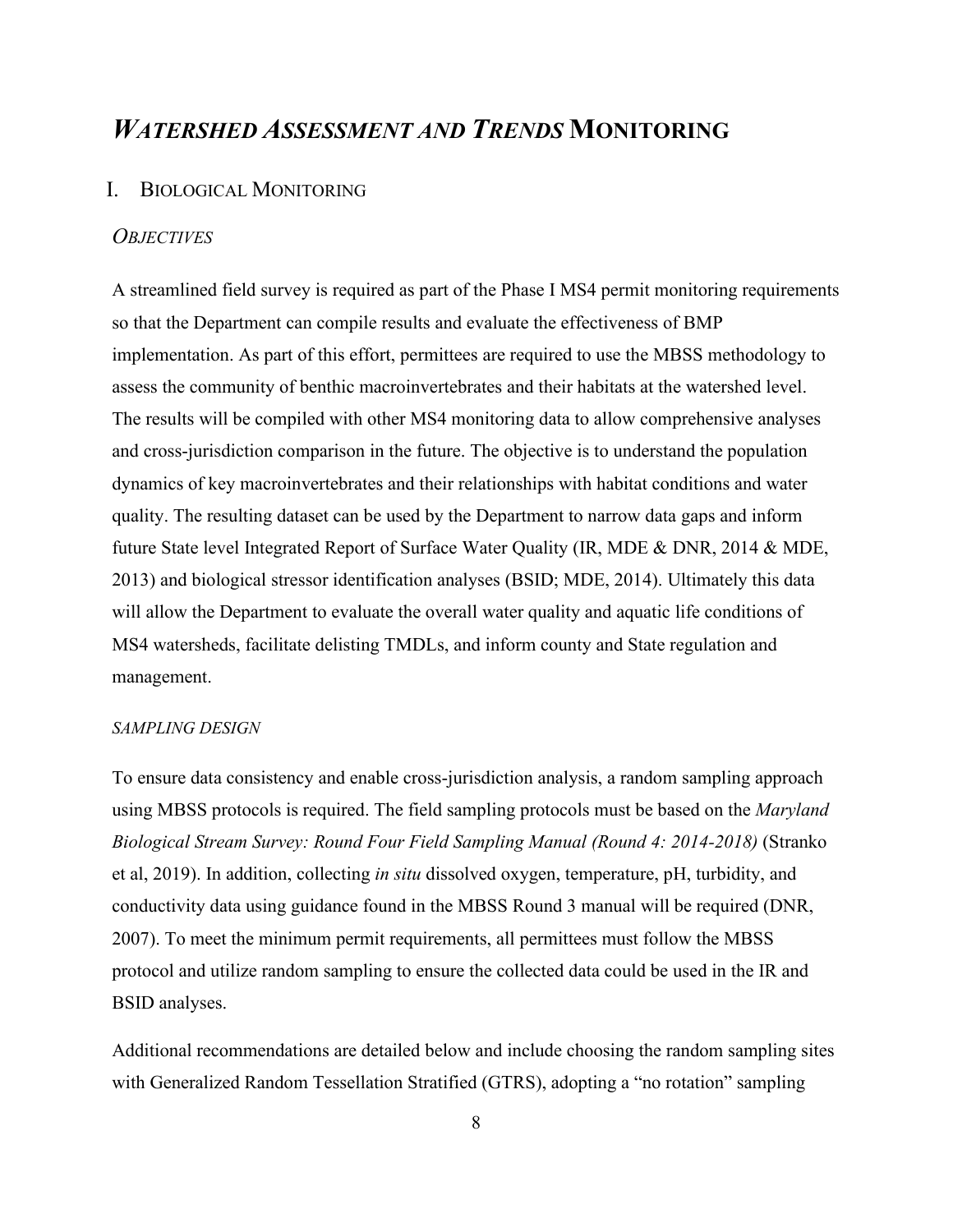# *WATERSHED ASSESSMENT AND TRENDS* MONITORING

## I. BIOLOGICAL MONITORING

### *OBJECTIVES*

A streamlined field survey is required as part of the Phase I MS4 permit monitoring requirements so that the Department can compile results and evaluate the effectiveness of BMP implementation. As part of this effort, permittees are required to use the MBSS methodology to assess the community of benthic macroinvertebrates and their habitats at the watershed level. The results will be compiled with other MS4 monitoring data to allow comprehensive analyses and cross-jurisdiction comparison in the future. The objective is to understand the population dynamics of key macroinvertebrates and their relationships with habitat conditions and water quality. The resulting dataset can be used by the Department to narrow data gaps and inform future State level Integrated Report of Surface Water Quality (IR, MDE & DNR, 2014 & MDE, 2013) and biological stressor identification analyses (BSID; MDE, 2014). Ultimately this data will allow the Department to evaluate the overall water quality and aquatic life conditions of MS4 watersheds, facilitate delisting TMDLs, and inform county and State regulation and management.

#### *SAMPLING DESIGN*

To ensure data consistency and enable cross-jurisdiction analysis, a random sampling approach using MBSS protocols is required. The field sampling protocols must be based on the *Maryland Biological Stream Survey: Round Four Field Sampling Manual (Round 4: 2014-2018)* (Stranko et al, 2019). In addition, collecting *in situ* dissolved oxygen, temperature, pH, turbidity, and conductivity data using guidance found in the MBSS Round 3 manual will be required (DNR, 2007). To meet the minimum permit requirements, all permittees must follow the MBSS protocol and utilize random sampling to ensure the collected data could be used in the IR and BSID analyses.

Additional recommendations are detailed below and include choosing the random sampling sites with Generalized Random Tessellation Stratified (GTRS), adopting a "no rotation" sampling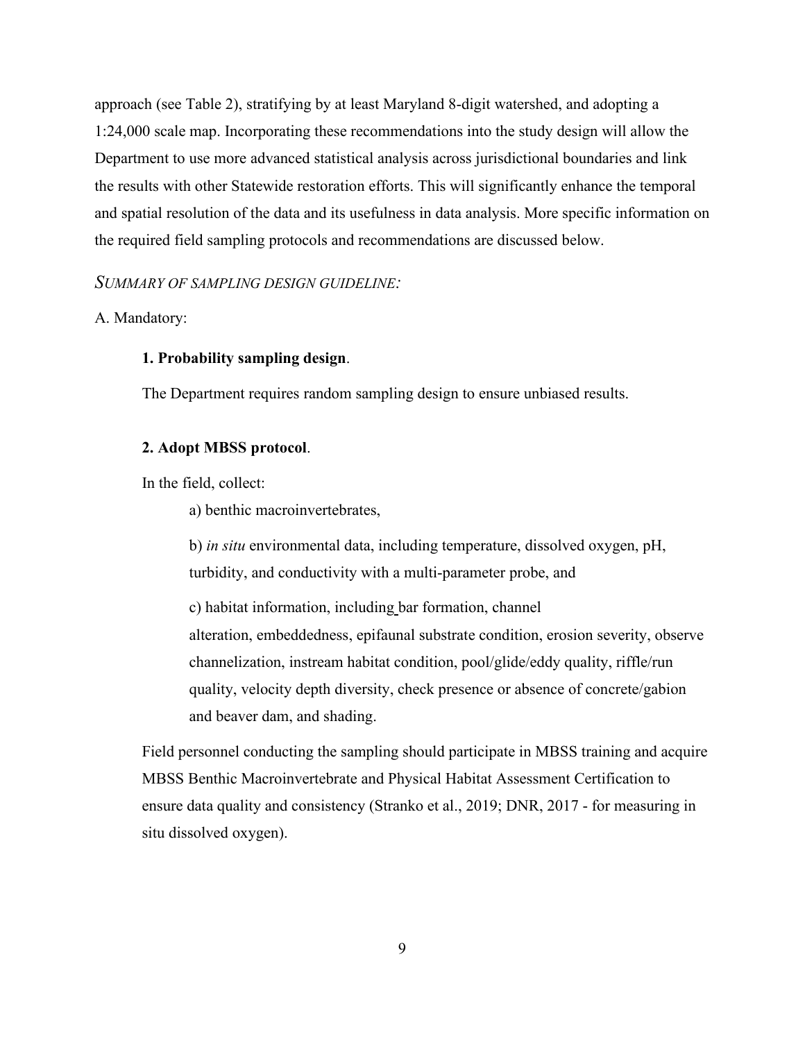approach (see Table 2), stratifying by at least Maryland 8-digit watershed, and adopting a 1:24,000 scale map. Incorporating these recommendations into the study design will allow the Department to use more advanced statistical analysis across jurisdictional boundaries and link the results with other Statewide restoration efforts. This will significantly enhance the temporal and spatial resolution of the data and its usefulness in data analysis. More specific information on the required field sampling protocols and recommendations are discussed below.

*SUMMARY OF SAMPLING DESIGN GUIDELINE:*

A. Mandatory:

**1. Probability sampling design**.

The Department requires random sampling design to ensure unbiased results.

**2. Adopt MBSS protocol**.

In the field, collect:

a) benthic macroinvertebrates,

b) *in situ* environmental data, including temperature, dissolved oxygen, pH, turbidity, and conductivity with a multi-parameter probe, and

c) habitat information, including bar formation, channel alteration, embeddedness, epifaunal substrate condition, erosion severity, observe channelization, instream habitat condition, pool/glide/eddy quality, riffle/run quality, velocity depth diversity, check presence or absence of concrete/gabion and beaver dam, and shading.

Field personnel conducting the sampling should participate in MBSS training and acquire MBSS Benthic Macroinvertebrate and Physical Habitat Assessment Certification to ensure data quality and consistency (Stranko et al., 2019; DNR, 2017 - for measuring in situ dissolved oxygen).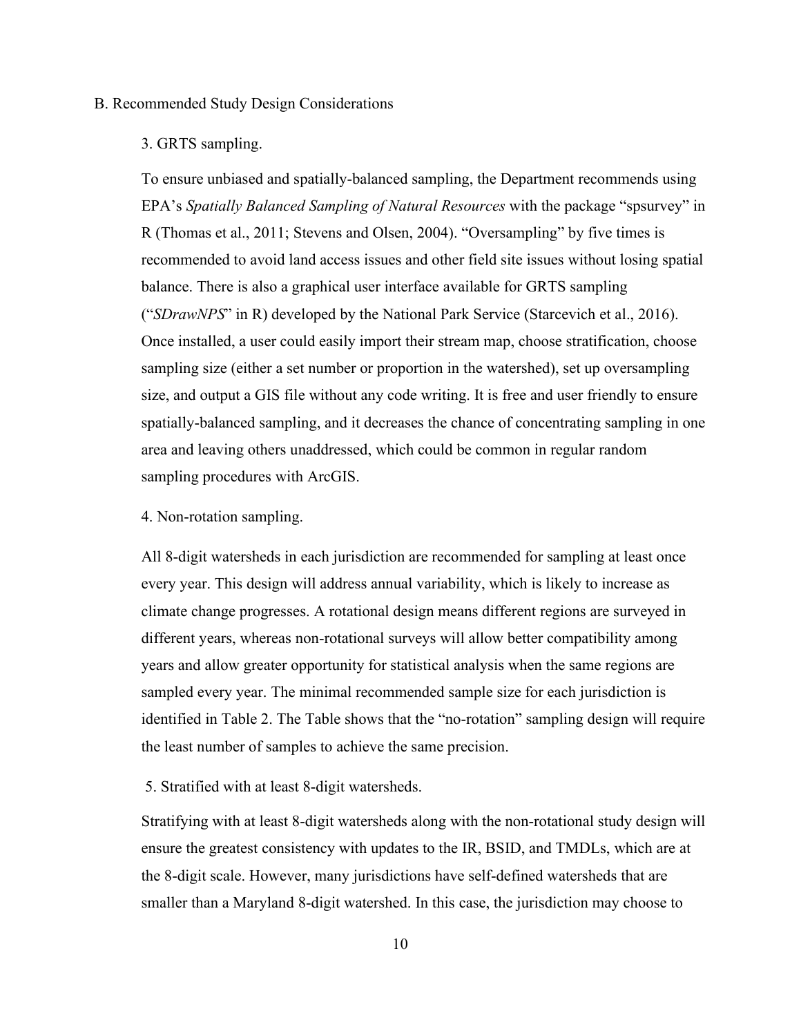## B. Recommended Study Design Considerations

### 3. GRTS sampling.

To ensure unbiased and spatially-balanced sampling, the Department recommends using EPA's *Spatially Balanced Sampling of Natural Resources* with the package "spsurvey" in R (Thomas et al., 2011; Stevens and Olsen, 2004). "Oversampling" by five times is recommended to avoid land access issues and other field site issues without losing spatial balance. There is also a graphical user interface available for GRTS sampling ("*SDrawNPS*" in R) developed by the National Park Service (Starcevich et al., 2016). Once installed, a user could easily import their stream map, choose stratification, choose sampling size (either a set number or proportion in the watershed), set up oversampling size, and output a GIS file without any code writing. It is free and user friendly to ensure spatially-balanced sampling, and it decreases the chance of concentrating sampling in one area and leaving others unaddressed, which could be common in regular random sampling procedures with ArcGIS.

### 4. Non-rotation sampling.

All 8-digit watersheds in each jurisdiction are recommended for sampling at least once every year. This design will address annual variability, which is likely to increase as climate change progresses. A rotational design means different regions are surveyed in different years, whereas non-rotational surveys will allow better compatibility among years and allow greater opportunity for statistical analysis when the same regions are sampled every year. The minimal recommended sample size for each jurisdiction is identified in Table 2. The Table shows that the "no-rotation" sampling design will require the least number of samples to achieve the same precision.

### 5. Stratified with at least 8-digit watersheds.

Stratifying with at least 8-digit watersheds along with the non-rotational study design will ensure the greatest consistency with updates to the IR, BSID, and TMDLs, which are at the 8-digit scale. However, many jurisdictions have self-defined watersheds that are smaller than a Maryland 8-digit watershed. In this case, the jurisdiction may choose to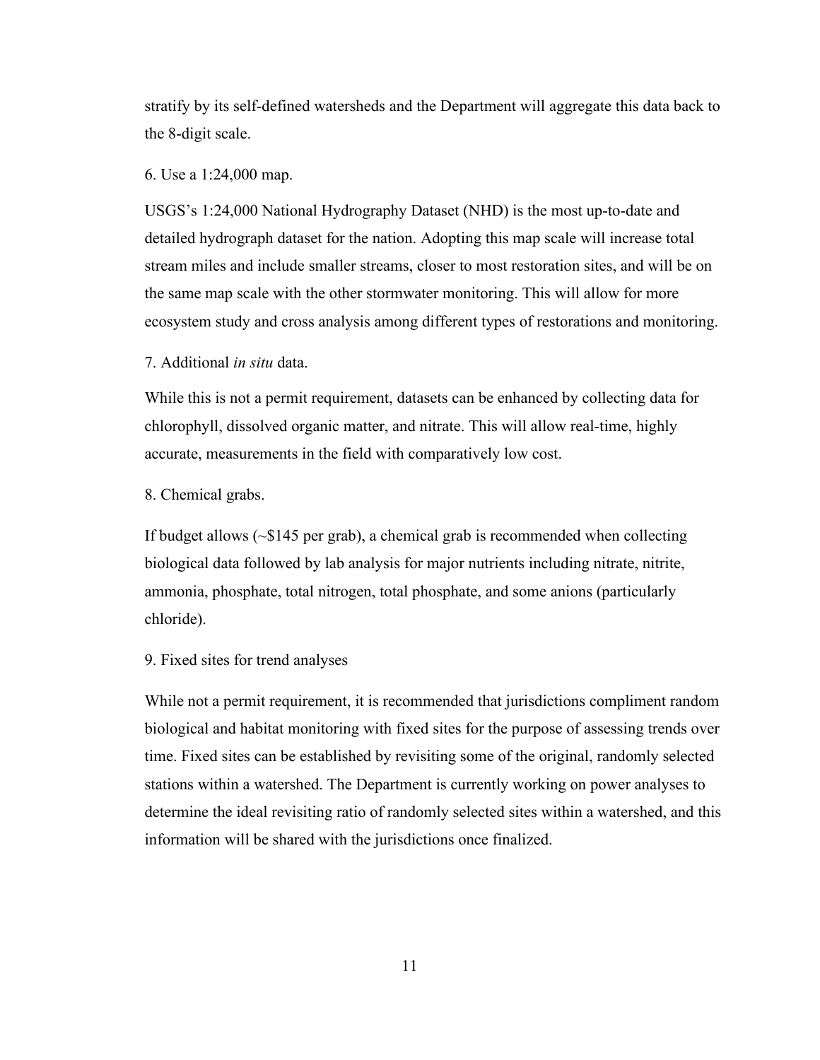stratify by its self-defined watersheds and the Department will aggregate this data back to the 8-digit scale.

6. Use a 1:24,000 map.

USGS's 1:24,000 National Hydrography Dataset (NHD) is the most up-to-date and detailed hydrograph dataset for the nation. Adopting this map scale will increase total stream miles and include smaller streams, closer to most restoration sites, and will be on the same map scale with the other stormwater monitoring. This will allow for more ecosystem study and cross analysis among different types of restorations and monitoring.

7. Additional *in situ* data.

While this is not a permit requirement, datasets can be enhanced by collecting data for chlorophyll, dissolved organic matter, and nitrate. This will allow real-time, highly accurate, measurements in the field with comparatively low cost.

8. Chemical grabs.

If budget allows (~$145 per grab), a chemical grab is recommended when collecting biological data followed by lab analysis for major nutrients including nitrate, nitrite, ammonia, phosphate, total nitrogen, total phosphate, and some anions (particularly chloride).

9. Fixed sites for trend analyses

While not a permit requirement, it is recommended that jurisdictions compliment random biological and habitat monitoring with fixed sites for the purpose of assessing trends over time. Fixed sites can be established by revisiting some of the original, randomly selected stations within a watershed. The Department is currently working on power analyses to determine the ideal revisiting ratio of randomly selected sites within a watershed, and this information will be shared with the jurisdictions once finalized.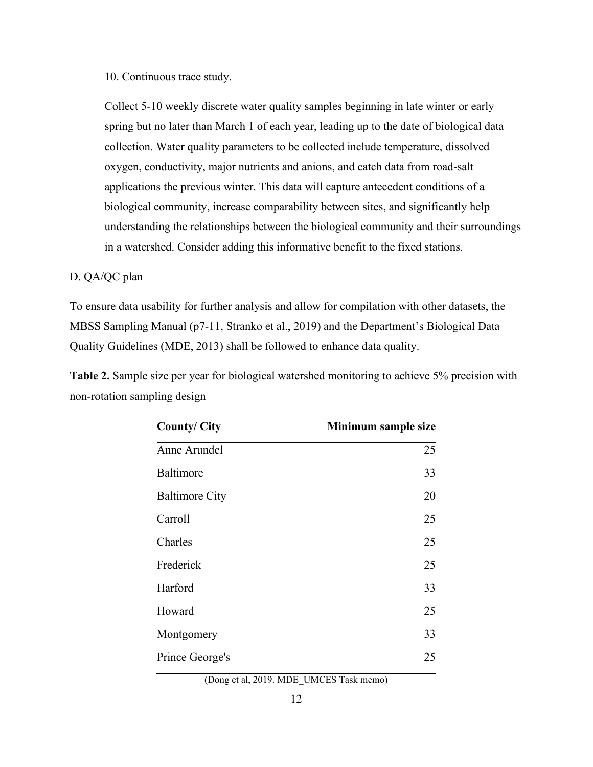10. Continuous trace study.

Collect 5-10 weekly discrete water quality samples beginning in late winter or early spring but no later than March 1 of each year, leading up to the date of biological data collection. Water quality parameters to be collected include temperature, dissolved oxygen, conductivity, major nutrients and anions, and catch data from road-salt applications the previous winter. This data will capture antecedent conditions of a biological community, increase comparability between sites, and significantly help understanding the relationships between the biological community and their surroundings in a watershed. Consider adding this informative benefit to the fixed stations.

D. QA/QC plan

To ensure data usability for further analysis and allow for compilation with other datasets, the MBSS Sampling Manual (p7-11, Stranko et al., 2019) and the Department's Biological Data Quality Guidelines (MDE, 2013) shall be followed to enhance data quality.

**Table 2.** Sample size per year for biological watershed monitoring to achieve 5% precision with non-rotation sampling design

| County/ City | Minimum sample size |
|---|---:|
| Anne Arundel | 25 |
| Baltimore | 33 |
| Baltimore City | 20 |
| Carroll | 25 |
| Charles | 25 |
| Frederick | 25 |
| Harford | 33 |
| Howard | 25 |
| Montgomery | 33 |
| Prince George's | 25 |

(Dong et al, 2019. MDE_UMCES Task memo)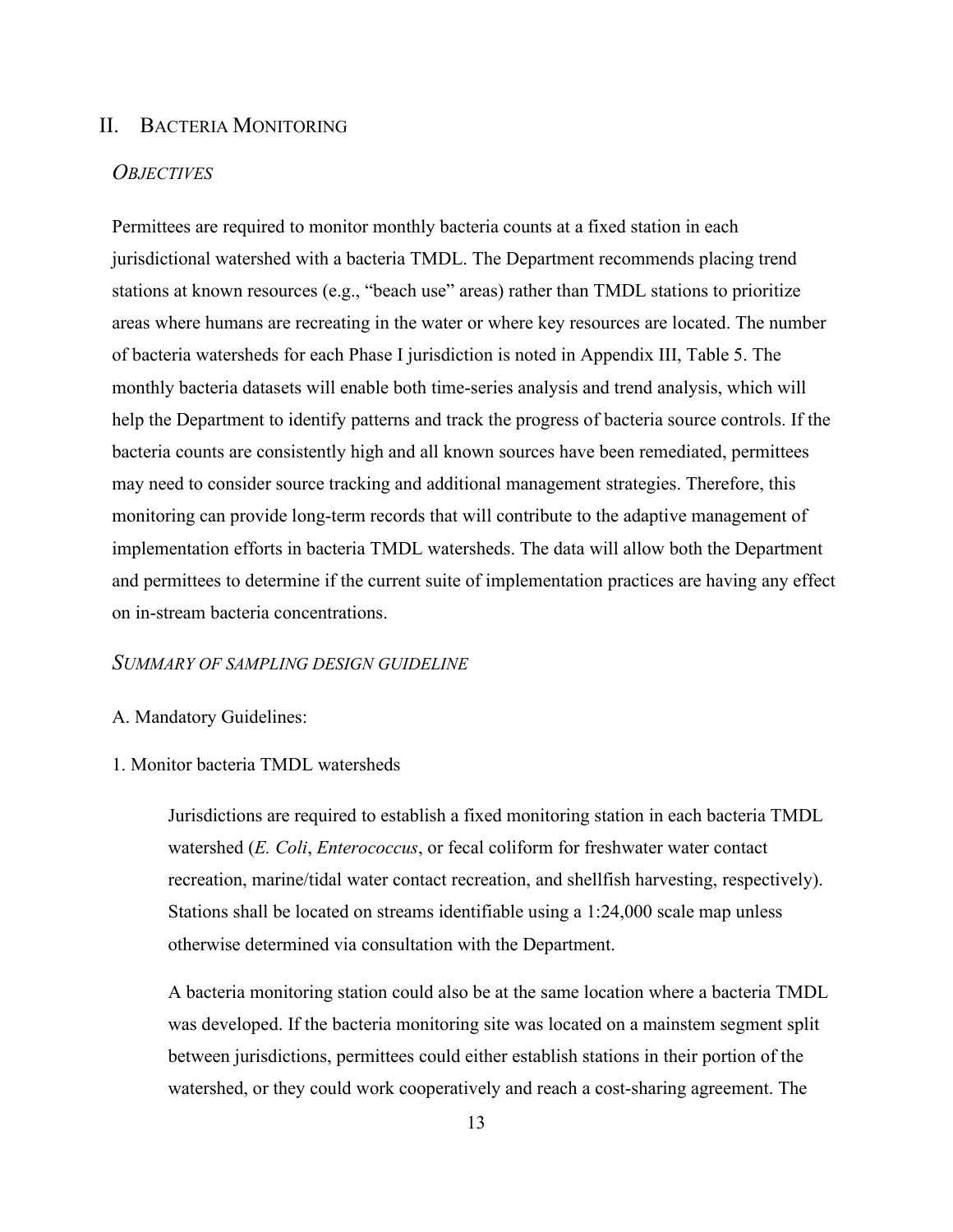## II. Bacteria Monitoring

### *Objectives*

Permittees are required to monitor monthly bacteria counts at a fixed station in each jurisdictional watershed with a bacteria TMDL. The Department recommends placing trend stations at known resources (e.g., "beach use" areas) rather than TMDL stations to prioritize areas where humans are recreating in the water or where key resources are located. The number of bacteria watersheds for each Phase I jurisdiction is noted in Appendix III, Table 5. The monthly bacteria datasets will enable both time-series analysis and trend analysis, which will help the Department to identify patterns and track the progress of bacteria source controls. If the bacteria counts are consistently high and all known sources have been remediated, permittees may need to consider source tracking and additional management strategies. Therefore, this monitoring can provide long-term records that will contribute to the adaptive management of implementation efforts in bacteria TMDL watersheds. The data will allow both the Department and permittees to determine if the current suite of implementation practices are having any effect on in-stream bacteria concentrations.

### *Summary of sampling design guideline*

A. Mandatory Guidelines:

1. Monitor bacteria TMDL watersheds

> Jurisdictions are required to establish a fixed monitoring station in each bacteria TMDL watershed (*E. Coli*, *Enterococcus*, or fecal coliform for freshwater water contact recreation, marine/tidal water contact recreation, and shellfish harvesting, respectively). Stations shall be located on streams identifiable using a 1:24,000 scale map unless otherwise determined via consultation with the Department.
>
> A bacteria monitoring station could also be at the same location where a bacteria TMDL was developed. If the bacteria monitoring site was located on a mainstem segment split between jurisdictions, permittees could either establish stations in their portion of the watershed, or they could work cooperatively and reach a cost-sharing agreement. The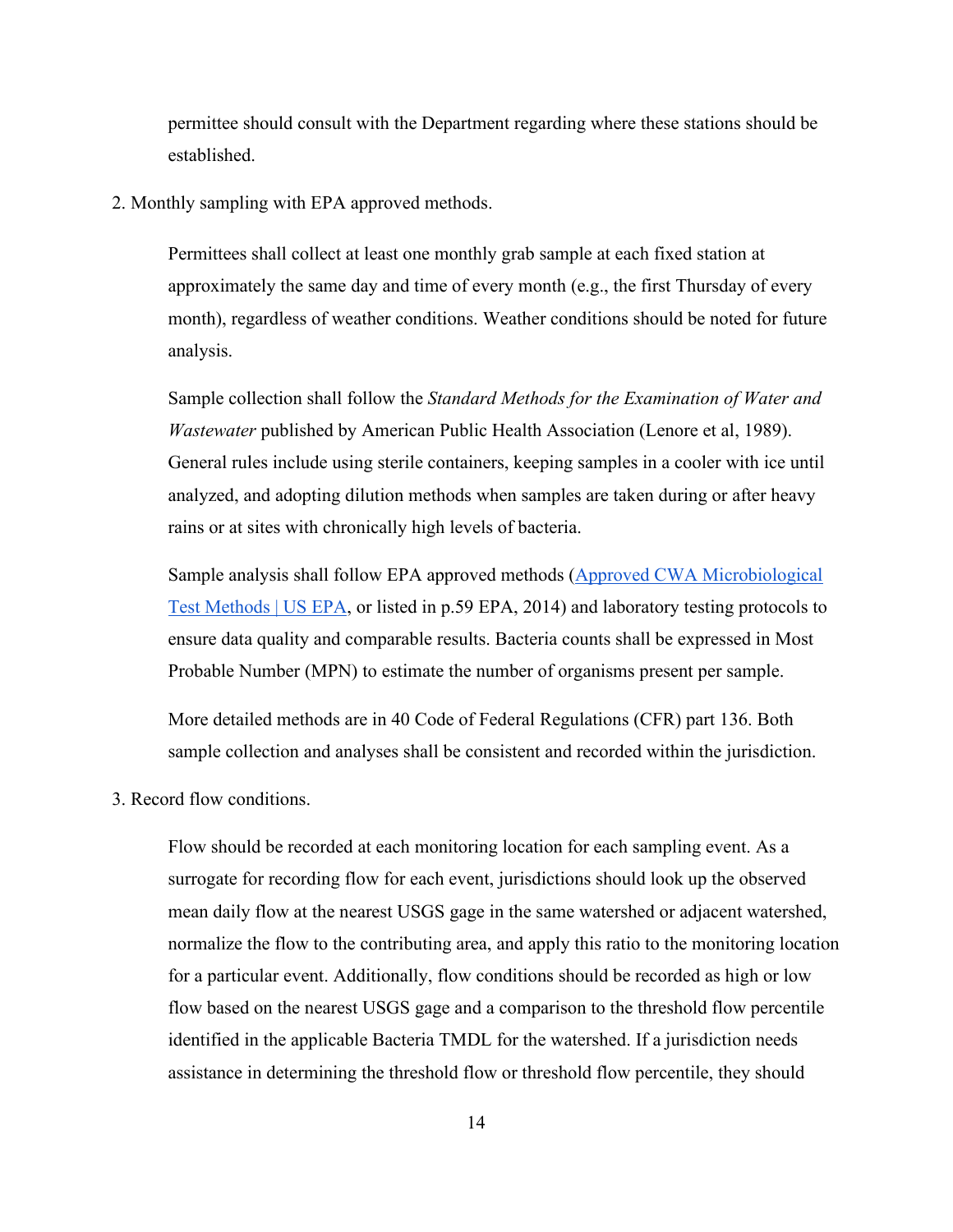permittee should consult with the Department regarding where these stations should be established.

2. Monthly sampling with EPA approved methods.

   Permittees shall collect at least one monthly grab sample at each fixed station at approximately the same day and time of every month (e.g., the first Thursday of every month), regardless of weather conditions. Weather conditions should be noted for future analysis.

   Sample collection shall follow the *Standard Methods for the Examination of Water and Wastewater* published by American Public Health Association (Lenore et al, 1989). General rules include using sterile containers, keeping samples in a cooler with ice until analyzed, and adopting dilution methods when samples are taken during or after heavy rains or at sites with chronically high levels of bacteria.

   Sample analysis shall follow EPA approved methods ([Approved CWA Microbiological Test Methods | US EPA](), or listed in p.59 EPA, 2014) and laboratory testing protocols to ensure data quality and comparable results. Bacteria counts shall be expressed in Most Probable Number (MPN) to estimate the number of organisms present per sample.

   More detailed methods are in 40 Code of Federal Regulations (CFR) part 136. Both sample collection and analyses shall be consistent and recorded within the jurisdiction.

3. Record flow conditions.

   Flow should be recorded at each monitoring location for each sampling event. As a surrogate for recording flow for each event, jurisdictions should look up the observed mean daily flow at the nearest USGS gage in the same watershed or adjacent watershed, normalize the flow to the contributing area, and apply this ratio to the monitoring location for a particular event. Additionally, flow conditions should be recorded as high or low flow based on the nearest USGS gage and a comparison to the threshold flow percentile identified in the applicable Bacteria TMDL for the watershed. If a jurisdiction needs assistance in determining the threshold flow or threshold flow percentile, they should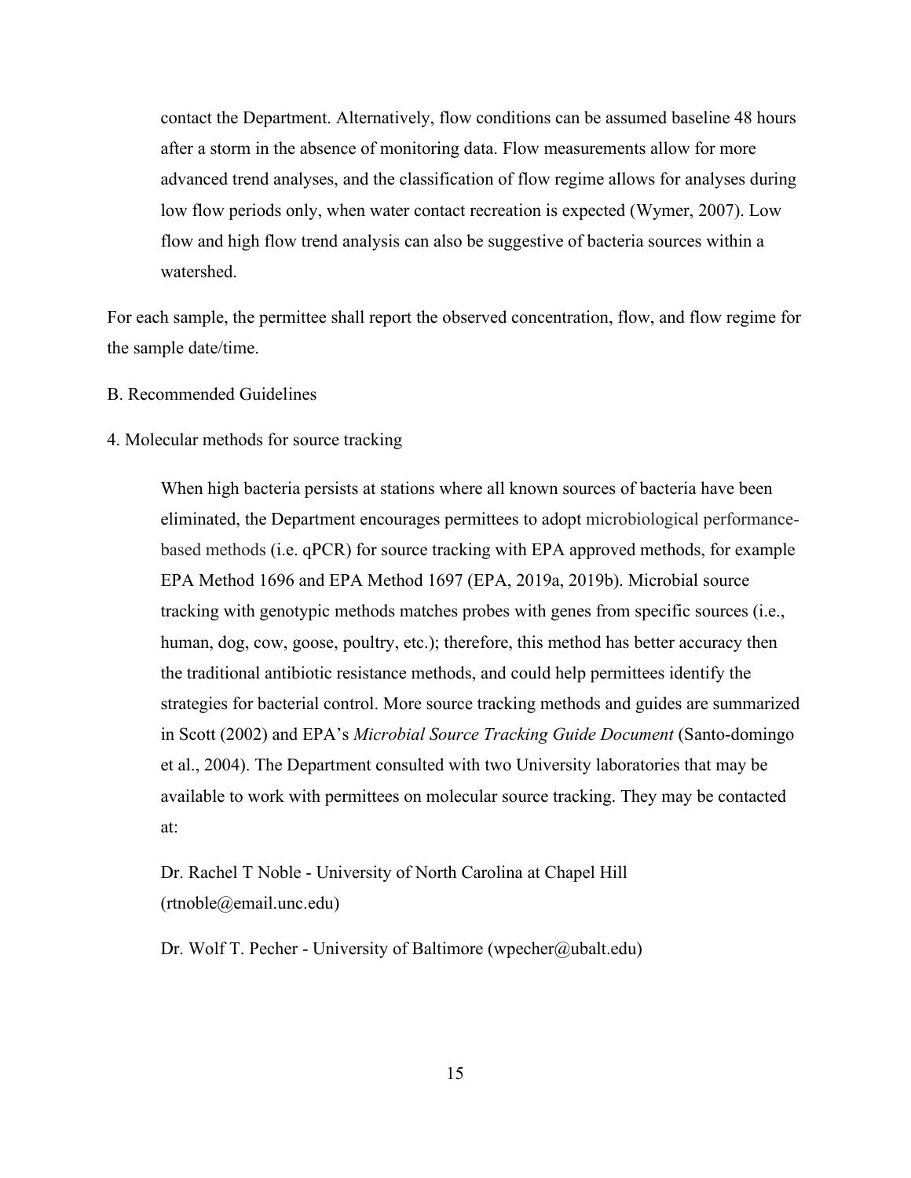contact the Department. Alternatively, flow conditions can be assumed baseline 48 hours after a storm in the absence of monitoring data. Flow measurements allow for more advanced trend analyses, and the classification of flow regime allows for analyses during low flow periods only, when water contact recreation is expected (Wymer, 2007). Low flow and high flow trend analysis can also be suggestive of bacteria sources within a watershed.

For each sample, the permittee shall report the observed concentration, flow, and flow regime for the sample date/time.

B. Recommended Guidelines

4. Molecular methods for source tracking

When high bacteria persists at stations where all known sources of bacteria have been eliminated, the Department encourages permittees to adopt microbiological performance-based methods (i.e. qPCR) for source tracking with EPA approved methods, for example EPA Method 1696 and EPA Method 1697 (EPA, 2019a, 2019b). Microbial source tracking with genotypic methods matches probes with genes from specific sources (i.e., human, dog, cow, goose, poultry, etc.); therefore, this method has better accuracy then the traditional antibiotic resistance methods, and could help permittees identify the strategies for bacterial control. More source tracking methods and guides are summarized in Scott (2002) and EPA's *Microbial Source Tracking Guide Document* (Santo-domingo et al., 2004). The Department consulted with two University laboratories that may be available to work with permittees on molecular source tracking. They may be contacted at:

Dr. Rachel T Noble - University of North Carolina at Chapel Hill (rtnoble@email.unc.edu)

Dr. Wolf T. Pecher - University of Baltimore (wpecher@ubalt.edu)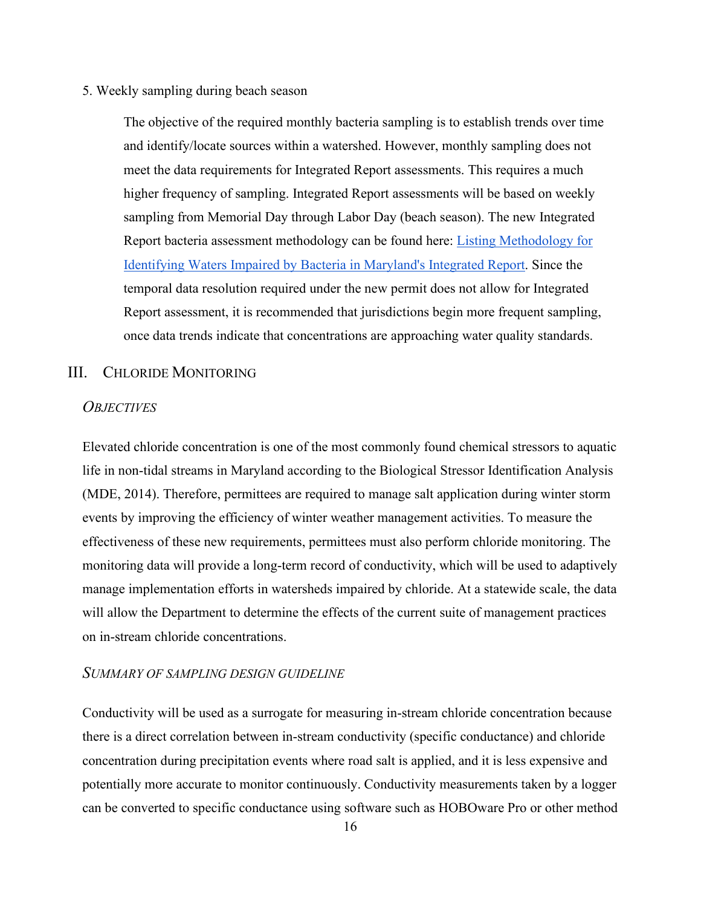5. Weekly sampling during beach season

> The objective of the required monthly bacteria sampling is to establish trends over time and identify/locate sources within a watershed. However, monthly sampling does not meet the data requirements for Integrated Report assessments. This requires a much higher frequency of sampling. Integrated Report assessments will be based on weekly sampling from Memorial Day through Labor Day (beach season). The new Integrated Report bacteria assessment methodology can be found here: [Listing Methodology for Identifying Waters Impaired by Bacteria in Maryland's Integrated Report](). Since the temporal data resolution required under the new permit does not allow for Integrated Report assessment, it is recommended that jurisdictions begin more frequent sampling, once data trends indicate that concentrations are approaching water quality standards.

## III. Chloride Monitoring

### *Objectives*

Elevated chloride concentration is one of the most commonly found chemical stressors to aquatic life in non-tidal streams in Maryland according to the Biological Stressor Identification Analysis (MDE, 2014). Therefore, permittees are required to manage salt application during winter storm events by improving the efficiency of winter weather management activities. To measure the effectiveness of these new requirements, permittees must also perform chloride monitoring. The monitoring data will provide a long-term record of conductivity, which will be used to adaptively manage implementation efforts in watersheds impaired by chloride. At a statewide scale, the data will allow the Department to determine the effects of the current suite of management practices on in-stream chloride concentrations.

### *Summary of Sampling Design Guideline*

Conductivity will be used as a surrogate for measuring in-stream chloride concentration because there is a direct correlation between in-stream conductivity (specific conductance) and chloride concentration during precipitation events where road salt is applied, and it is less expensive and potentially more accurate to monitor continuously. Conductivity measurements taken by a logger can be converted to specific conductance using software such as HOBOware Pro or other method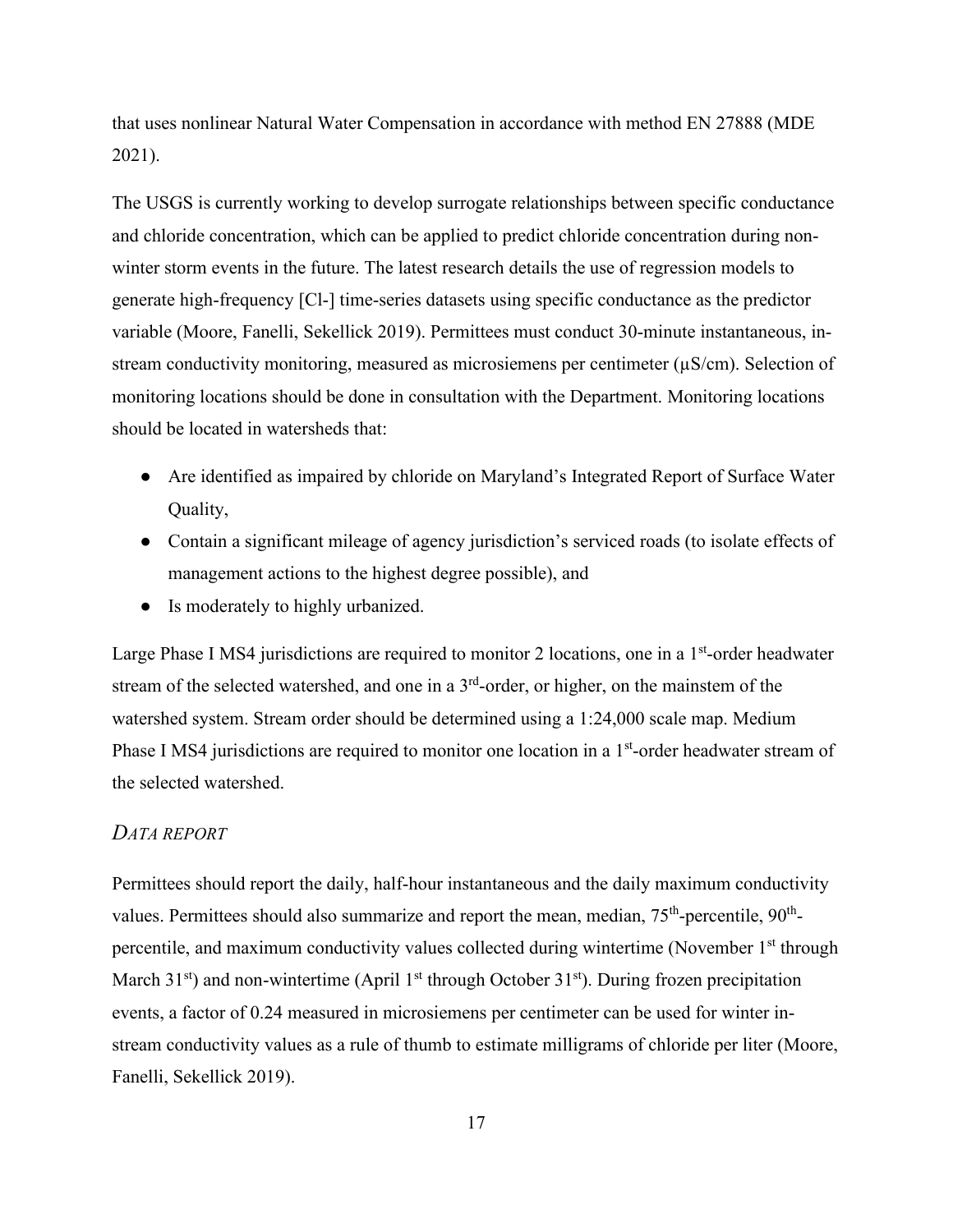that uses nonlinear Natural Water Compensation in accordance with method EN 27888 (MDE 2021).

The USGS is currently working to develop surrogate relationships between specific conductance and chloride concentration, which can be applied to predict chloride concentration during non-winter storm events in the future. The latest research details the use of regression models to generate high-frequency [Cl-] time-series datasets using specific conductance as the predictor variable (Moore, Fanelli, Sekellick 2019). Permittees must conduct 30-minute instantaneous, in-stream conductivity monitoring, measured as microsiemens per centimeter (µS/cm). Selection of monitoring locations should be done in consultation with the Department. Monitoring locations should be located in watersheds that:

- Are identified as impaired by chloride on Maryland's Integrated Report of Surface Water Quality,
- Contain a significant mileage of agency jurisdiction's serviced roads (to isolate effects of management actions to the highest degree possible), and
- Is moderately to highly urbanized.

Large Phase I MS4 jurisdictions are required to monitor 2 locations, one in a 1st-order headwater stream of the selected watershed, and one in a 3rd-order, or higher, on the mainstem of the watershed system. Stream order should be determined using a 1:24,000 scale map. Medium Phase I MS4 jurisdictions are required to monitor one location in a 1st-order headwater stream of the selected watershed.

### *DATA REPORT*

Permittees should report the daily, half-hour instantaneous and the daily maximum conductivity values. Permittees should also summarize and report the mean, median, 75th-percentile, 90th-percentile, and maximum conductivity values collected during wintertime (November 1st through March 31st) and non-wintertime (April 1st through October 31st). During frozen precipitation events, a factor of 0.24 measured in microsiemens per centimeter can be used for winter in-stream conductivity values as a rule of thumb to estimate milligrams of chloride per liter (Moore, Fanelli, Sekellick 2019).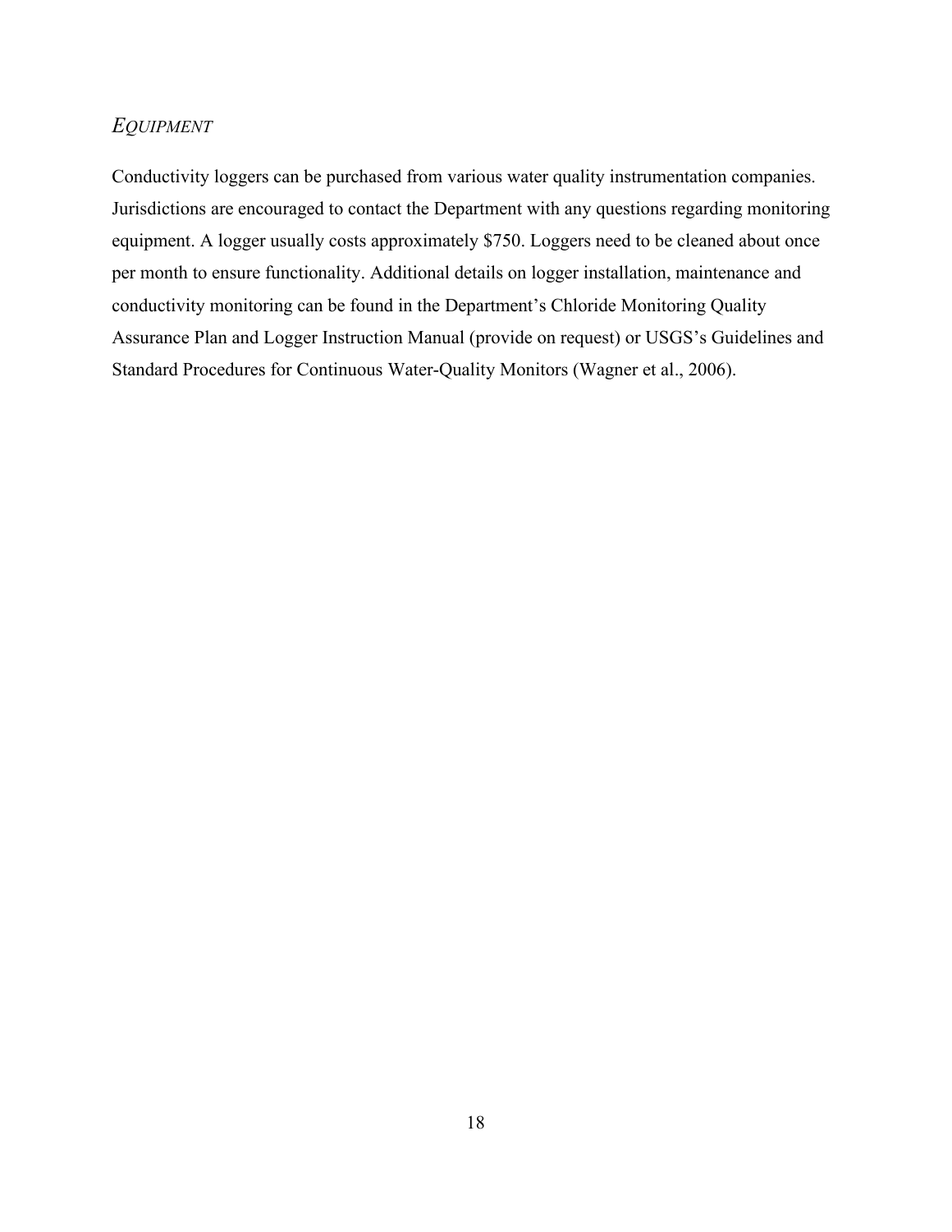### *Equipment*

Conductivity loggers can be purchased from various water quality instrumentation companies. Jurisdictions are encouraged to contact the Department with any questions regarding monitoring equipment. A logger usually costs approximately $750. Loggers need to be cleaned about once per month to ensure functionality. Additional details on logger installation, maintenance and conductivity monitoring can be found in the Department's Chloride Monitoring Quality Assurance Plan and Logger Instruction Manual (provide on request) or USGS's Guidelines and Standard Procedures for Continuous Water-Quality Monitors (Wagner et al., 2006).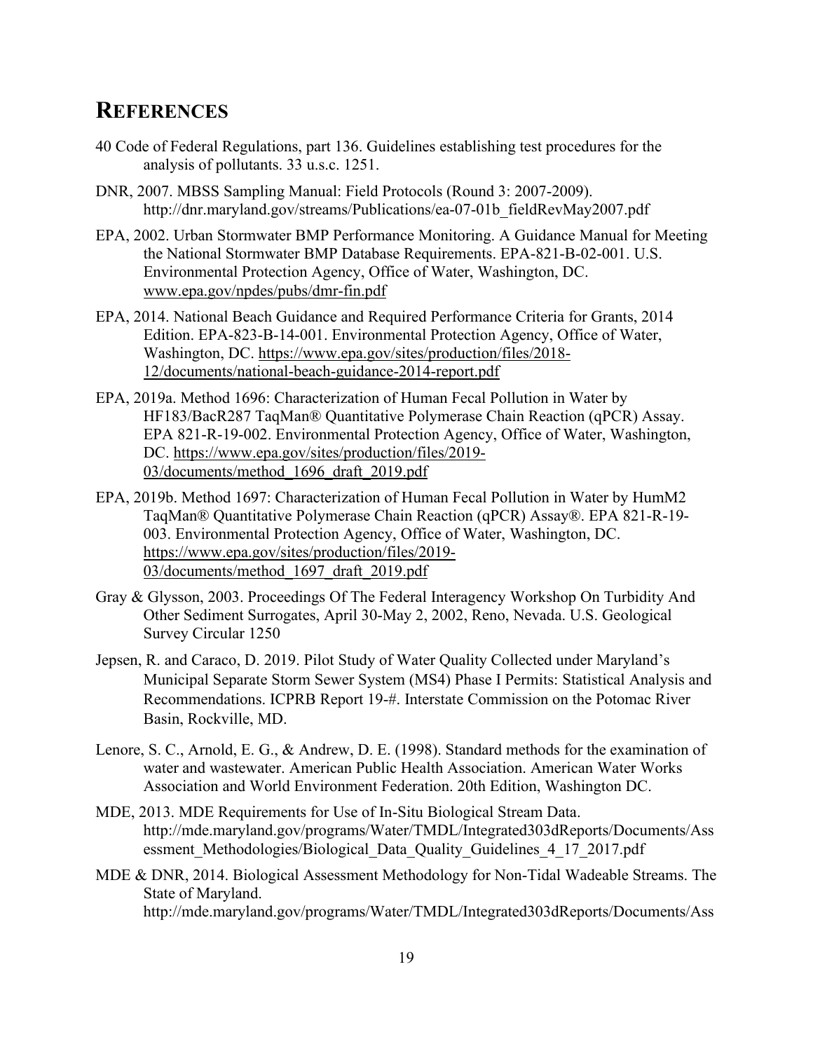# REFERENCES

40 Code of Federal Regulations, part 136. Guidelines establishing test procedures for the analysis of pollutants. 33 u.s.c. 1251.

DNR, 2007. MBSS Sampling Manual: Field Protocols (Round 3: 2007-2009). http://dnr.maryland.gov/streams/Publications/ea-07-01b_fieldRevMay2007.pdf

EPA, 2002. Urban Stormwater BMP Performance Monitoring. A Guidance Manual for Meeting the National Stormwater BMP Database Requirements. EPA-821-B-02-001. U.S. Environmental Protection Agency, Office of Water, Washington, DC. www.epa.gov/npdes/pubs/dmr-fin.pdf

EPA, 2014. National Beach Guidance and Required Performance Criteria for Grants, 2014 Edition. EPA-823-B-14-001. Environmental Protection Agency, Office of Water, Washington, DC. https://www.epa.gov/sites/production/files/2018-12/documents/national-beach-guidance-2014-report.pdf

EPA, 2019a. Method 1696: Characterization of Human Fecal Pollution in Water by HF183/BacR287 TaqMan® Quantitative Polymerase Chain Reaction (qPCR) Assay. EPA 821-R-19-002. Environmental Protection Agency, Office of Water, Washington, DC. https://www.epa.gov/sites/production/files/2019-03/documents/method_1696_draft_2019.pdf

EPA, 2019b. Method 1697: Characterization of Human Fecal Pollution in Water by HumM2 TaqMan® Quantitative Polymerase Chain Reaction (qPCR) Assay®. EPA 821-R-19-003. Environmental Protection Agency, Office of Water, Washington, DC. https://www.epa.gov/sites/production/files/2019-03/documents/method_1697_draft_2019.pdf

Gray & Glysson, 2003. Proceedings Of The Federal Interagency Workshop On Turbidity And Other Sediment Surrogates, April 30-May 2, 2002, Reno, Nevada. U.S. Geological Survey Circular 1250

Jepsen, R. and Caraco, D. 2019. Pilot Study of Water Quality Collected under Maryland's Municipal Separate Storm Sewer System (MS4) Phase I Permits: Statistical Analysis and Recommendations. ICPRB Report 19-#. Interstate Commission on the Potomac River Basin, Rockville, MD.

Lenore, S. C., Arnold, E. G., & Andrew, D. E. (1998). Standard methods for the examination of water and wastewater. American Public Health Association. American Water Works Association and World Environment Federation. 20th Edition, Washington DC.

MDE, 2013. MDE Requirements for Use of In-Situ Biological Stream Data. http://mde.maryland.gov/programs/Water/TMDL/Integrated303dReports/Documents/Assessment_Methodologies/Biological_Data_Quality_Guidelines_4_17_2017.pdf

MDE & DNR, 2014. Biological Assessment Methodology for Non-Tidal Wadeable Streams. The State of Maryland. http://mde.maryland.gov/programs/Water/TMDL/Integrated303dReports/Documents/Ass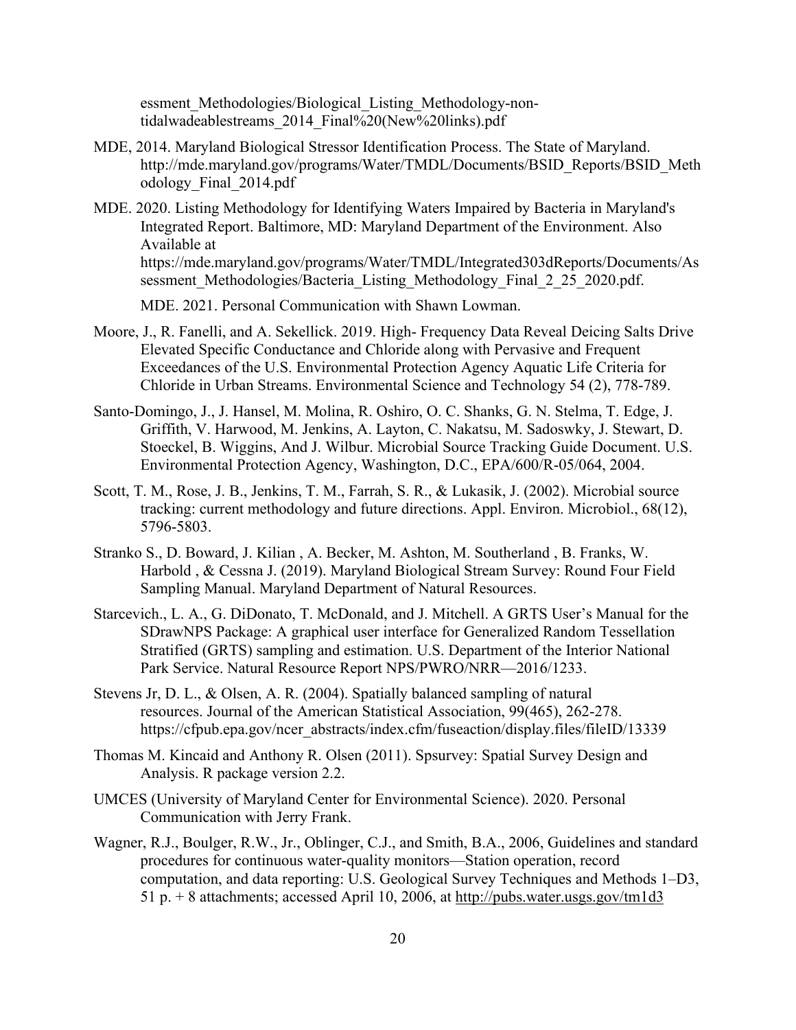essment_Methodologies/Biological_Listing_Methodology-non-tidalwadeablestreams_2014_Final%20(New%20links).pdf

MDE, 2014. Maryland Biological Stressor Identification Process. The State of Maryland. http://mde.maryland.gov/programs/Water/TMDL/Documents/BSID_Reports/BSID_Methodology_Final_2014.pdf

MDE. 2020. Listing Methodology for Identifying Waters Impaired by Bacteria in Maryland's Integrated Report. Baltimore, MD: Maryland Department of the Environment. Also Available at https://mde.maryland.gov/programs/Water/TMDL/Integrated303dReports/Documents/Assessment_Methodologies/Bacteria_Listing_Methodology_Final_2_25_2020.pdf.

MDE. 2021. Personal Communication with Shawn Lowman.

Moore, J., R. Fanelli, and A. Sekellick. 2019. High- Frequency Data Reveal Deicing Salts Drive Elevated Specific Conductance and Chloride along with Pervasive and Frequent Exceedances of the U.S. Environmental Protection Agency Aquatic Life Criteria for Chloride in Urban Streams. Environmental Science and Technology 54 (2), 778-789.

Santo-Domingo, J., J. Hansel, M. Molina, R. Oshiro, O. C. Shanks, G. N. Stelma, T. Edge, J. Griffith, V. Harwood, M. Jenkins, A. Layton, C. Nakatsu, M. Sadoswky, J. Stewart, D. Stoeckel, B. Wiggins, And J. Wilbur. Microbial Source Tracking Guide Document. U.S. Environmental Protection Agency, Washington, D.C., EPA/600/R-05/064, 2004.

Scott, T. M., Rose, J. B., Jenkins, T. M., Farrah, S. R., & Lukasik, J. (2002). Microbial source tracking: current methodology and future directions. Appl. Environ. Microbiol., 68(12), 5796-5803.

Stranko S., D. Boward, J. Kilian , A. Becker, M. Ashton, M. Southerland , B. Franks, W. Harbold , & Cessna J. (2019). Maryland Biological Stream Survey: Round Four Field Sampling Manual. Maryland Department of Natural Resources.

Starcevich., L. A., G. DiDonato, T. McDonald, and J. Mitchell. A GRTS User's Manual for the SDrawNPS Package: A graphical user interface for Generalized Random Tessellation Stratified (GRTS) sampling and estimation. U.S. Department of the Interior National Park Service. Natural Resource Report NPS/PWRO/NRR—2016/1233.

Stevens Jr, D. L., & Olsen, A. R. (2004). Spatially balanced sampling of natural resources. Journal of the American Statistical Association, 99(465), 262-278. https://cfpub.epa.gov/ncer_abstracts/index.cfm/fuseaction/display.files/fileID/13339

Thomas M. Kincaid and Anthony R. Olsen (2011). Spsurvey: Spatial Survey Design and Analysis. R package version 2.2.

UMCES (University of Maryland Center for Environmental Science). 2020. Personal Communication with Jerry Frank.

Wagner, R.J., Boulger, R.W., Jr., Oblinger, C.J., and Smith, B.A., 2006, Guidelines and standard procedures for continuous water-quality monitors—Station operation, record computation, and data reporting: U.S. Geological Survey Techniques and Methods 1–D3, 51 p. + 8 attachments; accessed April 10, 2006, at http://pubs.water.usgs.gov/tm1d3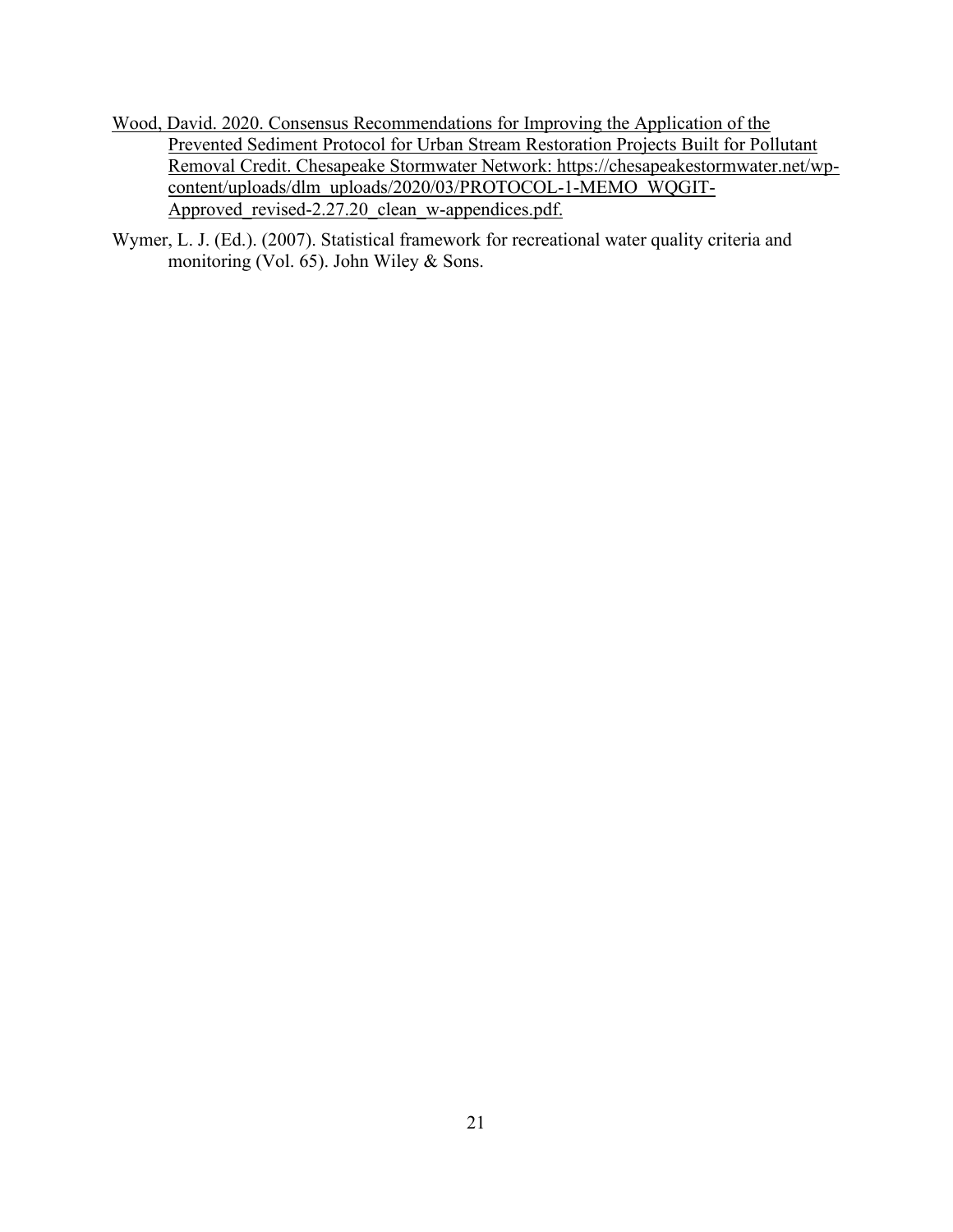Wood, David. 2020. Consensus Recommendations for Improving the Application of the Prevented Sediment Protocol for Urban Stream Restoration Projects Built for Pollutant Removal Credit. Chesapeake Stormwater Network: https://chesapeakestormwater.net/wp-content/uploads/dlm_uploads/2020/03/PROTOCOL-1-MEMO_WQGIT-Approved_revised-2.27.20_clean_w-appendices.pdf.

Wymer, L. J. (Ed.). (2007). Statistical framework for recreational water quality criteria and monitoring (Vol. 65). John Wiley & Sons.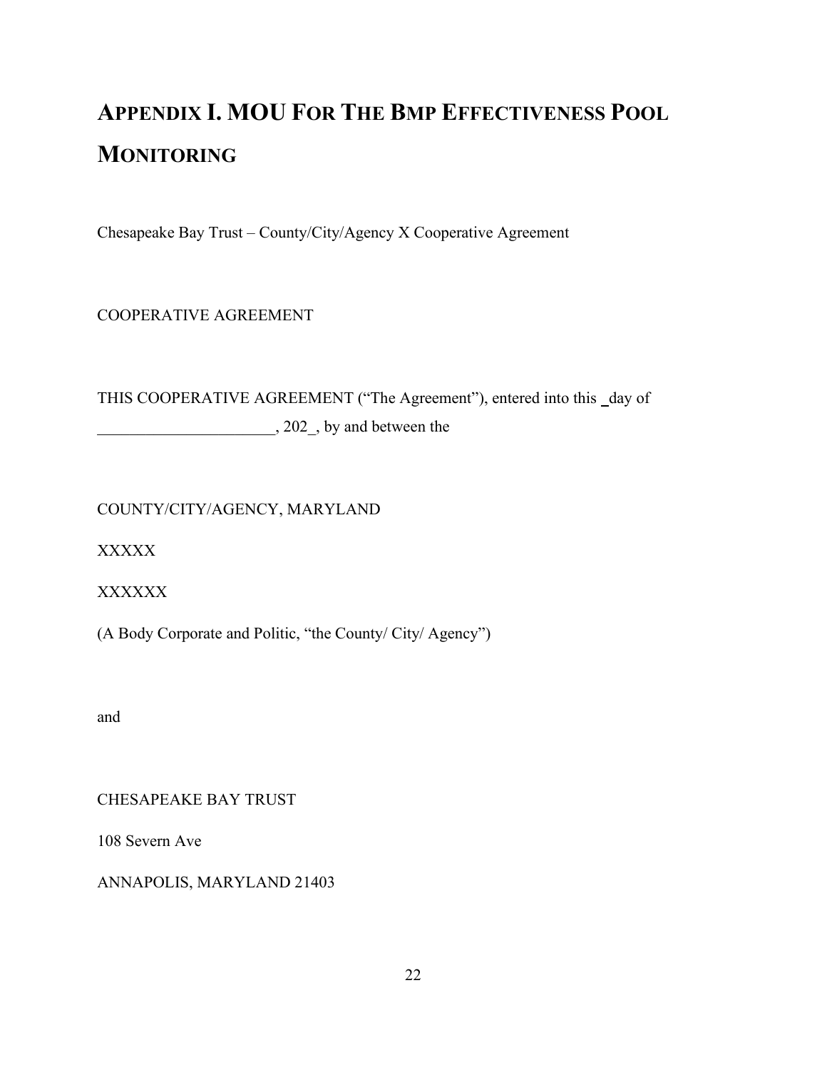# APPENDIX I. MOU FOR THE BMP EFFECTIVENESS POOL MONITORING

Chesapeake Bay Trust – County/City/Agency X Cooperative Agreement

COOPERATIVE AGREEMENT

THIS COOPERATIVE AGREEMENT ("The Agreement"), entered into this _day of ______________________, 202_, by and between the

COUNTY/CITY/AGENCY, MARYLAND

XXXXX

XXXXXX

(A Body Corporate and Politic, "the County/ City/ Agency")

and

CHESAPEAKE BAY TRUST

108 Severn Ave

ANNAPOLIS, MARYLAND 21403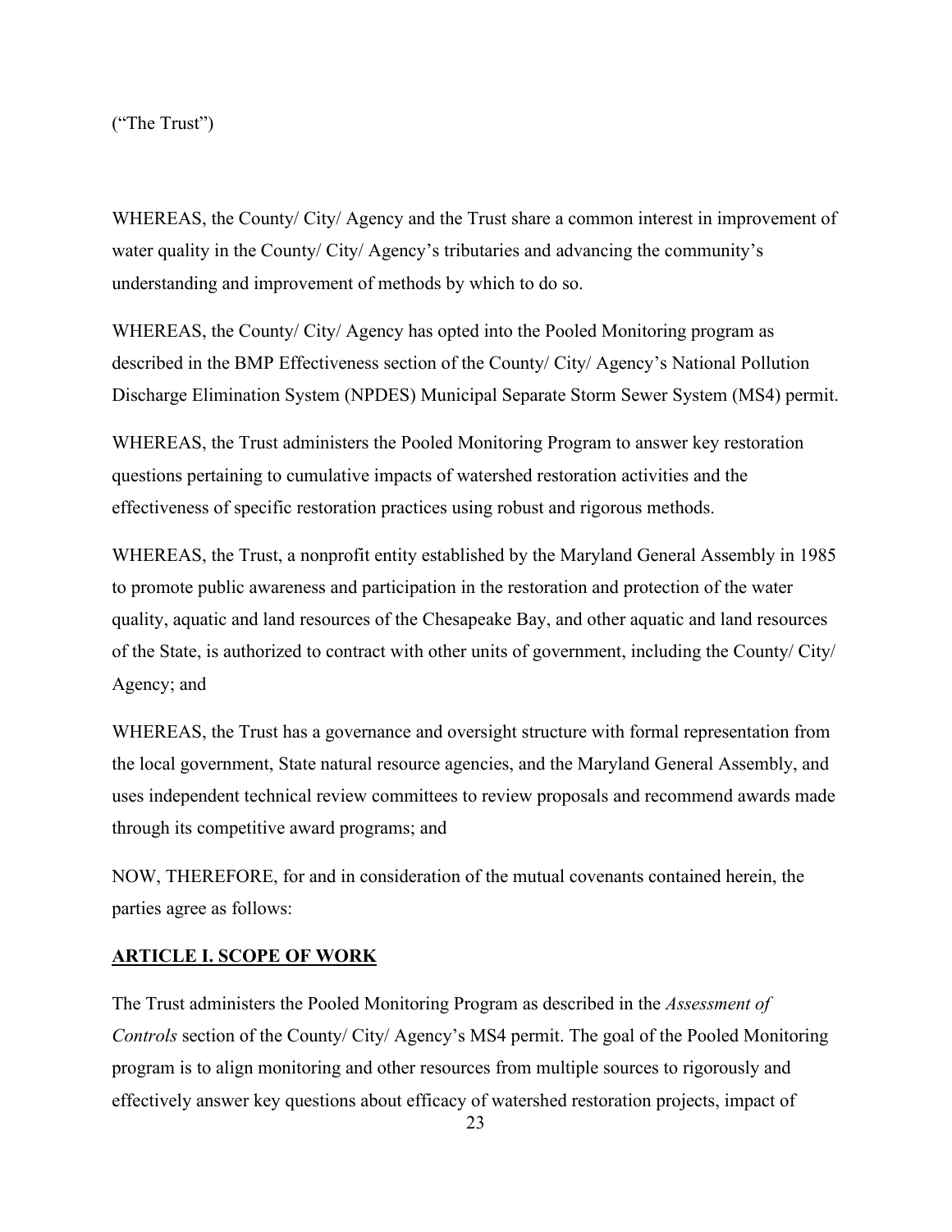("The Trust")

WHEREAS, the County/ City/ Agency and the Trust share a common interest in improvement of water quality in the County/ City/ Agency's tributaries and advancing the community's understanding and improvement of methods by which to do so.

WHEREAS, the County/ City/ Agency has opted into the Pooled Monitoring program as described in the BMP Effectiveness section of the County/ City/ Agency's National Pollution Discharge Elimination System (NPDES) Municipal Separate Storm Sewer System (MS4) permit.

WHEREAS, the Trust administers the Pooled Monitoring Program to answer key restoration questions pertaining to cumulative impacts of watershed restoration activities and the effectiveness of specific restoration practices using robust and rigorous methods.

WHEREAS, the Trust, a nonprofit entity established by the Maryland General Assembly in 1985 to promote public awareness and participation in the restoration and protection of the water quality, aquatic and land resources of the Chesapeake Bay, and other aquatic and land resources of the State, is authorized to contract with other units of government, including the County/ City/ Agency; and

WHEREAS, the Trust has a governance and oversight structure with formal representation from the local government, State natural resource agencies, and the Maryland General Assembly, and uses independent technical review committees to review proposals and recommend awards made through its competitive award programs; and

NOW, THEREFORE, for and in consideration of the mutual covenants contained herein, the parties agree as follows:

## ARTICLE I. SCOPE OF WORK

The Trust administers the Pooled Monitoring Program as described in the *Assessment of Controls* section of the County/ City/ Agency's MS4 permit. The goal of the Pooled Monitoring program is to align monitoring and other resources from multiple sources to rigorously and effectively answer key questions about efficacy of watershed restoration projects, impact of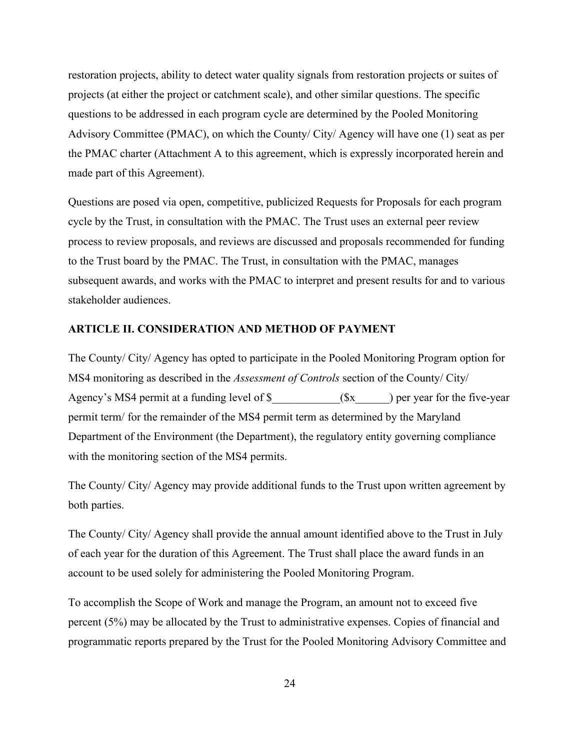restoration projects, ability to detect water quality signals from restoration projects or suites of projects (at either the project or catchment scale), and other similar questions. The specific questions to be addressed in each program cycle are determined by the Pooled Monitoring Advisory Committee (PMAC), on which the County/ City/ Agency will have one (1) seat as per the PMAC charter (Attachment A to this agreement, which is expressly incorporated herein and made part of this Agreement).

Questions are posed via open, competitive, publicized Requests for Proposals for each program cycle by the Trust, in consultation with the PMAC. The Trust uses an external peer review process to review proposals, and reviews are discussed and proposals recommended for funding to the Trust board by the PMAC. The Trust, in consultation with the PMAC, manages subsequent awards, and works with the PMAC to interpret and present results for and to various stakeholder audiences.

## ARTICLE II. CONSIDERATION AND METHOD OF PAYMENT

The County/ City/ Agency has opted to participate in the Pooled Monitoring Program option for MS4 monitoring as described in the *Assessment of Controls* section of the County/ City/ Agency's MS4 permit at a funding level of $____________($x______) per year for the five-year permit term/ for the remainder of the MS4 permit term as determined by the Maryland Department of the Environment (the Department), the regulatory entity governing compliance with the monitoring section of the MS4 permits.

The County/ City/ Agency may provide additional funds to the Trust upon written agreement by both parties.

The County/ City/ Agency shall provide the annual amount identified above to the Trust in July of each year for the duration of this Agreement. The Trust shall place the award funds in an account to be used solely for administering the Pooled Monitoring Program.

To accomplish the Scope of Work and manage the Program, an amount not to exceed five percent (5%) may be allocated by the Trust to administrative expenses. Copies of financial and programmatic reports prepared by the Trust for the Pooled Monitoring Advisory Committee and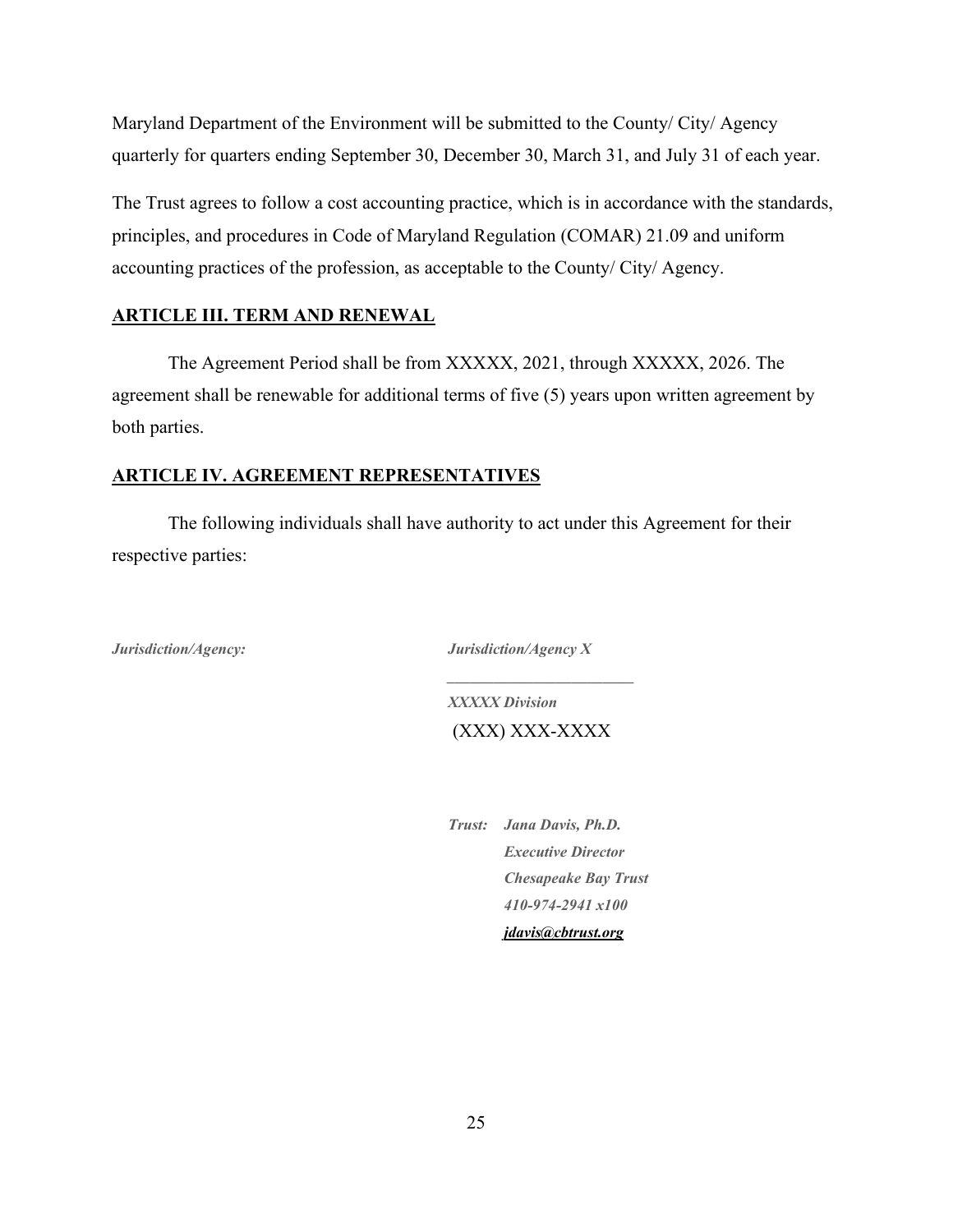Maryland Department of the Environment will be submitted to the County/ City/ Agency quarterly for quarters ending September 30, December 30, March 31, and July 31 of each year.

The Trust agrees to follow a cost accounting practice, which is in accordance with the standards, principles, and procedures in Code of Maryland Regulation (COMAR) 21.09 and uniform accounting practices of the profession, as acceptable to the County/ City/ Agency.

## ARTICLE III. TERM AND RENEWAL

The Agreement Period shall be from XXXXX, 2021, through XXXXX, 2026. The agreement shall be renewable for additional terms of five (5) years upon written agreement by both parties.

## ARTICLE IV. AGREEMENT REPRESENTATIVES

The following individuals shall have authority to act under this Agreement for their respective parties:

***Jurisdiction/Agency:*** ***Jurisdiction/Agency X***

______________________

***XXXXX Division***

(XXX) XXX-XXXX

***Trust:*** ***Jana Davis, Ph.D.***
***Executive Director***
***Chesapeake Bay Trust***
***410-974-2941 x100***
***jdavis@cbtrust.org***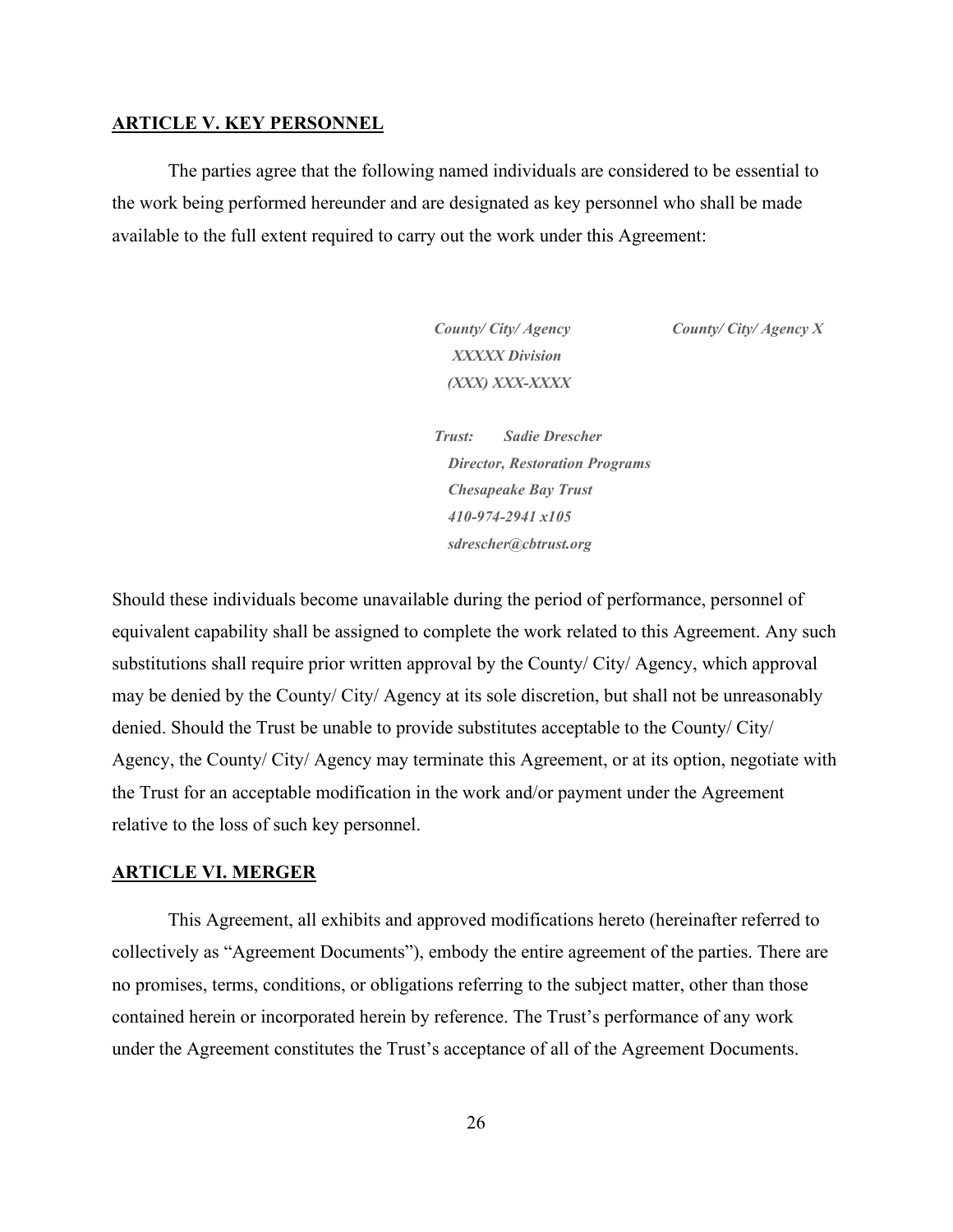## ARTICLE V. KEY PERSONNEL

The parties agree that the following named individuals are considered to be essential to the work being performed hereunder and are designated as key personnel who shall be made available to the full extent required to carry out the work under this Agreement:

***County/ City/ Agency*** ***County/ City/ Agency X***
***XXXXX Division***
***(XXX) XXX-XXXX***

***Trust: Sadie Drescher***
***Director, Restoration Programs***
***Chesapeake Bay Trust***
***410-974-2941 x105***
***sdrescher@cbtrust.org***

Should these individuals become unavailable during the period of performance, personnel of equivalent capability shall be assigned to complete the work related to this Agreement. Any such substitutions shall require prior written approval by the County/ City/ Agency, which approval may be denied by the County/ City/ Agency at its sole discretion, but shall not be unreasonably denied. Should the Trust be unable to provide substitutes acceptable to the County/ City/ Agency, the County/ City/ Agency may terminate this Agreement, or at its option, negotiate with the Trust for an acceptable modification in the work and/or payment under the Agreement relative to the loss of such key personnel.

## ARTICLE VI. MERGER

This Agreement, all exhibits and approved modifications hereto (hereinafter referred to collectively as "Agreement Documents"), embody the entire agreement of the parties. There are no promises, terms, conditions, or obligations referring to the subject matter, other than those contained herein or incorporated herein by reference. The Trust's performance of any work under the Agreement constitutes the Trust's acceptance of all of the Agreement Documents.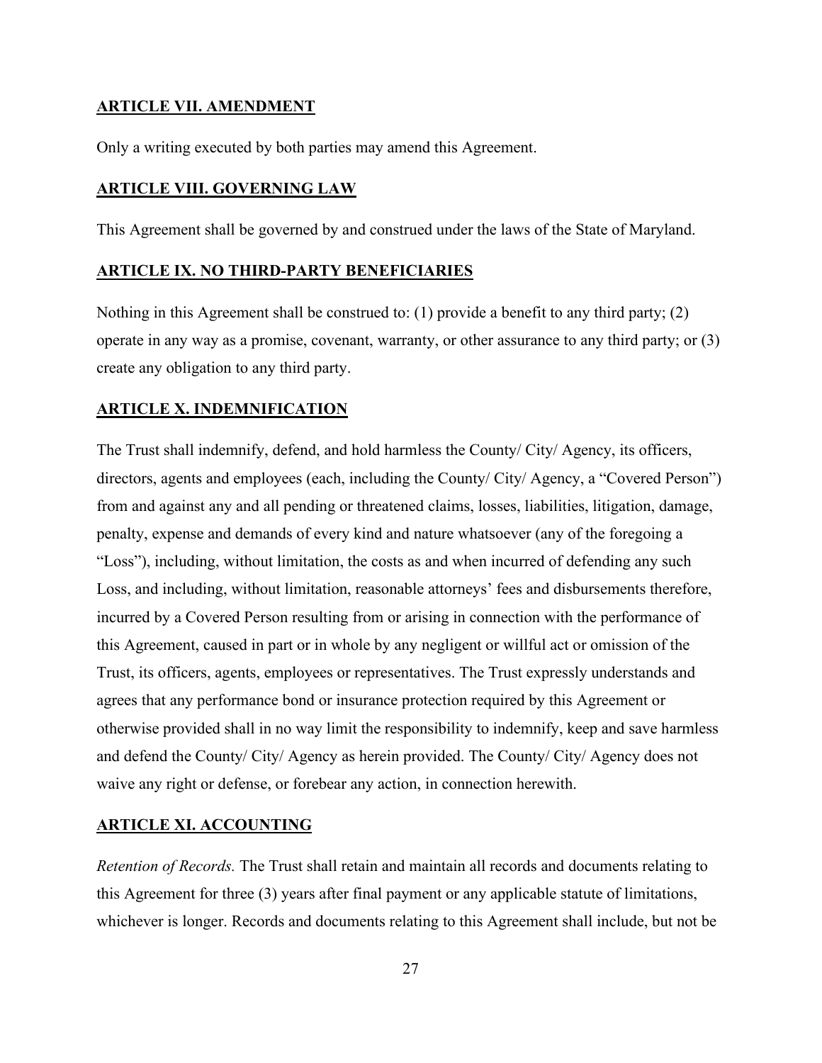## ARTICLE VII. AMENDMENT

Only a writing executed by both parties may amend this Agreement.

## ARTICLE VIII. GOVERNING LAW

This Agreement shall be governed by and construed under the laws of the State of Maryland.

## ARTICLE IX. NO THIRD-PARTY BENEFICIARIES

Nothing in this Agreement shall be construed to: (1) provide a benefit to any third party; (2) operate in any way as a promise, covenant, warranty, or other assurance to any third party; or (3) create any obligation to any third party.

## ARTICLE X. INDEMNIFICATION

The Trust shall indemnify, defend, and hold harmless the County/ City/ Agency, its officers, directors, agents and employees (each, including the County/ City/ Agency, a "Covered Person") from and against any and all pending or threatened claims, losses, liabilities, litigation, damage, penalty, expense and demands of every kind and nature whatsoever (any of the foregoing a "Loss"), including, without limitation, the costs as and when incurred of defending any such Loss, and including, without limitation, reasonable attorneys' fees and disbursements therefore, incurred by a Covered Person resulting from or arising in connection with the performance of this Agreement, caused in part or in whole by any negligent or willful act or omission of the Trust, its officers, agents, employees or representatives. The Trust expressly understands and agrees that any performance bond or insurance protection required by this Agreement or otherwise provided shall in no way limit the responsibility to indemnify, keep and save harmless and defend the County/ City/ Agency as herein provided. The County/ City/ Agency does not waive any right or defense, or forebear any action, in connection herewith.

## ARTICLE XI. ACCOUNTING

*Retention of Records.* The Trust shall retain and maintain all records and documents relating to this Agreement for three (3) years after final payment or any applicable statute of limitations, whichever is longer. Records and documents relating to this Agreement shall include, but not be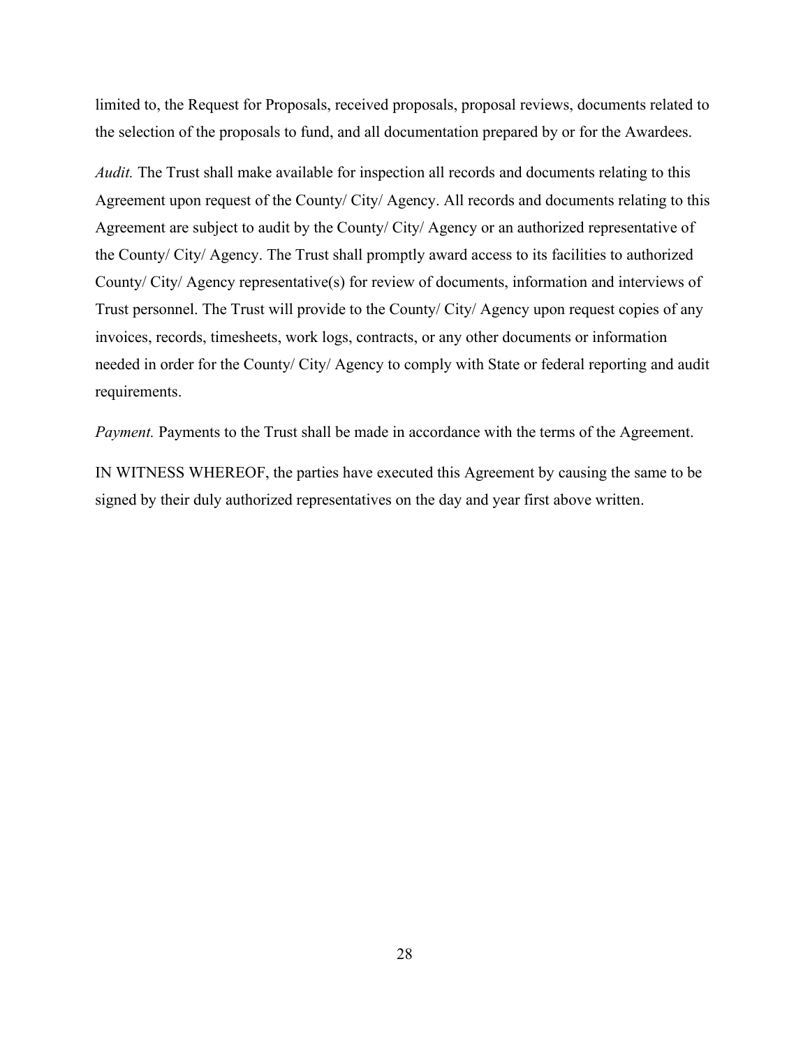limited to, the Request for Proposals, received proposals, proposal reviews, documents related to the selection of the proposals to fund, and all documentation prepared by or for the Awardees.

*Audit.* The Trust shall make available for inspection all records and documents relating to this Agreement upon request of the County/ City/ Agency. All records and documents relating to this Agreement are subject to audit by the County/ City/ Agency or an authorized representative of the County/ City/ Agency. The Trust shall promptly award access to its facilities to authorized County/ City/ Agency representative(s) for review of documents, information and interviews of Trust personnel. The Trust will provide to the County/ City/ Agency upon request copies of any invoices, records, timesheets, work logs, contracts, or any other documents or information needed in order for the County/ City/ Agency to comply with State or federal reporting and audit requirements.

*Payment.* Payments to the Trust shall be made in accordance with the terms of the Agreement.

IN WITNESS WHEREOF, the parties have executed this Agreement by causing the same to be signed by their duly authorized representatives on the day and year first above written.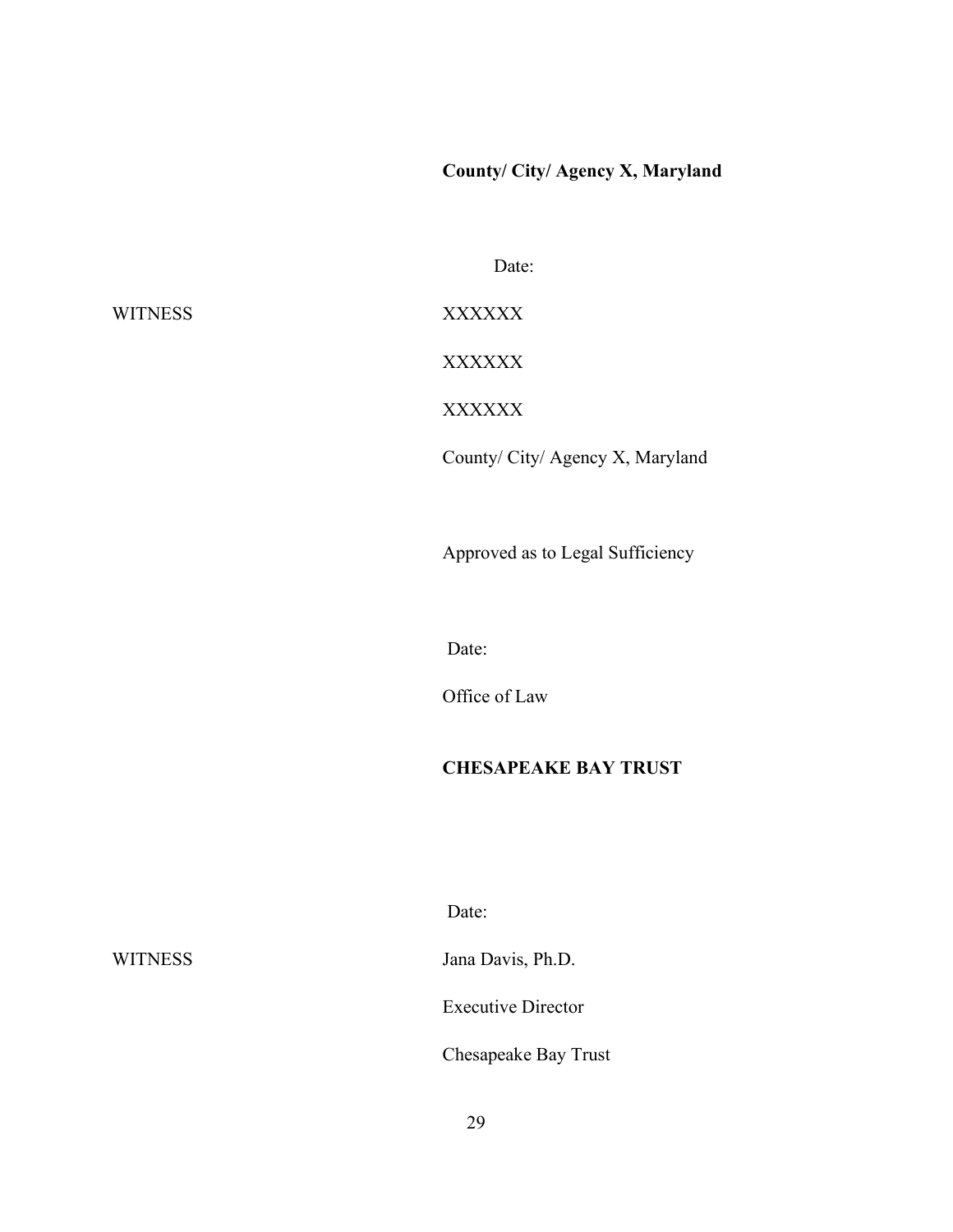**County/ City/ Agency X, Maryland**

Date:

WITNESS

XXXXXX

XXXXXX

XXXXXX

County/ City/ Agency X, Maryland

Approved as to Legal Sufficiency

Date:

Office of Law

**CHESAPEAKE BAY TRUST**

Date:

WITNESS

Jana Davis, Ph.D.

Executive Director

Chesapeake Bay Trust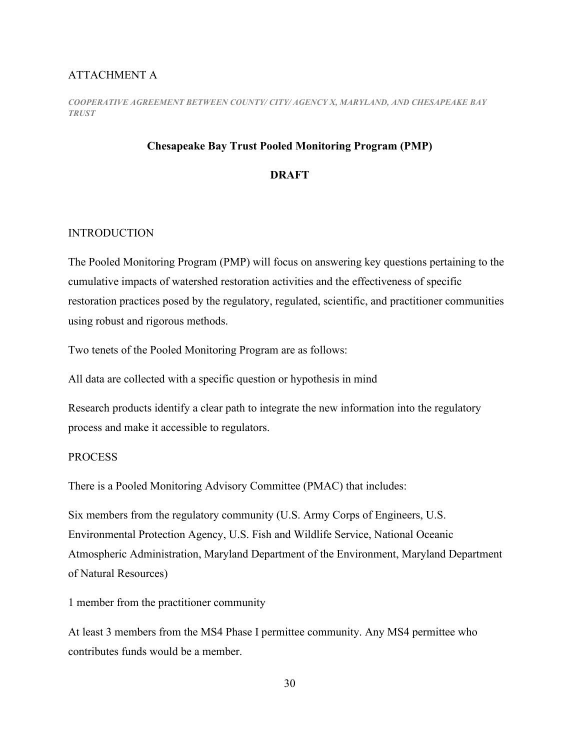ATTACHMENT A

***COOPERATIVE AGREEMENT BETWEEN COUNTY/ CITY/ AGENCY X, MARYLAND, AND CHESAPEAKE BAY TRUST***

**Chesapeake Bay Trust Pooled Monitoring Program (PMP)**

**DRAFT**

INTRODUCTION

The Pooled Monitoring Program (PMP) will focus on answering key questions pertaining to the cumulative impacts of watershed restoration activities and the effectiveness of specific restoration practices posed by the regulatory, regulated, scientific, and practitioner communities using robust and rigorous methods.

Two tenets of the Pooled Monitoring Program are as follows:

All data are collected with a specific question or hypothesis in mind

Research products identify a clear path to integrate the new information into the regulatory process and make it accessible to regulators.

PROCESS

There is a Pooled Monitoring Advisory Committee (PMAC) that includes:

Six members from the regulatory community (U.S. Army Corps of Engineers, U.S. Environmental Protection Agency, U.S. Fish and Wildlife Service, National Oceanic Atmospheric Administration, Maryland Department of the Environment, Maryland Department of Natural Resources)

1 member from the practitioner community

At least 3 members from the MS4 Phase I permittee community. Any MS4 permittee who contributes funds would be a member.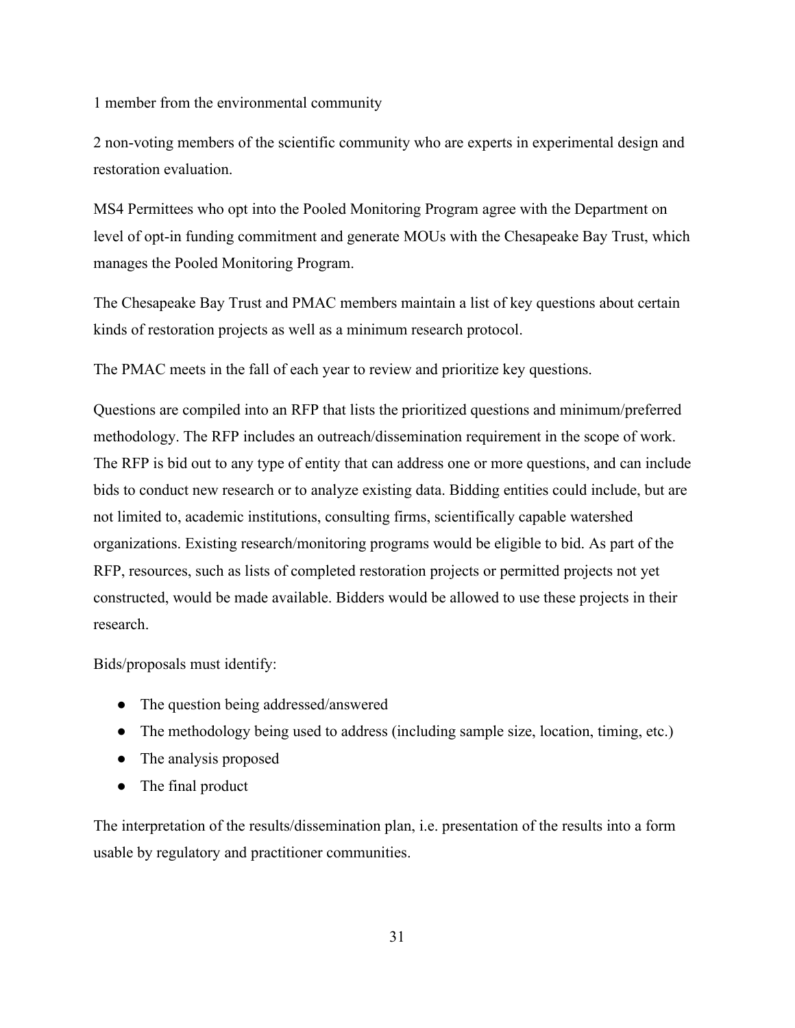1 member from the environmental community

2 non-voting members of the scientific community who are experts in experimental design and restoration evaluation.

MS4 Permittees who opt into the Pooled Monitoring Program agree with the Department on level of opt-in funding commitment and generate MOUs with the Chesapeake Bay Trust, which manages the Pooled Monitoring Program.

The Chesapeake Bay Trust and PMAC members maintain a list of key questions about certain kinds of restoration projects as well as a minimum research protocol.

The PMAC meets in the fall of each year to review and prioritize key questions.

Questions are compiled into an RFP that lists the prioritized questions and minimum/preferred methodology. The RFP includes an outreach/dissemination requirement in the scope of work. The RFP is bid out to any type of entity that can address one or more questions, and can include bids to conduct new research or to analyze existing data. Bidding entities could include, but are not limited to, academic institutions, consulting firms, scientifically capable watershed organizations. Existing research/monitoring programs would be eligible to bid. As part of the RFP, resources, such as lists of completed restoration projects or permitted projects not yet constructed, would be made available. Bidders would be allowed to use these projects in their research.

Bids/proposals must identify:

- The question being addressed/answered
- The methodology being used to address (including sample size, location, timing, etc.)
- The analysis proposed
- The final product

The interpretation of the results/dissemination plan, i.e. presentation of the results into a form usable by regulatory and practitioner communities.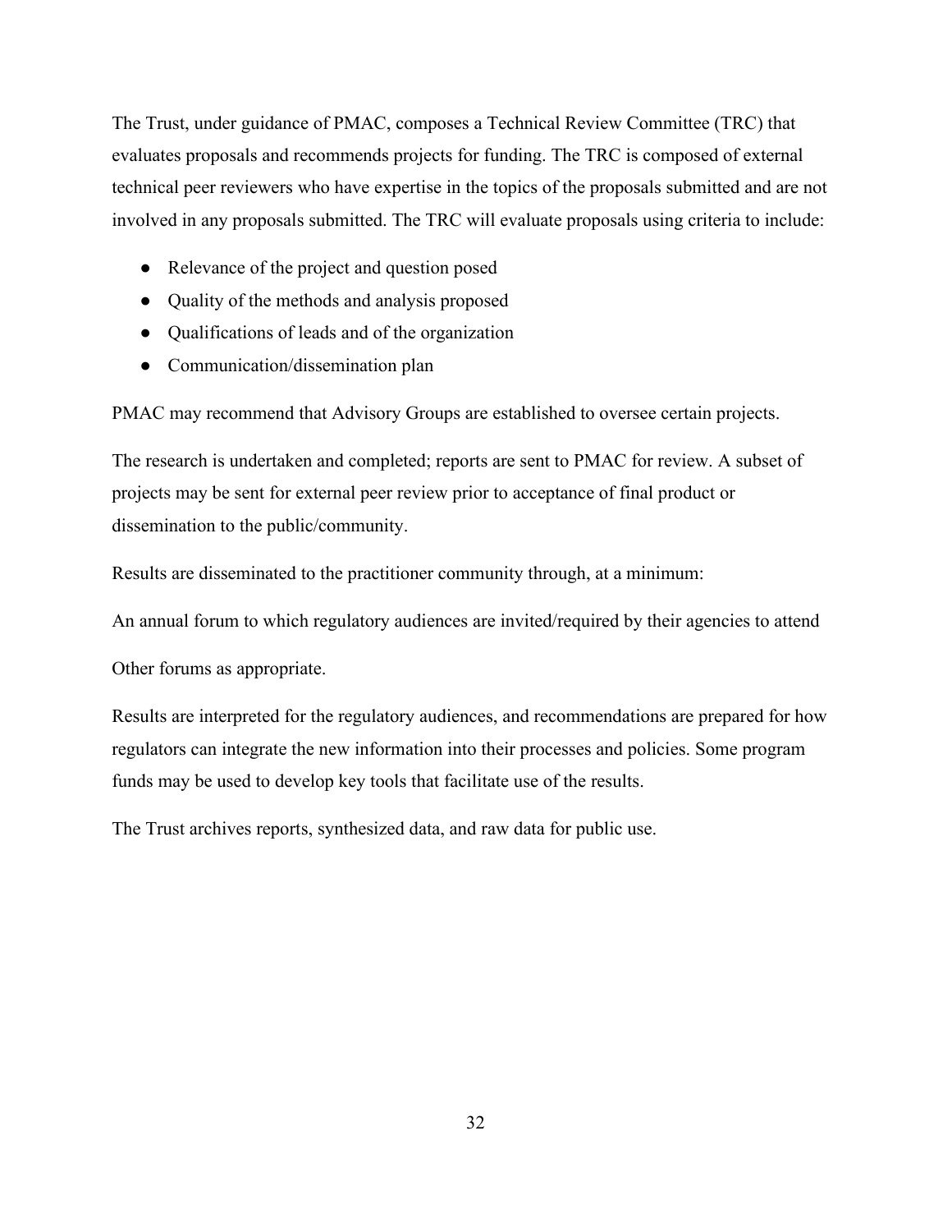The Trust, under guidance of PMAC, composes a Technical Review Committee (TRC) that evaluates proposals and recommends projects for funding. The TRC is composed of external technical peer reviewers who have expertise in the topics of the proposals submitted and are not involved in any proposals submitted. The TRC will evaluate proposals using criteria to include:

- Relevance of the project and question posed
- Quality of the methods and analysis proposed
- Qualifications of leads and of the organization
- Communication/dissemination plan

PMAC may recommend that Advisory Groups are established to oversee certain projects.

The research is undertaken and completed; reports are sent to PMAC for review. A subset of projects may be sent for external peer review prior to acceptance of final product or dissemination to the public/community.

Results are disseminated to the practitioner community through, at a minimum:

An annual forum to which regulatory audiences are invited/required by their agencies to attend

Other forums as appropriate.

Results are interpreted for the regulatory audiences, and recommendations are prepared for how regulators can integrate the new information into their processes and policies. Some program funds may be used to develop key tools that facilitate use of the results.

The Trust archives reports, synthesized data, and raw data for public use.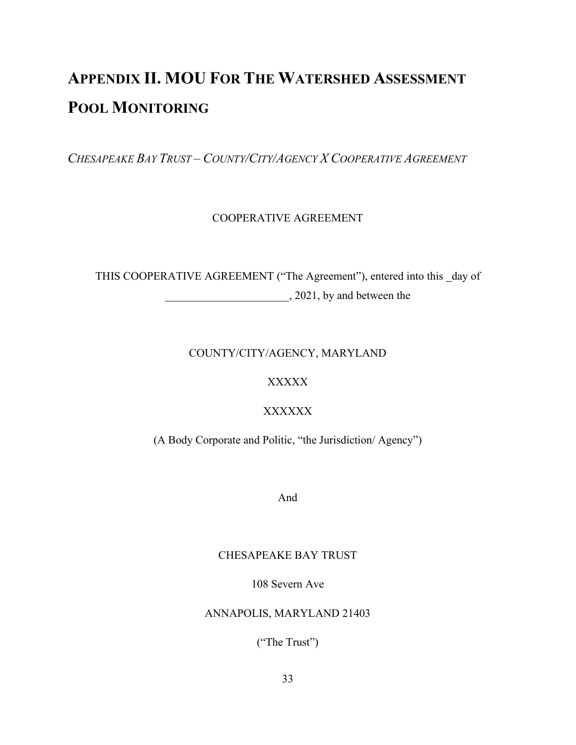# APPENDIX II. MOU FOR THE WATERSHED ASSESSMENT POOL MONITORING

*CHESAPEAKE BAY TRUST – COUNTY/CITY/AGENCY X COOPERATIVE AGREEMENT*

COOPERATIVE AGREEMENT

THIS COOPERATIVE AGREEMENT ("The Agreement"), entered into this _day of ______________________, 2021, by and between the

COUNTY/CITY/AGENCY, MARYLAND

XXXXX

XXXXXX

(A Body Corporate and Politic, "the Jurisdiction/ Agency")

And

CHESAPEAKE BAY TRUST

108 Severn Ave

ANNAPOLIS, MARYLAND 21403

("The Trust")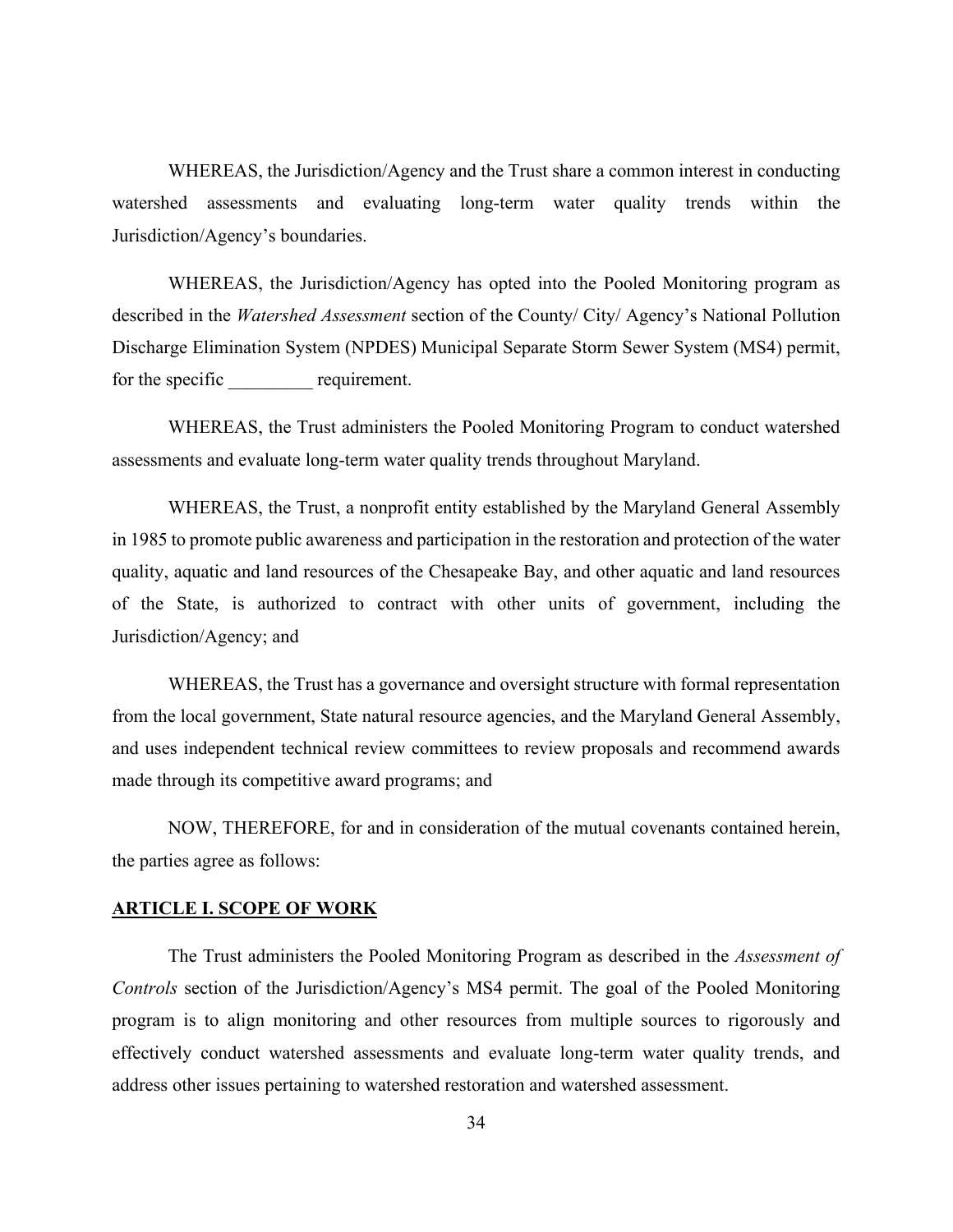WHEREAS, the Jurisdiction/Agency and the Trust share a common interest in conducting watershed assessments and evaluating long-term water quality trends within the Jurisdiction/Agency's boundaries.

WHEREAS, the Jurisdiction/Agency has opted into the Pooled Monitoring program as described in the *Watershed Assessment* section of the County/ City/ Agency's National Pollution Discharge Elimination System (NPDES) Municipal Separate Storm Sewer System (MS4) permit, for the specific _________ requirement.

WHEREAS, the Trust administers the Pooled Monitoring Program to conduct watershed assessments and evaluate long-term water quality trends throughout Maryland.

WHEREAS, the Trust, a nonprofit entity established by the Maryland General Assembly in 1985 to promote public awareness and participation in the restoration and protection of the water quality, aquatic and land resources of the Chesapeake Bay, and other aquatic and land resources of the State, is authorized to contract with other units of government, including the Jurisdiction/Agency; and

WHEREAS, the Trust has a governance and oversight structure with formal representation from the local government, State natural resource agencies, and the Maryland General Assembly, and uses independent technical review committees to review proposals and recommend awards made through its competitive award programs; and

NOW, THEREFORE, for and in consideration of the mutual covenants contained herein, the parties agree as follows:

**ARTICLE I. SCOPE OF WORK**

The Trust administers the Pooled Monitoring Program as described in the *Assessment of Controls* section of the Jurisdiction/Agency's MS4 permit. The goal of the Pooled Monitoring program is to align monitoring and other resources from multiple sources to rigorously and effectively conduct watershed assessments and evaluate long-term water quality trends, and address other issues pertaining to watershed restoration and watershed assessment.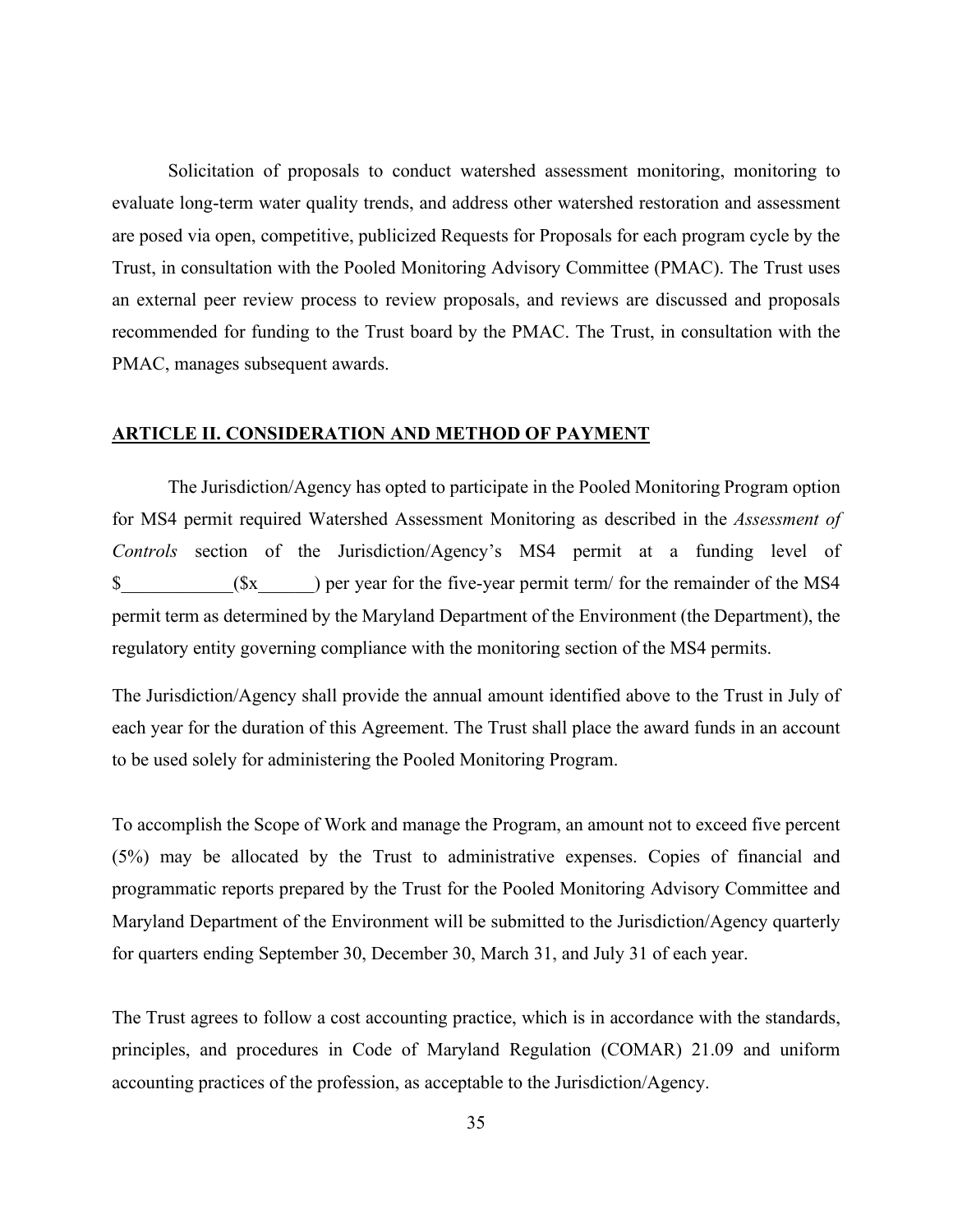Solicitation of proposals to conduct watershed assessment monitoring, monitoring to evaluate long-term water quality trends, and address other watershed restoration and assessment are posed via open, competitive, publicized Requests for Proposals for each program cycle by the Trust, in consultation with the Pooled Monitoring Advisory Committee (PMAC). The Trust uses an external peer review process to review proposals, and reviews are discussed and proposals recommended for funding to the Trust board by the PMAC. The Trust, in consultation with the PMAC, manages subsequent awards.

## ARTICLE II. CONSIDERATION AND METHOD OF PAYMENT

The Jurisdiction/Agency has opted to participate in the Pooled Monitoring Program option for MS4 permit required Watershed Assessment Monitoring as described in the *Assessment of Controls* section of the Jurisdiction/Agency's MS4 permit at a funding level of $____________($x______) per year for the five-year permit term/ for the remainder of the MS4 permit term as determined by the Maryland Department of the Environment (the Department), the regulatory entity governing compliance with the monitoring section of the MS4 permits.

The Jurisdiction/Agency shall provide the annual amount identified above to the Trust in July of each year for the duration of this Agreement. The Trust shall place the award funds in an account to be used solely for administering the Pooled Monitoring Program.

To accomplish the Scope of Work and manage the Program, an amount not to exceed five percent (5%) may be allocated by the Trust to administrative expenses. Copies of financial and programmatic reports prepared by the Trust for the Pooled Monitoring Advisory Committee and Maryland Department of the Environment will be submitted to the Jurisdiction/Agency quarterly for quarters ending September 30, December 30, March 31, and July 31 of each year.

The Trust agrees to follow a cost accounting practice, which is in accordance with the standards, principles, and procedures in Code of Maryland Regulation (COMAR) 21.09 and uniform accounting practices of the profession, as acceptable to the Jurisdiction/Agency.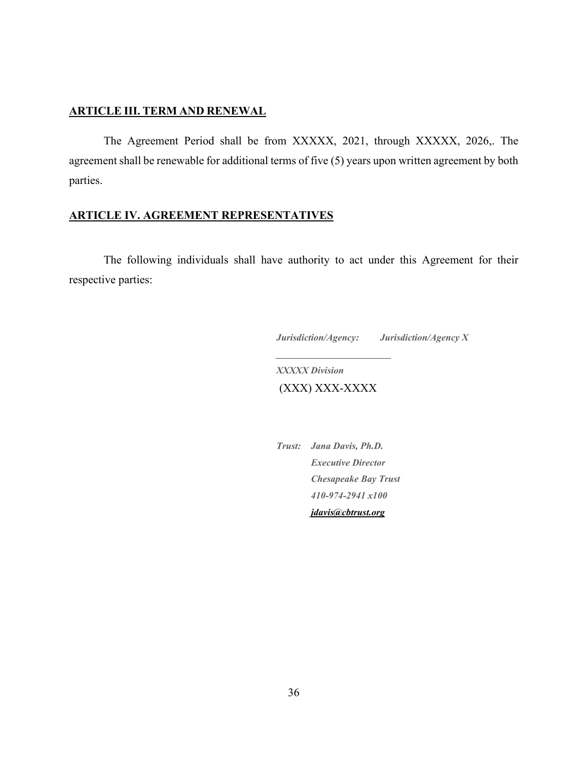## ARTICLE III. TERM AND RENEWAL

The Agreement Period shall be from XXXXX, 2021, through XXXXX, 2026,. The agreement shall be renewable for additional terms of five (5) years upon written agreement by both parties.

## ARTICLE IV. AGREEMENT REPRESENTATIVES

The following individuals shall have authority to act under this Agreement for their respective parties:

***Jurisdiction/Agency:*** ***Jurisdiction/Agency X***
_______________________
***XXXXX Division***
(XXX) XXX-XXXX

***Trust:*** ***Jana Davis, Ph.D.***
***Executive Director***
***Chesapeake Bay Trust***
***410-974-2941 x100***
***jdavis@cbtrust.org***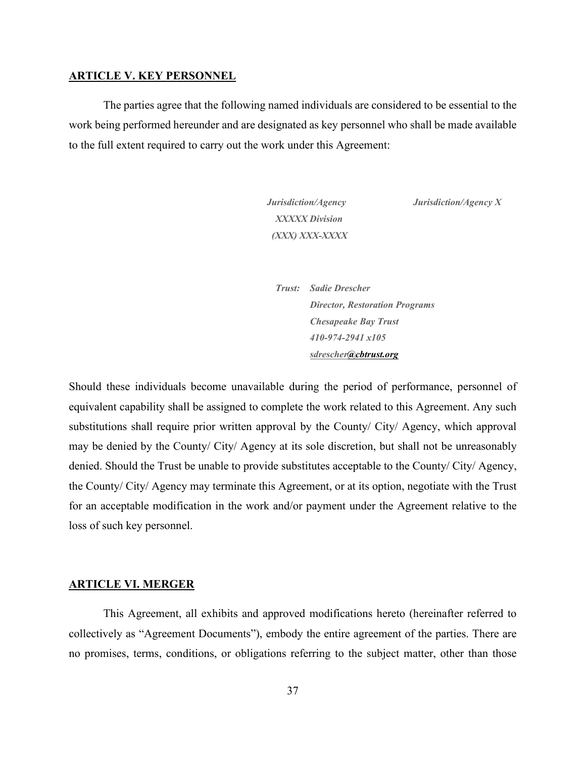## ARTICLE V. KEY PERSONNEL

The parties agree that the following named individuals are considered to be essential to the work being performed hereunder and are designated as key personnel who shall be made available to the full extent required to carry out the work under this Agreement:

***Jurisdiction/Agency*** ***Jurisdiction/Agency X***
***XXXXX Division***
***(XXX) XXX-XXXX***

***Trust:*** ***Sadie Drescher***
***Director, Restoration Programs***
***Chesapeake Bay Trust***
***410-974-2941 x105***
***sdrescher@cbtrust.org***

Should these individuals become unavailable during the period of performance, personnel of equivalent capability shall be assigned to complete the work related to this Agreement. Any such substitutions shall require prior written approval by the County/ City/ Agency, which approval may be denied by the County/ City/ Agency at its sole discretion, but shall not be unreasonably denied. Should the Trust be unable to provide substitutes acceptable to the County/ City/ Agency, the County/ City/ Agency may terminate this Agreement, or at its option, negotiate with the Trust for an acceptable modification in the work and/or payment under the Agreement relative to the loss of such key personnel.

## ARTICLE VI. MERGER

This Agreement, all exhibits and approved modifications hereto (hereinafter referred to collectively as "Agreement Documents"), embody the entire agreement of the parties. There are no promises, terms, conditions, or obligations referring to the subject matter, other than those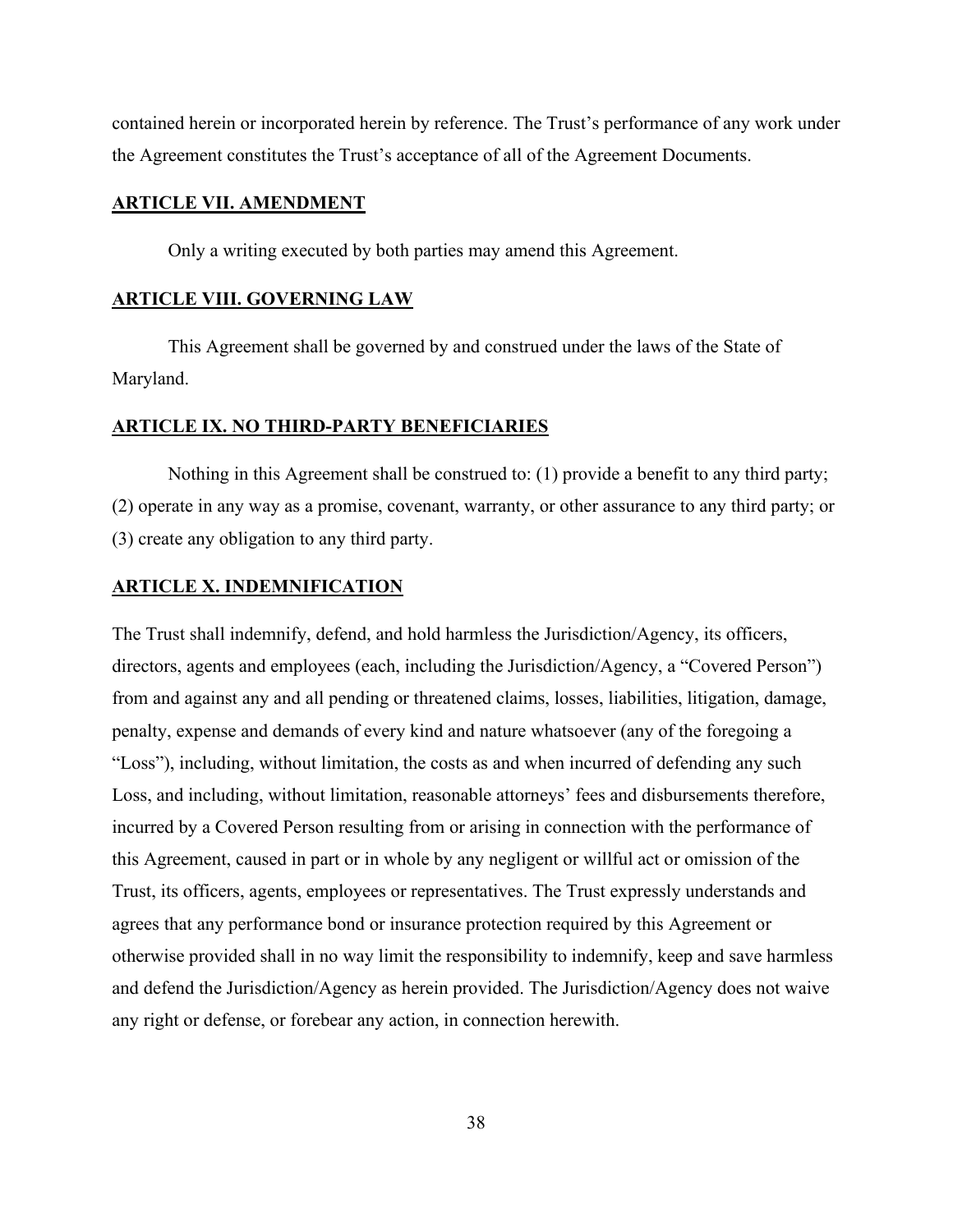contained herein or incorporated herein by reference. The Trust's performance of any work under the Agreement constitutes the Trust's acceptance of all of the Agreement Documents.

## ARTICLE VII. AMENDMENT

Only a writing executed by both parties may amend this Agreement.

## ARTICLE VIII. GOVERNING LAW

This Agreement shall be governed by and construed under the laws of the State of Maryland.

## ARTICLE IX. NO THIRD-PARTY BENEFICIARIES

Nothing in this Agreement shall be construed to: (1) provide a benefit to any third party; (2) operate in any way as a promise, covenant, warranty, or other assurance to any third party; or (3) create any obligation to any third party.

## ARTICLE X. INDEMNIFICATION

The Trust shall indemnify, defend, and hold harmless the Jurisdiction/Agency, its officers, directors, agents and employees (each, including the Jurisdiction/Agency, a "Covered Person") from and against any and all pending or threatened claims, losses, liabilities, litigation, damage, penalty, expense and demands of every kind and nature whatsoever (any of the foregoing a "Loss"), including, without limitation, the costs as and when incurred of defending any such Loss, and including, without limitation, reasonable attorneys' fees and disbursements therefore, incurred by a Covered Person resulting from or arising in connection with the performance of this Agreement, caused in part or in whole by any negligent or willful act or omission of the Trust, its officers, agents, employees or representatives. The Trust expressly understands and agrees that any performance bond or insurance protection required by this Agreement or otherwise provided shall in no way limit the responsibility to indemnify, keep and save harmless and defend the Jurisdiction/Agency as herein provided. The Jurisdiction/Agency does not waive any right or defense, or forebear any action, in connection herewith.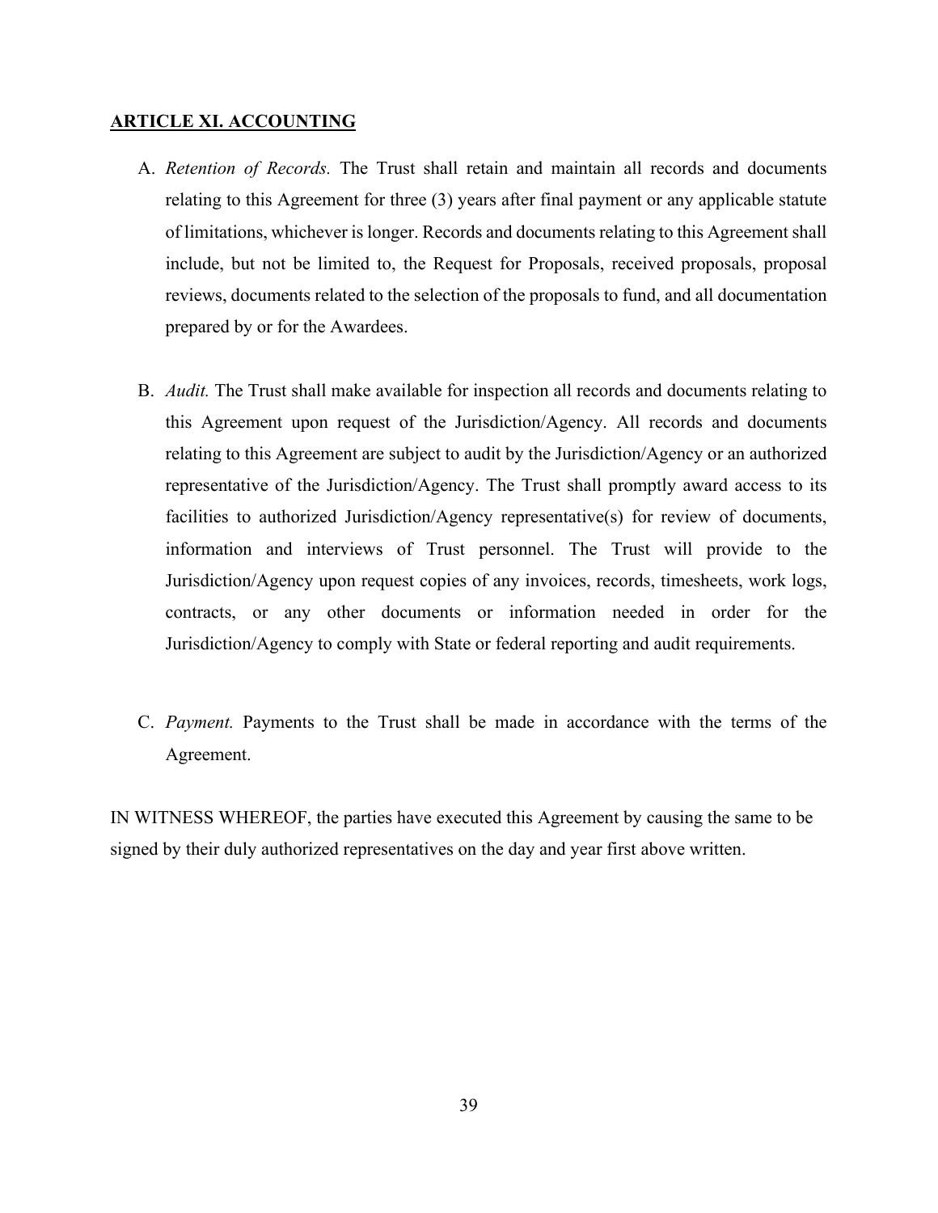## ARTICLE XI. ACCOUNTING

A. *Retention of Records.* The Trust shall retain and maintain all records and documents relating to this Agreement for three (3) years after final payment or any applicable statute of limitations, whichever is longer. Records and documents relating to this Agreement shall include, but not be limited to, the Request for Proposals, received proposals, proposal reviews, documents related to the selection of the proposals to fund, and all documentation prepared by or for the Awardees.

B. *Audit.* The Trust shall make available for inspection all records and documents relating to this Agreement upon request of the Jurisdiction/Agency. All records and documents relating to this Agreement are subject to audit by the Jurisdiction/Agency or an authorized representative of the Jurisdiction/Agency. The Trust shall promptly award access to its facilities to authorized Jurisdiction/Agency representative(s) for review of documents, information and interviews of Trust personnel. The Trust will provide to the Jurisdiction/Agency upon request copies of any invoices, records, timesheets, work logs, contracts, or any other documents or information needed in order for the Jurisdiction/Agency to comply with State or federal reporting and audit requirements.

C. *Payment.* Payments to the Trust shall be made in accordance with the terms of the Agreement.

IN WITNESS WHEREOF, the parties have executed this Agreement by causing the same to be signed by their duly authorized representatives on the day and year first above written.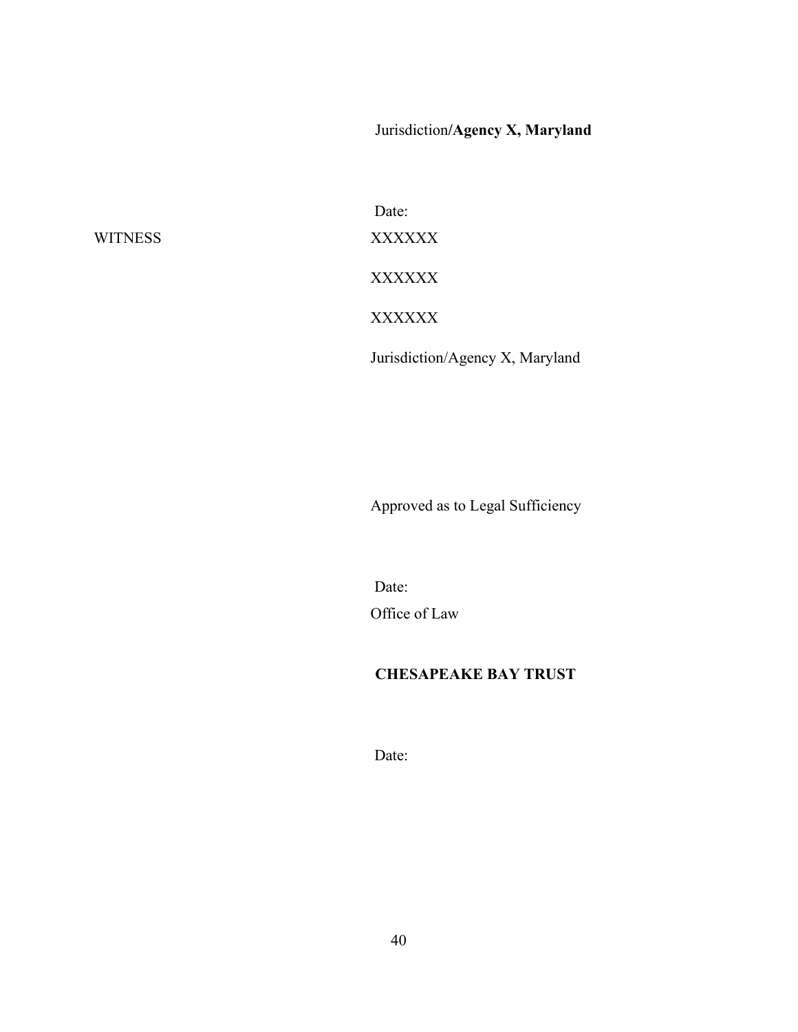Jurisdiction/**Agency X, Maryland**

Date:

WITNESS

XXXXXX

XXXXXX

XXXXXX

Jurisdiction/Agency X, Maryland

Approved as to Legal Sufficiency

Date:

Office of Law

**CHESAPEAKE BAY TRUST**

Date: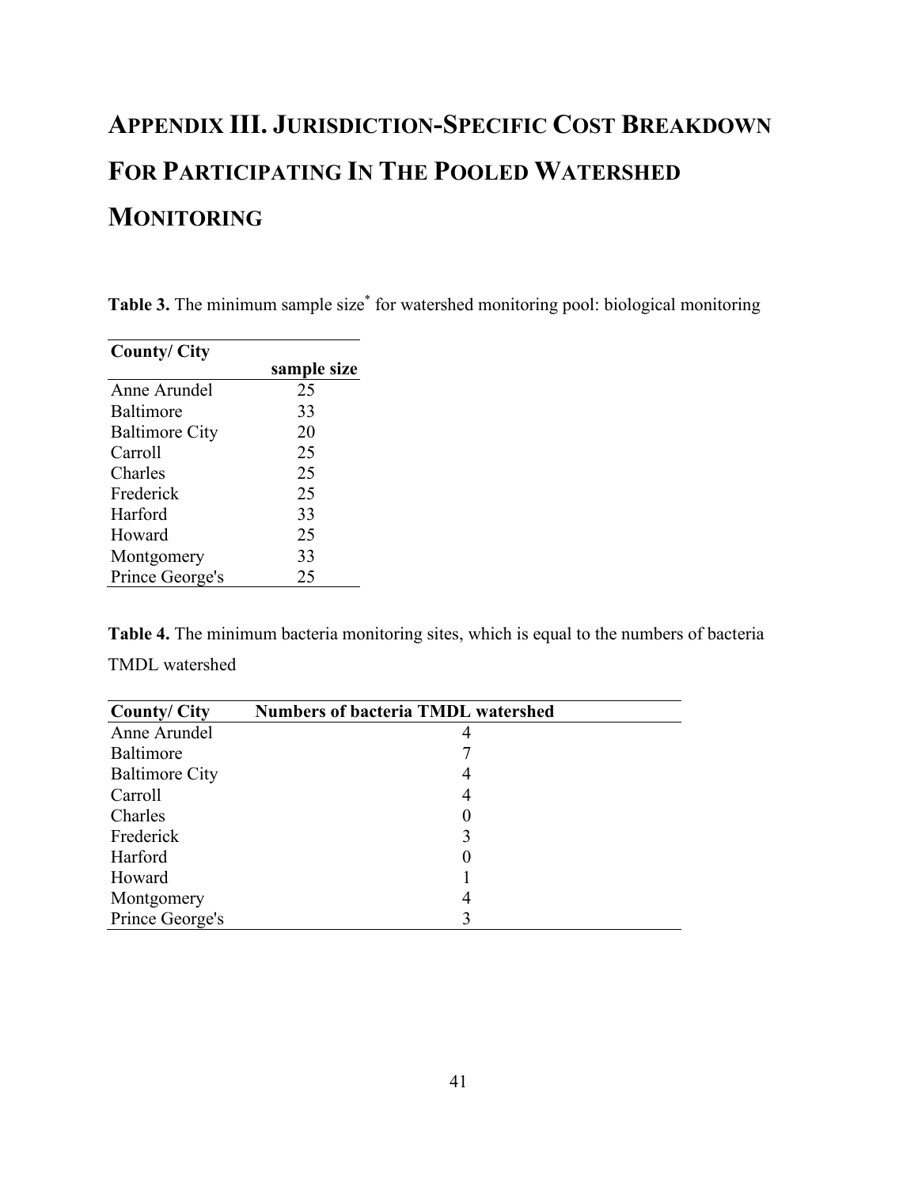# APPENDIX III. JURISDICTION-SPECIFIC COST BREAKDOWN FOR PARTICIPATING IN THE POOLED WATERSHED MONITORING

**Table 3.** The minimum sample size* for watershed monitoring pool: biological monitoring

| County/ City | sample size |
|---|---|
| Anne Arundel | 25 |
| Baltimore | 33 |
| Baltimore City | 20 |
| Carroll | 25 |
| Charles | 25 |
| Frederick | 25 |
| Harford | 33 |
| Howard | 25 |
| Montgomery | 33 |
| Prince George's | 25 |

**Table 4.** The minimum bacteria monitoring sites, which is equal to the numbers of bacteria TMDL watershed

| County/ City | Numbers of bacteria TMDL watershed |
|---|---|
| Anne Arundel | 4 |
| Baltimore | 7 |
| Baltimore City | 4 |
| Carroll | 4 |
| Charles | 0 |
| Frederick | 3 |
| Harford | 0 |
| Howard | 1 |
| Montgomery | 4 |
| Prince George's | 3 |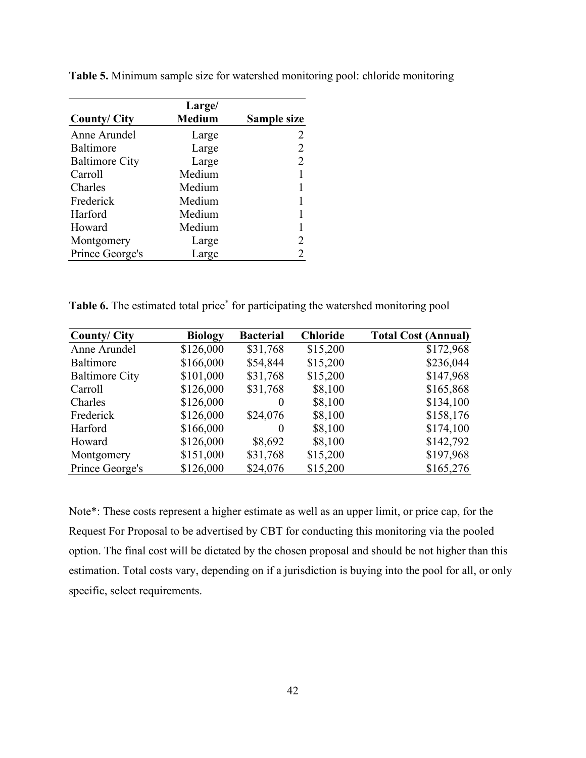**Table 5.** Minimum sample size for watershed monitoring pool: chloride monitoring

| County/ City | Large/ Medium | Sample size |
|---|---|---|
| Anne Arundel | Large | 2 |
| Baltimore | Large | 2 |
| Baltimore City | Large | 2 |
| Carroll | Medium | 1 |
| Charles | Medium | 1 |
| Frederick | Medium | 1 |
| Harford | Medium | 1 |
| Howard | Medium | 1 |
| Montgomery | Large | 2 |
| Prince George's | Large | 2 |

**Table 6.** The estimated total price* for participating the watershed monitoring pool

| County/ City | Biology | Bacterial | Chloride | Total Cost (Annual) |
|---|---|---|---|---|
| Anne Arundel | $126,000 | $31,768 | $15,200 | $172,968 |
| Baltimore | $166,000 | $54,844 | $15,200 | $236,044 |
| Baltimore City | $101,000 | $31,768 | $15,200 | $147,968 |
| Carroll | $126,000 | $31,768 | $8,100 | $165,868 |
| Charles | $126,000 | 0 | $8,100 | $134,100 |
| Frederick | $126,000 | $24,076 | $8,100 | $158,176 |
| Harford | $166,000 | 0 | $8,100 | $174,100 |
| Howard | $126,000 | $8,692 | $8,100 | $142,792 |
| Montgomery | $151,000 | $31,768 | $15,200 | $197,968 |
| Prince George's | $126,000 | $24,076 | $15,200 | $165,276 |

Note*: These costs represent a higher estimate as well as an upper limit, or price cap, for the Request For Proposal to be advertised by CBT for conducting this monitoring via the pooled option. The final cost will be dictated by the chosen proposal and should be not higher than this estimation. Total costs vary, depending on if a jurisdiction is buying into the pool for all, or only specific, select requirements.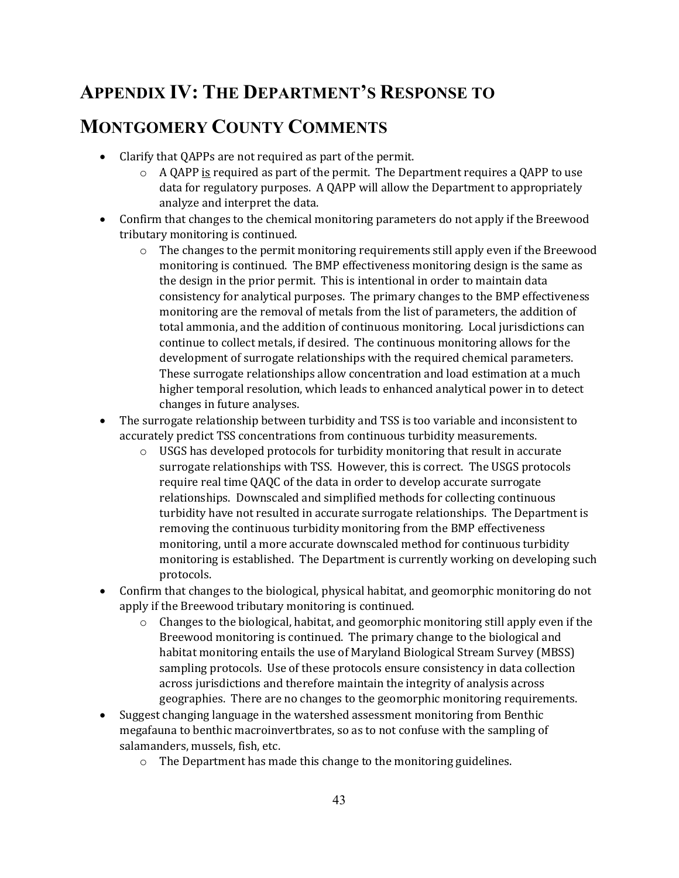# APPENDIX IV: THE DEPARTMENT'S RESPONSE TO MONTGOMERY COUNTY COMMENTS

- Clarify that QAPPs are not required as part of the permit.
  - A QAPP is required as part of the permit. The Department requires a QAPP to use data for regulatory purposes. A QAPP will allow the Department to appropriately analyze and interpret the data.
- Confirm that changes to the chemical monitoring parameters do not apply if the Breewood tributary monitoring is continued.
  - The changes to the permit monitoring requirements still apply even if the Breewood monitoring is continued. The BMP effectiveness monitoring design is the same as the design in the prior permit. This is intentional in order to maintain data consistency for analytical purposes. The primary changes to the BMP effectiveness monitoring are the removal of metals from the list of parameters, the addition of total ammonia, and the addition of continuous monitoring. Local jurisdictions can continue to collect metals, if desired. The continuous monitoring allows for the development of surrogate relationships with the required chemical parameters. These surrogate relationships allow concentration and load estimation at a much higher temporal resolution, which leads to enhanced analytical power in to detect changes in future analyses.
- The surrogate relationship between turbidity and TSS is too variable and inconsistent to accurately predict TSS concentrations from continuous turbidity measurements.
  - USGS has developed protocols for turbidity monitoring that result in accurate surrogate relationships with TSS. However, this is correct. The USGS protocols require real time QAQC of the data in order to develop accurate surrogate relationships. Downscaled and simplified methods for collecting continuous turbidity have not resulted in accurate surrogate relationships. The Department is removing the continuous turbidity monitoring from the BMP effectiveness monitoring, until a more accurate downscaled method for continuous turbidity monitoring is established. The Department is currently working on developing such protocols.
- Confirm that changes to the biological, physical habitat, and geomorphic monitoring do not apply if the Breewood tributary monitoring is continued.
  - Changes to the biological, habitat, and geomorphic monitoring still apply even if the Breewood monitoring is continued. The primary change to the biological and habitat monitoring entails the use of Maryland Biological Stream Survey (MBSS) sampling protocols. Use of these protocols ensure consistency in data collection across jurisdictions and therefore maintain the integrity of analysis across geographies. There are no changes to the geomorphic monitoring requirements.
- Suggest changing language in the watershed assessment monitoring from Benthic megafauna to benthic macroinvertbrates, so as to not confuse with the sampling of salamanders, mussels, fish, etc.
  - The Department has made this change to the monitoring guidelines.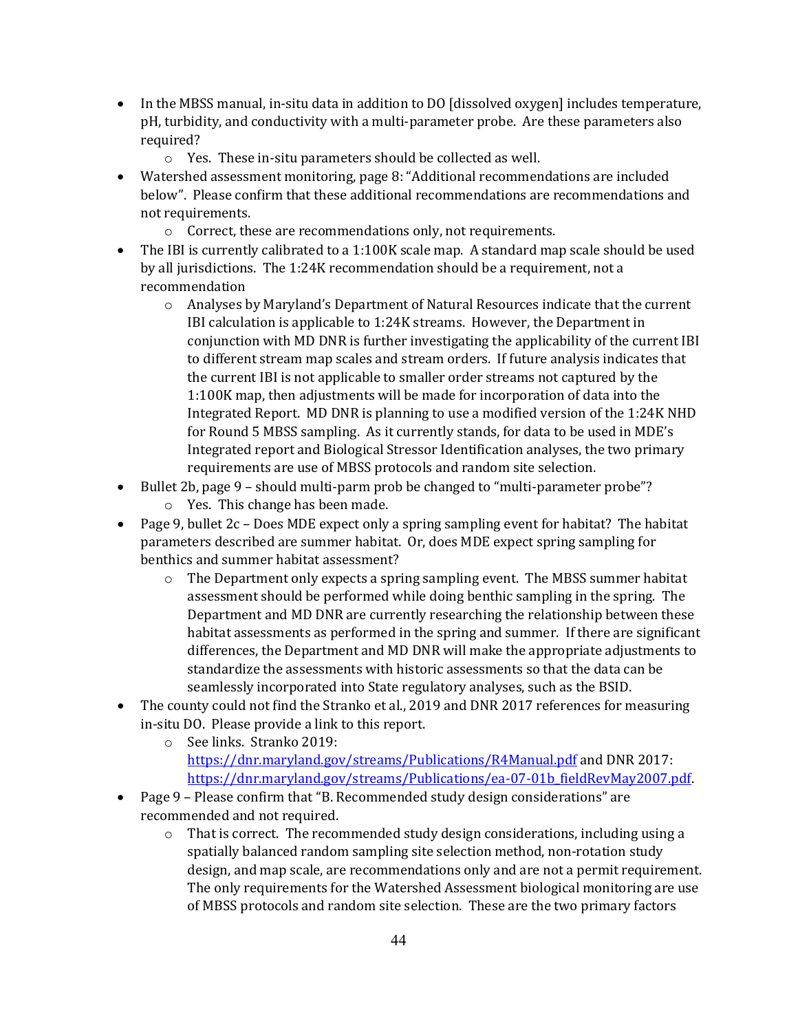- In the MBSS manual, in-situ data in addition to DO [dissolved oxygen] includes temperature, pH, turbidity, and conductivity with a multi-parameter probe. Are these parameters also required?
    - Yes. These in-situ parameters should be collected as well.
- Watershed assessment monitoring, page 8: "Additional recommendations are included below". Please confirm that these additional recommendations are recommendations and not requirements.
    - Correct, these are recommendations only, not requirements.
- The IBI is currently calibrated to a 1:100K scale map. A standard map scale should be used by all jurisdictions. The 1:24K recommendation should be a requirement, not a recommendation
    - Analyses by Maryland's Department of Natural Resources indicate that the current IBI calculation is applicable to 1:24K streams. However, the Department in conjunction with MD DNR is further investigating the applicability of the current IBI to different stream map scales and stream orders. If future analysis indicates that the current IBI is not applicable to smaller order streams not captured by the 1:100K map, then adjustments will be made for incorporation of data into the Integrated Report. MD DNR is planning to use a modified version of the 1:24K NHD for Round 5 MBSS sampling. As it currently stands, for data to be used in MDE's Integrated report and Biological Stressor Identification analyses, the two primary requirements are use of MBSS protocols and random site selection.
- Bullet 2b, page 9 – should multi-parm prob be changed to "multi-parameter probe"?
    - Yes. This change has been made.
- Page 9, bullet 2c – Does MDE expect only a spring sampling event for habitat? The habitat parameters described are summer habitat. Or, does MDE expect spring sampling for benthics and summer habitat assessment?
    - The Department only expects a spring sampling event. The MBSS summer habitat assessment should be performed while doing benthic sampling in the spring. The Department and MD DNR are currently researching the relationship between these habitat assessments as performed in the spring and summer. If there are significant differences, the Department and MD DNR will make the appropriate adjustments to standardize the assessments with historic assessments so that the data can be seamlessly incorporated into State regulatory analyses, such as the BSID.
- The county could not find the Stranko et al., 2019 and DNR 2017 references for measuring in-situ DO. Please provide a link to this report.
    - See links. Stranko 2019: https://dnr.maryland.gov/streams/Publications/R4Manual.pdf and DNR 2017: https://dnr.maryland.gov/streams/Publications/ea-07-01b_fieldRevMay2007.pdf.
- Page 9 – Please confirm that "B. Recommended study design considerations" are recommended and not required.
    - That is correct. The recommended study design considerations, including using a spatially balanced random sampling site selection method, non-rotation study design, and map scale, are recommendations only and are not a permit requirement. The only requirements for the Watershed Assessment biological monitoring are use of MBSS protocols and random site selection. These are the two primary factors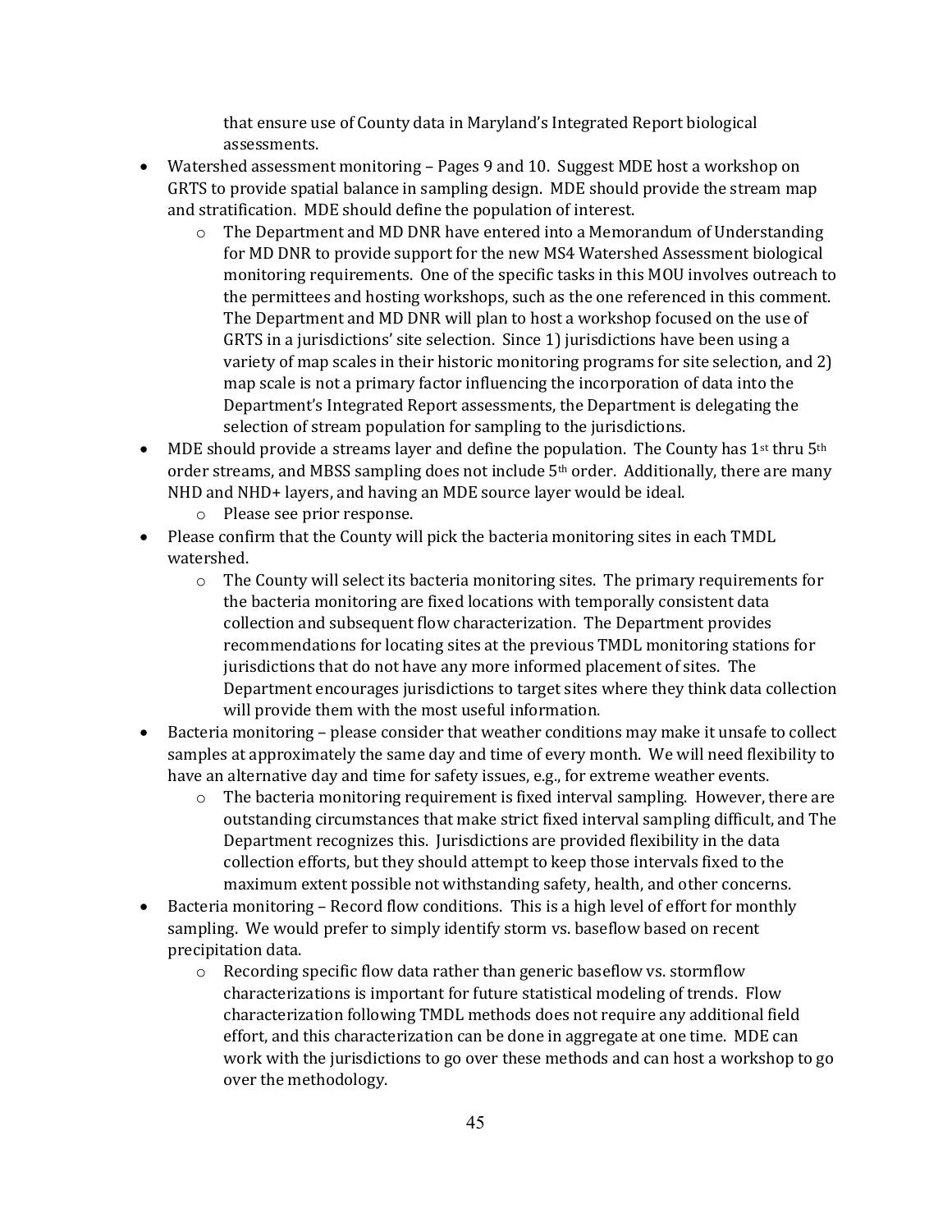that ensure use of County data in Maryland's Integrated Report biological assessments.

- Watershed assessment monitoring – Pages 9 and 10. Suggest MDE host a workshop on GRTS to provide spatial balance in sampling design. MDE should provide the stream map and stratification. MDE should define the population of interest.
    - The Department and MD DNR have entered into a Memorandum of Understanding for MD DNR to provide support for the new MS4 Watershed Assessment biological monitoring requirements. One of the specific tasks in this MOU involves outreach to the permittees and hosting workshops, such as the one referenced in this comment. The Department and MD DNR will plan to host a workshop focused on the use of GRTS in a jurisdictions' site selection. Since 1) jurisdictions have been using a variety of map scales in their historic monitoring programs for site selection, and 2) map scale is not a primary factor influencing the incorporation of data into the Department's Integrated Report assessments, the Department is delegating the selection of stream population for sampling to the jurisdictions.
- MDE should provide a streams layer and define the population. The County has 1st thru 5th order streams, and MBSS sampling does not include 5th order. Additionally, there are many NHD and NHD+ layers, and having an MDE source layer would be ideal.
    - Please see prior response.
- Please confirm that the County will pick the bacteria monitoring sites in each TMDL watershed.
    - The County will select its bacteria monitoring sites. The primary requirements for the bacteria monitoring are fixed locations with temporally consistent data collection and subsequent flow characterization. The Department provides recommendations for locating sites at the previous TMDL monitoring stations for jurisdictions that do not have any more informed placement of sites. The Department encourages jurisdictions to target sites where they think data collection will provide them with the most useful information.
- Bacteria monitoring – please consider that weather conditions may make it unsafe to collect samples at approximately the same day and time of every month. We will need flexibility to have an alternative day and time for safety issues, e.g., for extreme weather events.
    - The bacteria monitoring requirement is fixed interval sampling. However, there are outstanding circumstances that make strict fixed interval sampling difficult, and The Department recognizes this. Jurisdictions are provided flexibility in the data collection efforts, but they should attempt to keep those intervals fixed to the maximum extent possible not withstanding safety, health, and other concerns.
- Bacteria monitoring – Record flow conditions. This is a high level of effort for monthly sampling. We would prefer to simply identify storm vs. baseflow based on recent precipitation data.
    - Recording specific flow data rather than generic baseflow vs. stormflow characterizations is important for future statistical modeling of trends. Flow characterization following TMDL methods does not require any additional field effort, and this characterization can be done in aggregate at one time. MDE can work with the jurisdictions to go over these methods and can host a workshop to go over the methodology.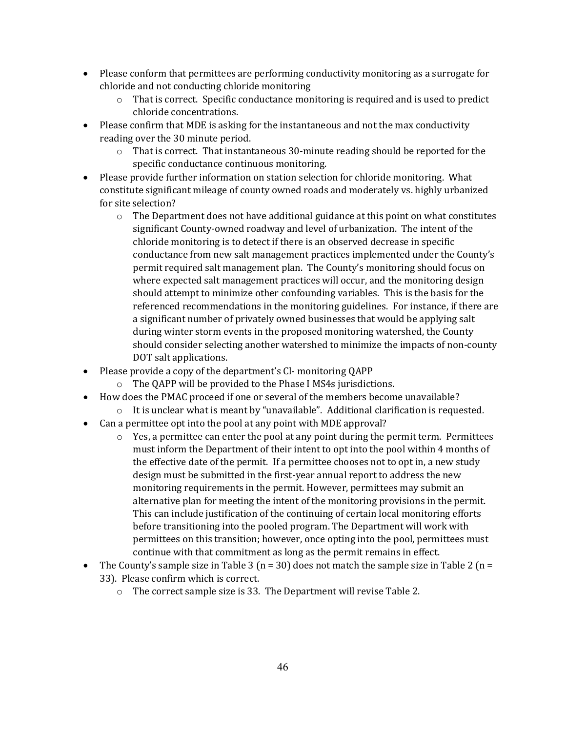- Please conform that permittees are performing conductivity monitoring as a surrogate for chloride and not conducting chloride monitoring
  - That is correct. Specific conductance monitoring is required and is used to predict chloride concentrations.
- Please confirm that MDE is asking for the instantaneous and not the max conductivity reading over the 30 minute period.
  - That is correct. That instantaneous 30-minute reading should be reported for the specific conductance continuous monitoring.
- Please provide further information on station selection for chloride monitoring. What constitute significant mileage of county owned roads and moderately vs. highly urbanized for site selection?
  - The Department does not have additional guidance at this point on what constitutes significant County-owned roadway and level of urbanization. The intent of the chloride monitoring is to detect if there is an observed decrease in specific conductance from new salt management practices implemented under the County's permit required salt management plan. The County's monitoring should focus on where expected salt management practices will occur, and the monitoring design should attempt to minimize other confounding variables. This is the basis for the referenced recommendations in the monitoring guidelines. For instance, if there are a significant number of privately owned businesses that would be applying salt during winter storm events in the proposed monitoring watershed, the County should consider selecting another watershed to minimize the impacts of non-county DOT salt applications.
- Please provide a copy of the department's $Cl^-$ monitoring QAPP
  - The QAPP will be provided to the Phase I MS4s jurisdictions.
- How does the PMAC proceed if one or several of the members become unavailable?
  - It is unclear what is meant by "unavailable". Additional clarification is requested.
- Can a permittee opt into the pool at any point with MDE approval?
  - Yes, a permittee can enter the pool at any point during the permit term. Permittees must inform the Department of their intent to opt into the pool within 4 months of the effective date of the permit. If a permittee chooses not to opt in, a new study design must be submitted in the first-year annual report to address the new monitoring requirements in the permit. However, permittees may submit an alternative plan for meeting the intent of the monitoring provisions in the permit. This can include justification of the continuing of certain local monitoring efforts before transitioning into the pooled program. The Department will work with permittees on this transition; however, once opting into the pool, permittees must continue with that commitment as long as the permit remains in effect.
- The County's sample size in Table 3 (n = 30) does not match the sample size in Table 2 (n = 33). Please confirm which is correct.
  - The correct sample size is 33. The Department will revise Table 2.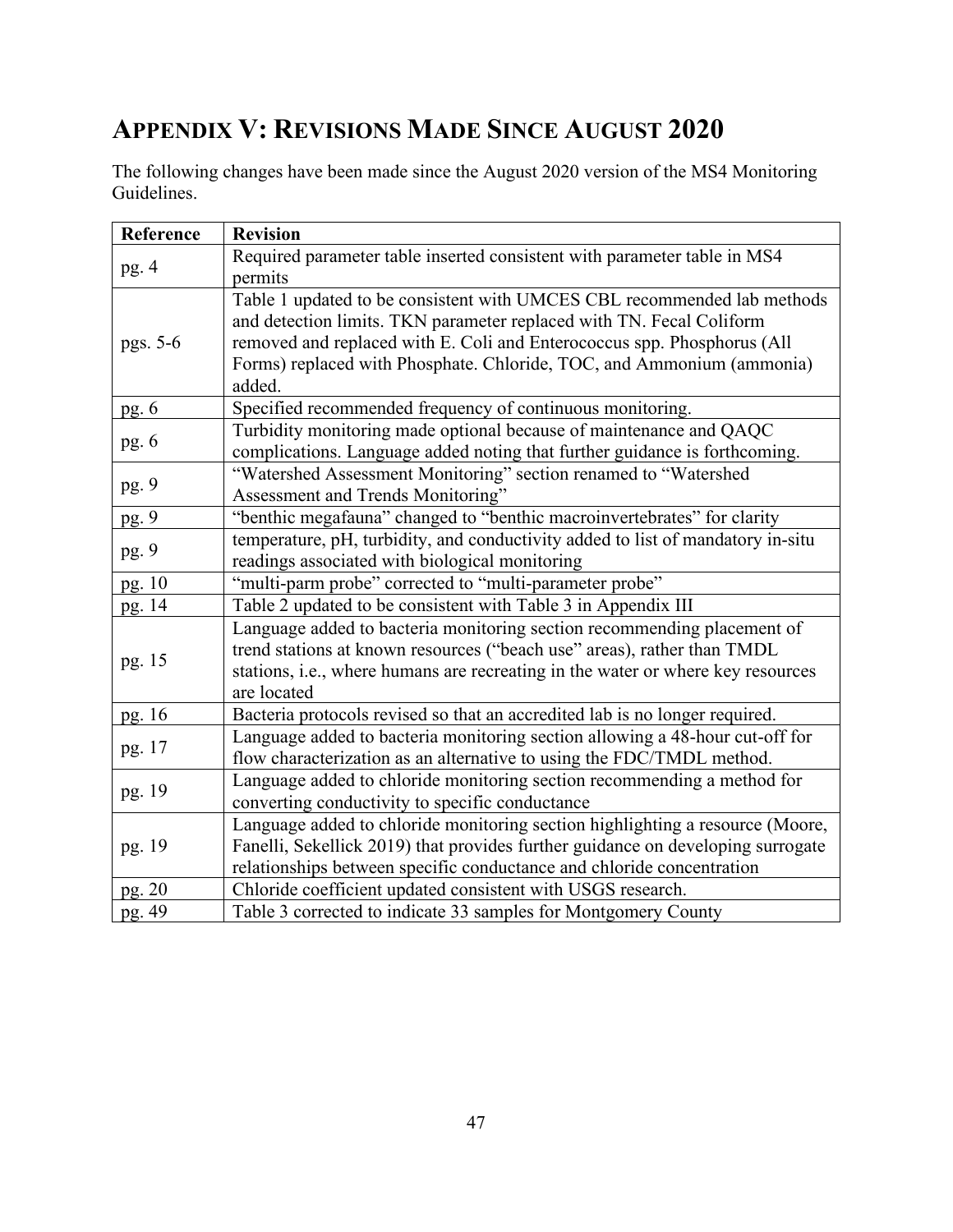# APPENDIX V: REVISIONS MADE SINCE AUGUST 2020

The following changes have been made since the August 2020 version of the MS4 Monitoring Guidelines.

| Reference | Revision |
|---|---|
| pg. 4 | Required parameter table inserted consistent with parameter table in MS4 permits |
| pgs. 5-6 | Table 1 updated to be consistent with UMCES CBL recommended lab methods and detection limits. TKN parameter replaced with TN. Fecal Coliform removed and replaced with E. Coli and Enterococcus spp. Phosphorus (All Forms) replaced with Phosphate. Chloride, TOC, and Ammonium (ammonia) added. |
| pg. 6 | Specified recommended frequency of continuous monitoring. |
| pg. 6 | Turbidity monitoring made optional because of maintenance and QAQC complications. Language added noting that further guidance is forthcoming. |
| pg. 9 | "Watershed Assessment Monitoring" section renamed to "Watershed Assessment and Trends Monitoring" |
| pg. 9 | "benthic megafauna" changed to "benthic macroinvertebrates" for clarity |
| pg. 9 | temperature, pH, turbidity, and conductivity added to list of mandatory in-situ readings associated with biological monitoring |
| pg. 10 | "multi-parm probe" corrected to "multi-parameter probe" |
| pg. 14 | Table 2 updated to be consistent with Table 3 in Appendix III |
| pg. 15 | Language added to bacteria monitoring section recommending placement of trend stations at known resources ("beach use" areas), rather than TMDL stations, i.e., where humans are recreating in the water or where key resources are located |
| pg. 16 | Bacteria protocols revised so that an accredited lab is no longer required. |
| pg. 17 | Language added to bacteria monitoring section allowing a 48-hour cut-off for flow characterization as an alternative to using the FDC/TMDL method. |
| pg. 19 | Language added to chloride monitoring section recommending a method for converting conductivity to specific conductance |
| pg. 19 | Language added to chloride monitoring section highlighting a resource (Moore, Fanelli, Sekellick 2019) that provides further guidance on developing surrogate relationships between specific conductance and chloride concentration |
| pg. 20 | Chloride coefficient updated consistent with USGS research. |
| pg. 49 | Table 3 corrected to indicate 33 samples for Montgomery County |